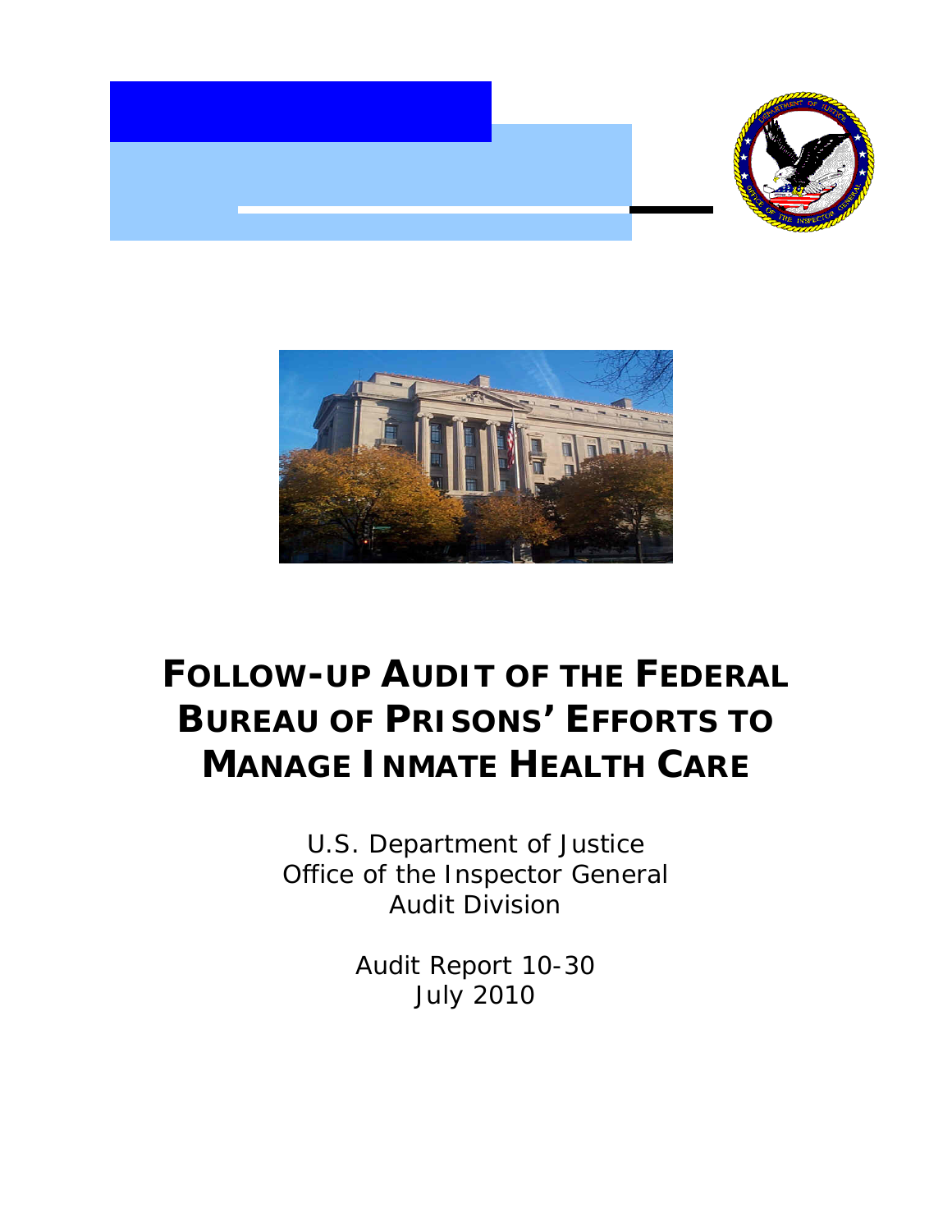# FOLLOW-UP AUDIT OF THE FEDERAL BUREAU OF PRISONS' EFFORTS TO MANAGE INMATE HEALTH CARE

U.S. Department of Justice
Office of the Inspector General
Audit Division

Audit Report 10-30
July 2010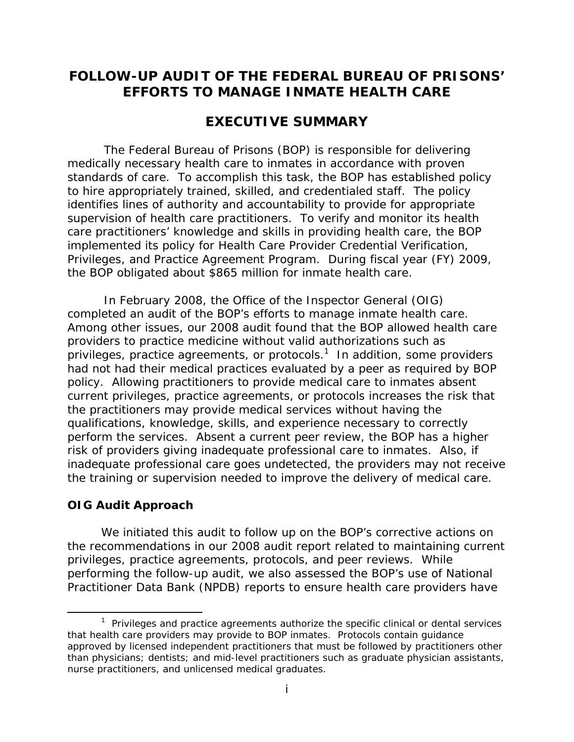# FOLLOW-UP AUDIT OF THE FEDERAL BUREAU OF PRISONS' EFFORTS TO MANAGE INMATE HEALTH CARE

## EXECUTIVE SUMMARY

The Federal Bureau of Prisons (BOP) is responsible for delivering medically necessary health care to inmates in accordance with proven standards of care. To accomplish this task, the BOP has established policy to hire appropriately trained, skilled, and credentialed staff. The policy identifies lines of authority and accountability to provide for appropriate supervision of health care practitioners. To verify and monitor its health care practitioners' knowledge and skills in providing health care, the BOP implemented its policy for Health Care Provider Credential Verification, Privileges, and Practice Agreement Program. During fiscal year (FY) 2009, the BOP obligated about $865 million for inmate health care.

In February 2008, the Office of the Inspector General (OIG) completed an audit of the BOP's efforts to manage inmate health care. Among other issues, our 2008 audit found that the BOP allowed health care providers to practice medicine without valid authorizations such as privileges, practice agreements, or protocols.[1] In addition, some providers had not had their medical practices evaluated by a peer as required by BOP policy. Allowing practitioners to provide medical care to inmates absent current privileges, practice agreements, or protocols increases the risk that the practitioners may provide medical services without having the qualifications, knowledge, skills, and experience necessary to correctly perform the services. Absent a current peer review, the BOP has a higher risk of providers giving inadequate professional care to inmates. Also, if inadequate professional care goes undetected, the providers may not receive the training or supervision needed to improve the delivery of medical care.

### OIG Audit Approach

We initiated this audit to follow up on the BOP's corrective actions on the recommendations in our 2008 audit report related to maintaining current privileges, practice agreements, protocols, and peer reviews. While performing the follow-up audit, we also assessed the BOP's use of National Practitioner Data Bank (NPDB) reports to ensure health care providers have

[1] Privileges and practice agreements authorize the specific clinical or dental services that health care providers may provide to BOP inmates. Protocols contain guidance approved by licensed independent practitioners that must be followed by practitioners other than physicians; dentists; and mid-level practitioners such as graduate physician assistants, nurse practitioners, and unlicensed medical graduates.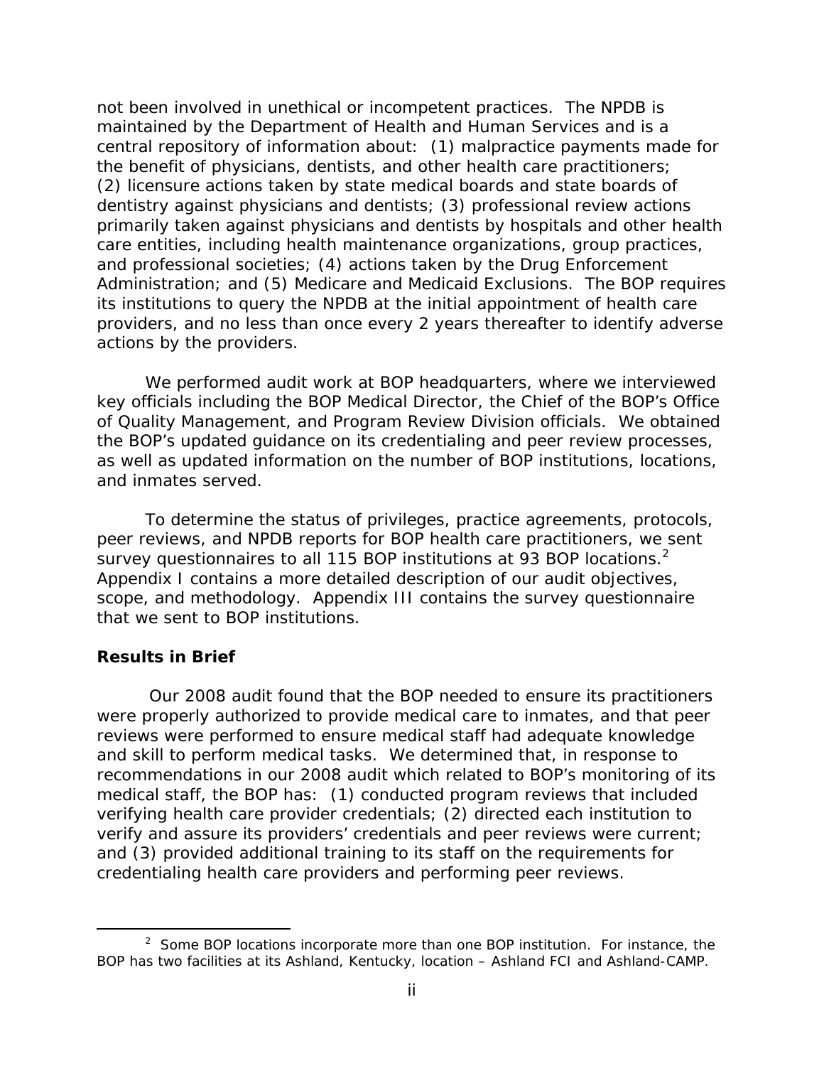not been involved in unethical or incompetent practices. The NPDB is maintained by the Department of Health and Human Services and is a central repository of information about: (1) malpractice payments made for the benefit of physicians, dentists, and other health care practitioners; (2) licensure actions taken by state medical boards and state boards of dentistry against physicians and dentists; (3) professional review actions primarily taken against physicians and dentists by hospitals and other health care entities, including health maintenance organizations, group practices, and professional societies; (4) actions taken by the Drug Enforcement Administration; and (5) Medicare and Medicaid Exclusions. The BOP requires its institutions to query the NPDB at the initial appointment of health care providers, and no less than once every 2 years thereafter to identify adverse actions by the providers.

We performed audit work at BOP headquarters, where we interviewed key officials including the BOP Medical Director, the Chief of the BOP's Office of Quality Management, and Program Review Division officials. We obtained the BOP's updated guidance on its credentialing and peer review processes, as well as updated information on the number of BOP institutions, locations, and inmates served.

To determine the status of privileges, practice agreements, protocols, peer reviews, and NPDB reports for BOP health care practitioners, we sent survey questionnaires to all 115 BOP institutions at 93 BOP locations.[2] Appendix I contains a more detailed description of our audit objectives, scope, and methodology. Appendix III contains the survey questionnaire that we sent to BOP institutions.

**Results in Brief**

Our 2008 audit found that the BOP needed to ensure its practitioners were properly authorized to provide medical care to inmates, and that peer reviews were performed to ensure medical staff had adequate knowledge and skill to perform medical tasks. We determined that, in response to recommendations in our 2008 audit which related to BOP's monitoring of its medical staff, the BOP has: (1) conducted program reviews that included verifying health care provider credentials; (2) directed each institution to verify and assure its providers' credentials and peer reviews were current; and (3) provided additional training to its staff on the requirements for credentialing health care providers and performing peer reviews.

[2] Some BOP locations incorporate more than one BOP institution. For instance, the BOP has two facilities at its Ashland, Kentucky, location – Ashland FCI and Ashland-CAMP.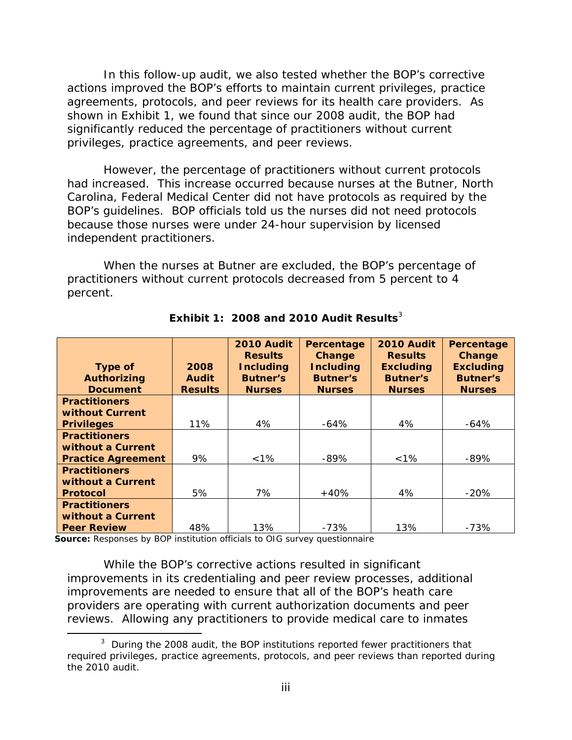In this follow-up audit, we also tested whether the BOP's corrective actions improved the BOP's efforts to maintain current privileges, practice agreements, protocols, and peer reviews for its health care providers. As shown in Exhibit 1, we found that since our 2008 audit, the BOP had significantly reduced the percentage of practitioners without current privileges, practice agreements, and peer reviews.

However, the percentage of practitioners without current protocols had increased. This increase occurred because nurses at the Butner, North Carolina, Federal Medical Center did not have protocols as required by the BOP's guidelines. BOP officials told us the nurses did not need protocols because those nurses were under 24-hour supervision by licensed independent practitioners.

When the nurses at Butner are excluded, the BOP's percentage of practitioners without current protocols decreased from 5 percent to 4 percent.

**Exhibit 1: 2008 and 2010 Audit Results**[3]

| Type of Authorizing Document | 2008 Audit Results | 2010 Audit Results Including Butner's Nurses | Percentage Change Including Butner's Nurses | 2010 Audit Results Excluding Butner's Nurses | Percentage Change Excluding Butner's Nurses |
|---|---|---|---|---|---|
| **Practitioners without Current Privileges** | 11% | 4% | -64% | 4% | -64% |
| **Practitioners without a Current Practice Agreement** | 9% | <1% | -89% | <1% | -89% |
| **Practitioners without a Current Protocol** | 5% | 7% | +40% | 4% | -20% |
| **Practitioners without a Current Peer Review** | 48% | 13% | -73% | 13% | -73% |

**Source:** Responses by BOP institution officials to OIG survey questionnaire

While the BOP's corrective actions resulted in significant improvements in its credentialing and peer review processes, additional improvements are needed to ensure that all of the BOP's heath care providers are operating with current authorization documents and peer reviews. Allowing any practitioners to provide medical care to inmates

[3] During the 2008 audit, the BOP institutions reported fewer practitioners that required privileges, practice agreements, protocols, and peer reviews than reported during the 2010 audit.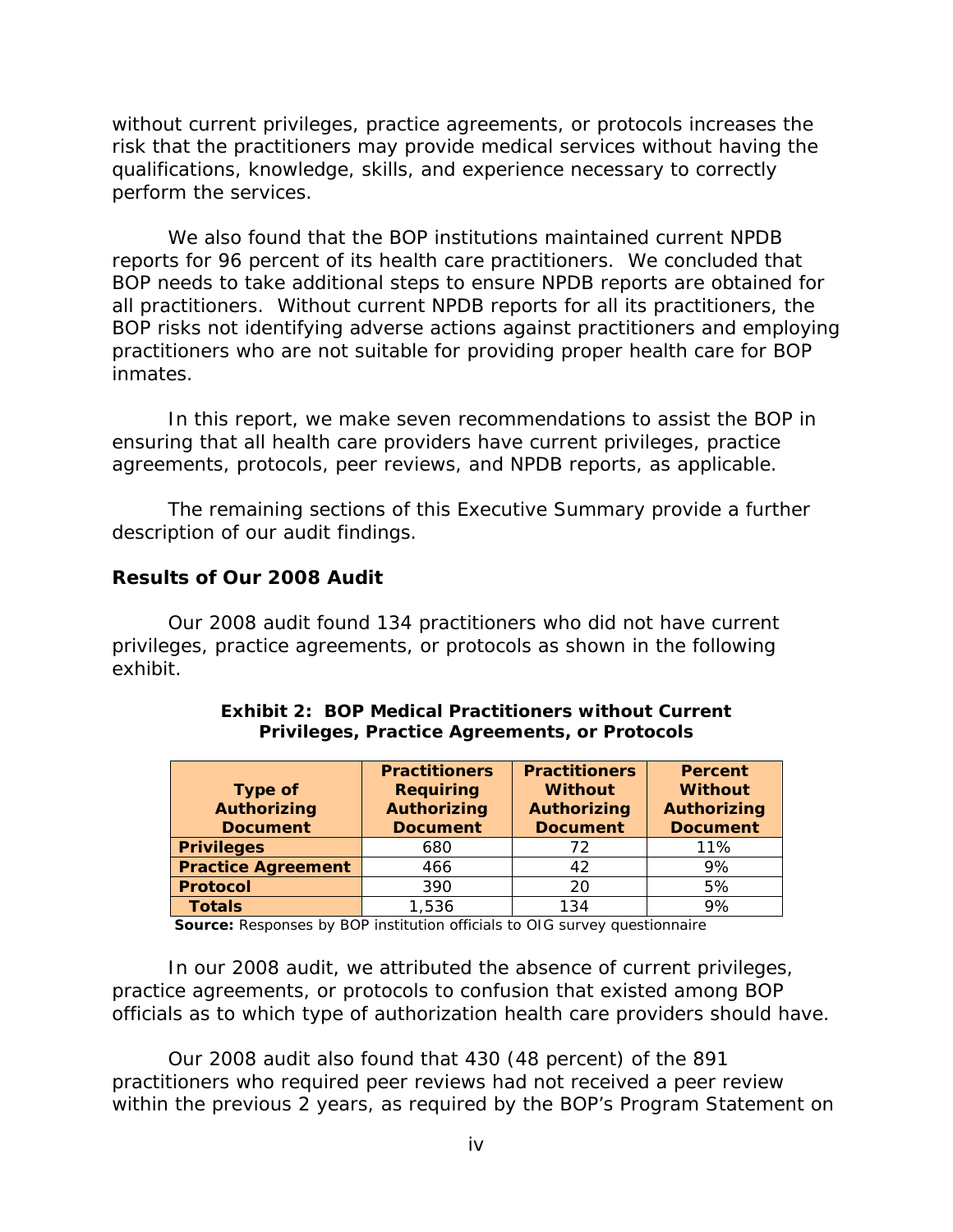without current privileges, practice agreements, or protocols increases the risk that the practitioners may provide medical services without having the qualifications, knowledge, skills, and experience necessary to correctly perform the services.

We also found that the BOP institutions maintained current NPDB reports for 96 percent of its health care practitioners. We concluded that BOP needs to take additional steps to ensure NPDB reports are obtained for all practitioners. Without current NPDB reports for all its practitioners, the BOP risks not identifying adverse actions against practitioners and employing practitioners who are not suitable for providing proper health care for BOP inmates.

In this report, we make seven recommendations to assist the BOP in ensuring that all health care providers have current privileges, practice agreements, protocols, peer reviews, and NPDB reports, as applicable.

The remaining sections of this Executive Summary provide a further description of our audit findings.

**Results of Our 2008 Audit**

Our 2008 audit found 134 practitioners who did not have current privileges, practice agreements, or protocols as shown in the following exhibit.

**Exhibit 2: BOP Medical Practitioners without Current Privileges, Practice Agreements, or Protocols**

| Type of Authorizing Document | Practitioners Requiring Authorizing Document | Practitioners Without Authorizing Document | Percent Without Authorizing Document |
|---|---|---|---|
| **Privileges** | 680 | 72 | 11% |
| **Practice Agreement** | 466 | 42 | 9% |
| **Protocol** | 390 | 20 | 5% |
| **Totals** | 1,536 | 134 | 9% |

**Source:** Responses by BOP institution officials to OIG survey questionnaire

In our 2008 audit, we attributed the absence of current privileges, practice agreements, or protocols to confusion that existed among BOP officials as to which type of authorization health care providers should have.

Our 2008 audit also found that 430 (48 percent) of the 891 practitioners who required peer reviews had not received a peer review within the previous 2 years, as required by the BOP's Program Statement on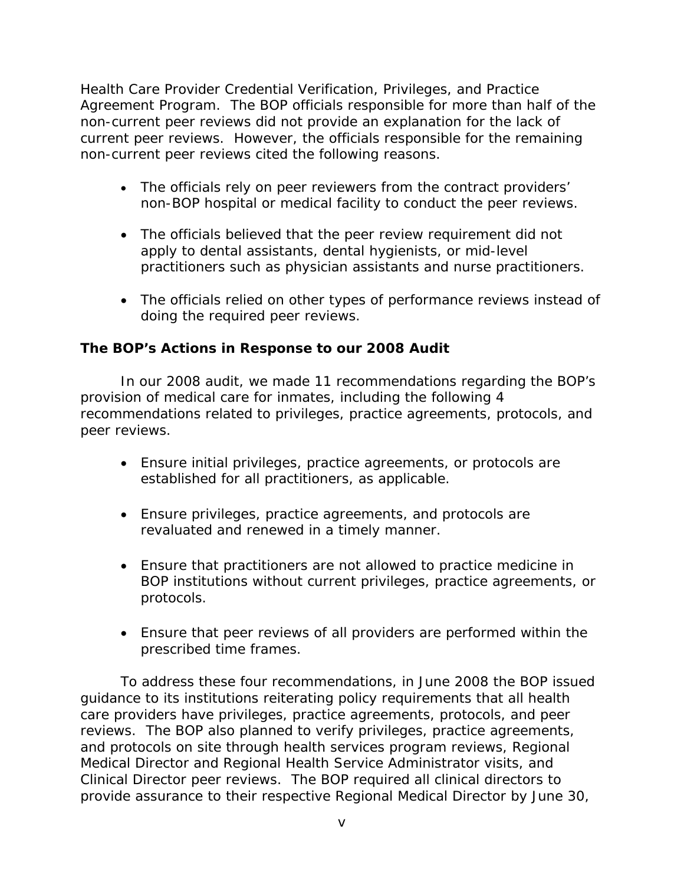Health Care Provider Credential Verification, Privileges, and Practice Agreement Program. The BOP officials responsible for more than half of the non-current peer reviews did not provide an explanation for the lack of current peer reviews. However, the officials responsible for the remaining non-current peer reviews cited the following reasons.

- The officials rely on peer reviewers from the contract providers' non-BOP hospital or medical facility to conduct the peer reviews.
- The officials believed that the peer review requirement did not apply to dental assistants, dental hygienists, or mid-level practitioners such as physician assistants and nurse practitioners.
- The officials relied on other types of performance reviews instead of doing the required peer reviews.

**The BOP's Actions in Response to our 2008 Audit**

In our 2008 audit, we made 11 recommendations regarding the BOP's provision of medical care for inmates, including the following 4 recommendations related to privileges, practice agreements, protocols, and peer reviews.

- Ensure initial privileges, practice agreements, or protocols are established for all practitioners, as applicable.
- Ensure privileges, practice agreements, and protocols are revaluated and renewed in a timely manner.
- Ensure that practitioners are not allowed to practice medicine in BOP institutions without current privileges, practice agreements, or protocols.
- Ensure that peer reviews of all providers are performed within the prescribed time frames.

To address these four recommendations, in June 2008 the BOP issued guidance to its institutions reiterating policy requirements that all health care providers have privileges, practice agreements, protocols, and peer reviews. The BOP also planned to verify privileges, practice agreements, and protocols on site through health services program reviews, Regional Medical Director and Regional Health Service Administrator visits, and Clinical Director peer reviews. The BOP required all clinical directors to provide assurance to their respective Regional Medical Director by June 30,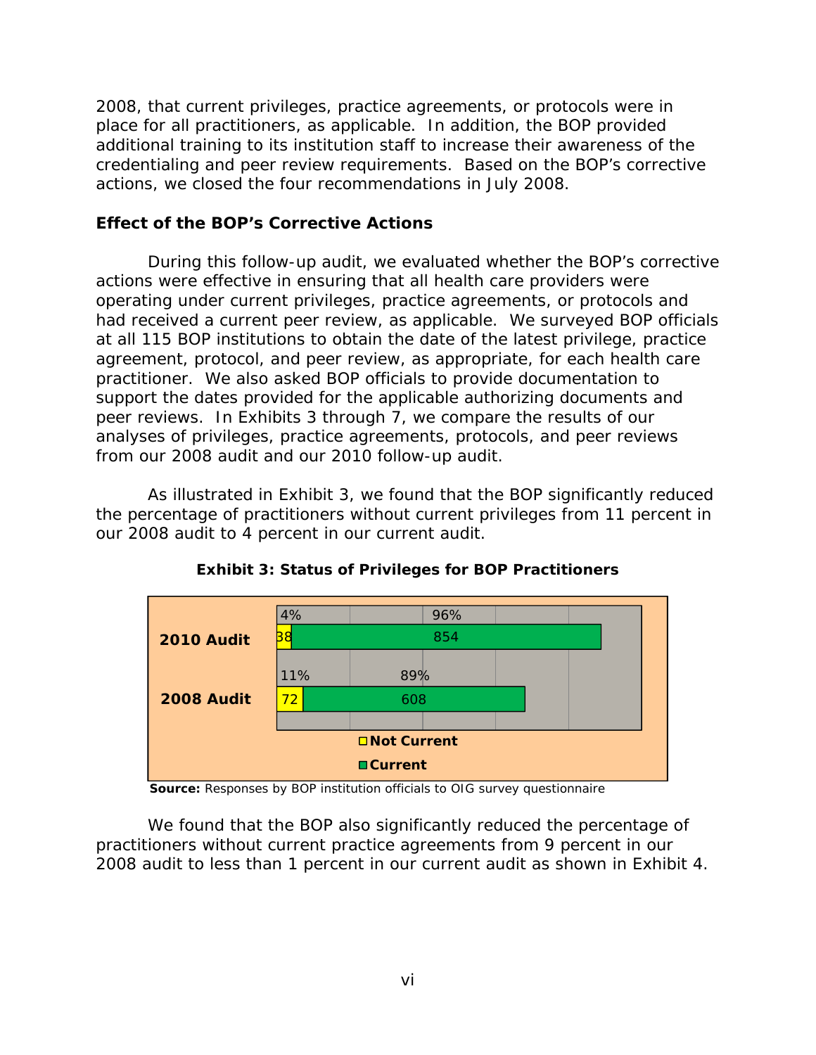2008, that current privileges, practice agreements, or protocols were in place for all practitioners, as applicable. In addition, the BOP provided additional training to its institution staff to increase their awareness of the credentialing and peer review requirements. Based on the BOP's corrective actions, we closed the four recommendations in July 2008.

### Effect of the BOP's Corrective Actions

During this follow-up audit, we evaluated whether the BOP's corrective actions were effective in ensuring that all health care providers were operating under current privileges, practice agreements, or protocols and had received a current peer review, as applicable. We surveyed BOP officials at all 115 BOP institutions to obtain the date of the latest privilege, practice agreement, protocol, and peer review, as appropriate, for each health care practitioner. We also asked BOP officials to provide documentation to support the dates provided for the applicable authorizing documents and peer reviews. In Exhibits 3 through 7, we compare the results of our analyses of privileges, practice agreements, protocols, and peer reviews from our 2008 audit and our 2010 follow-up audit.

As illustrated in Exhibit 3, we found that the BOP significantly reduced the percentage of practitioners without current privileges from 11 percent in our 2008 audit to 4 percent in our current audit.

**Exhibit 3: Status of Privileges for BOP Practitioners**

2010 Audit
4%
96%
38
854

2008 Audit
11%
89%
72
608

Not Current
Current

**Source:** Responses by BOP institution officials to OIG survey questionnaire

We found that the BOP also significantly reduced the percentage of practitioners without current practice agreements from 9 percent in our 2008 audit to less than 1 percent in our current audit as shown in Exhibit 4.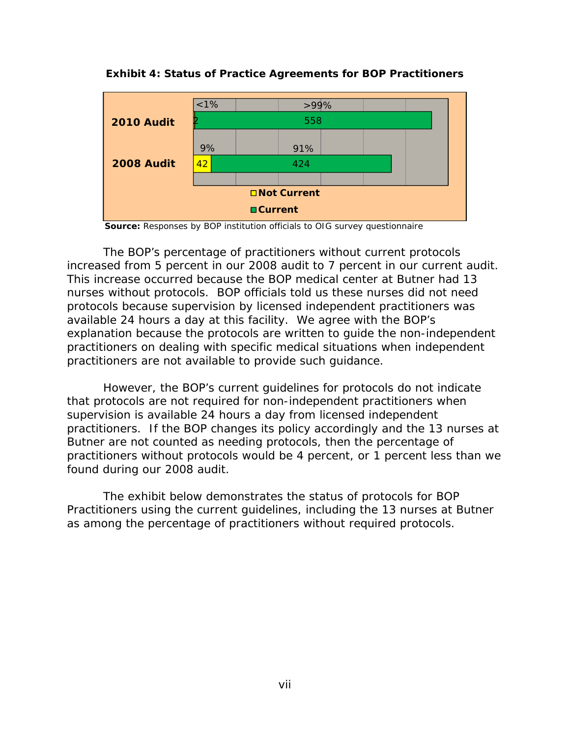**Exhibit 4: Status of Practice Agreements for BOP Practitioners**

2010 Audit

<1%

>99%

2

558

2008 Audit

9%

91%

42

424

Not Current

Current

**Source:** Responses by BOP institution officials to OIG survey questionnaire

The BOP's percentage of practitioners without current protocols increased from 5 percent in our 2008 audit to 7 percent in our current audit. This increase occurred because the BOP medical center at Butner had 13 nurses without protocols. BOP officials told us these nurses did not need protocols because supervision by licensed independent practitioners was available 24 hours a day at this facility. We agree with the BOP's explanation because the protocols are written to guide the non-independent practitioners on dealing with specific medical situations when independent practitioners are not available to provide such guidance.

However, the BOP's current guidelines for protocols do not indicate that protocols are not required for non-independent practitioners when supervision is available 24 hours a day from licensed independent practitioners. If the BOP changes its policy accordingly and the 13 nurses at Butner are not counted as needing protocols, then the percentage of practitioners without protocols would be 4 percent, or 1 percent less than we found during our 2008 audit.

The exhibit below demonstrates the status of protocols for BOP Practitioners using the current guidelines, including the 13 nurses at Butner as among the percentage of practitioners without required protocols.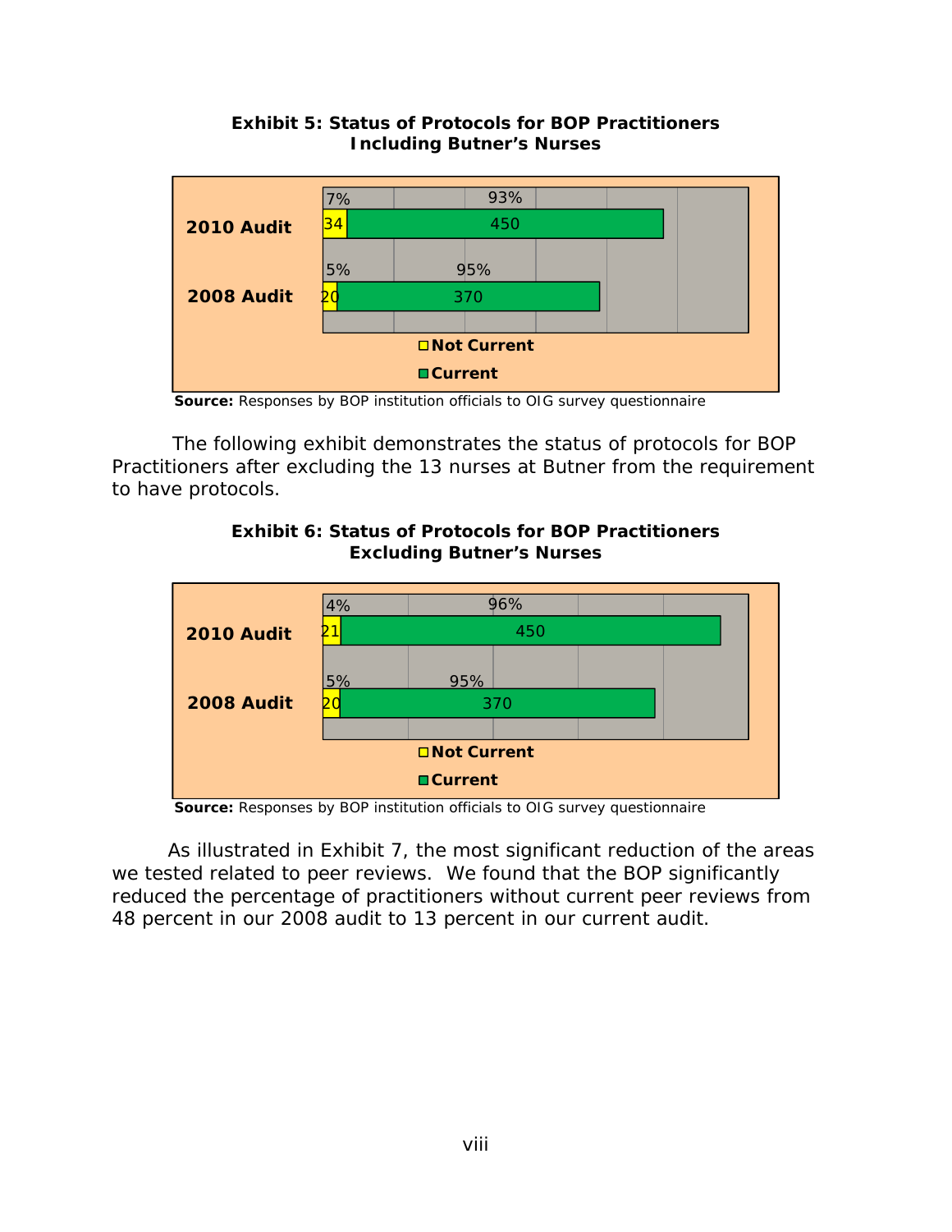**Exhibit 5: Status of Protocols for BOP Practitioners Including Butner's Nurses**

2010 Audit
7%
93%
34
450

2008 Audit
5%
95%
20
370

Not Current
Current

**Source:** Responses by BOP institution officials to OIG survey questionnaire

The following exhibit demonstrates the status of protocols for BOP Practitioners after excluding the 13 nurses at Butner from the requirement to have protocols.

**Exhibit 6: Status of Protocols for BOP Practitioners Excluding Butner's Nurses**

2010 Audit
4%
96%
21
450

2008 Audit
5%
95%
20
370

Not Current
Current

**Source:** Responses by BOP institution officials to OIG survey questionnaire

As illustrated in Exhibit 7, the most significant reduction of the areas we tested related to peer reviews. We found that the BOP significantly reduced the percentage of practitioners without current peer reviews from 48 percent in our 2008 audit to 13 percent in our current audit.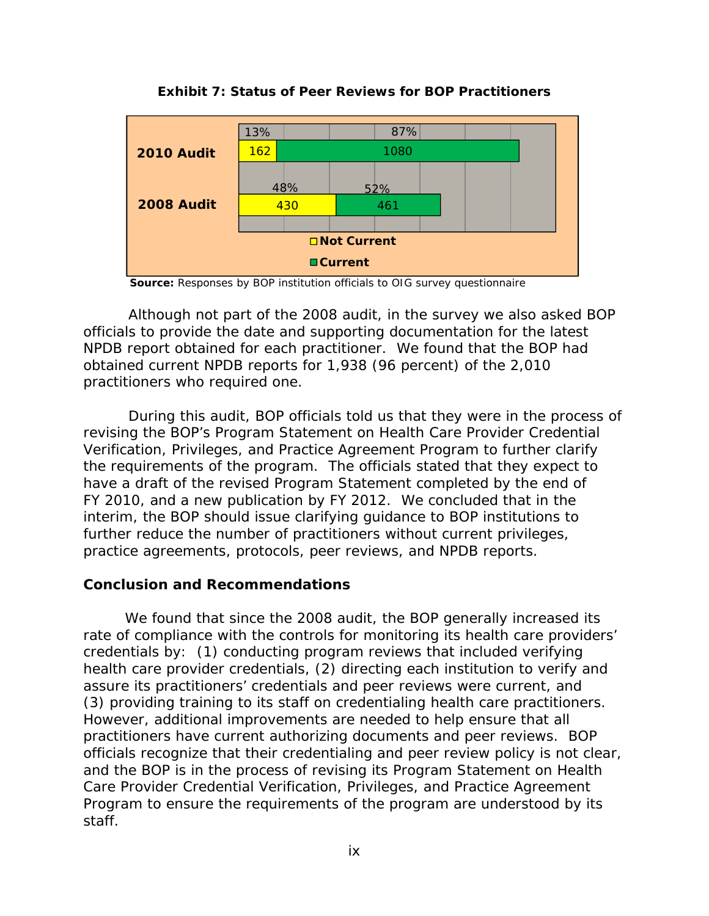**Exhibit 7: Status of Peer Reviews for BOP Practitioners**

2010 Audit
13%
87%
162
1080

2008 Audit
48%
52%
430
461

Not Current
Current

**Source:** Responses by BOP institution officials to OIG survey questionnaire

Although not part of the 2008 audit, in the survey we also asked BOP officials to provide the date and supporting documentation for the latest NPDB report obtained for each practitioner. We found that the BOP had obtained current NPDB reports for 1,938 (96 percent) of the 2,010 practitioners who required one.

During this audit, BOP officials told us that they were in the process of revising the BOP's Program Statement on Health Care Provider Credential Verification, Privileges, and Practice Agreement Program to further clarify the requirements of the program. The officials stated that they expect to have a draft of the revised Program Statement completed by the end of FY 2010, and a new publication by FY 2012. We concluded that in the interim, the BOP should issue clarifying guidance to BOP institutions to further reduce the number of practitioners without current privileges, practice agreements, protocols, peer reviews, and NPDB reports.

## Conclusion and Recommendations

We found that since the 2008 audit, the BOP generally increased its rate of compliance with the controls for monitoring its health care providers' credentials by: (1) conducting program reviews that included verifying health care provider credentials, (2) directing each institution to verify and assure its practitioners' credentials and peer reviews were current, and (3) providing training to its staff on credentialing health care practitioners. However, additional improvements are needed to help ensure that all practitioners have current authorizing documents and peer reviews. BOP officials recognize that their credentialing and peer review policy is not clear, and the BOP is in the process of revising its Program Statement on Health Care Provider Credential Verification, Privileges, and Practice Agreement Program to ensure the requirements of the program are understood by its staff.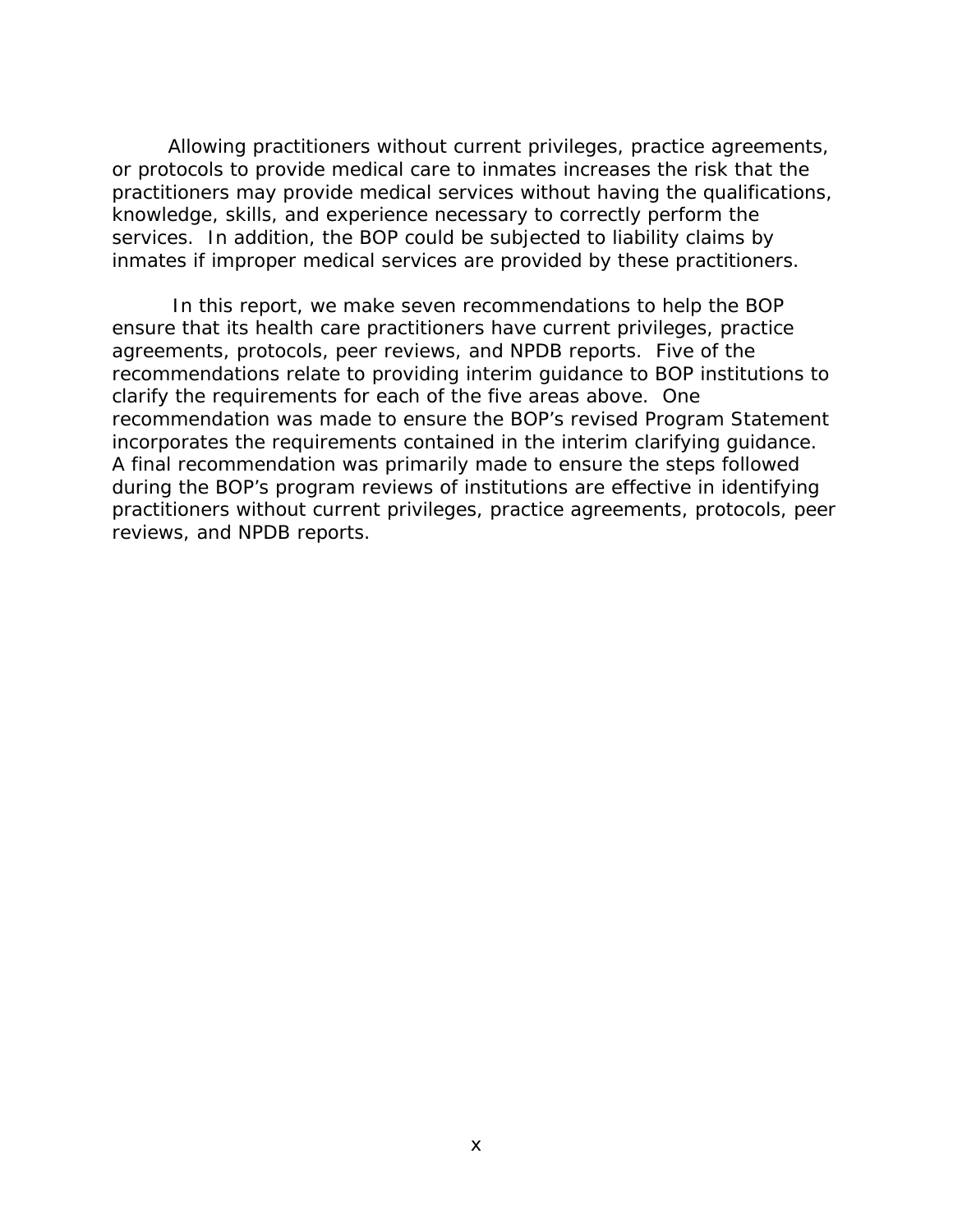Allowing practitioners without current privileges, practice agreements, or protocols to provide medical care to inmates increases the risk that the practitioners may provide medical services without having the qualifications, knowledge, skills, and experience necessary to correctly perform the services. In addition, the BOP could be subjected to liability claims by inmates if improper medical services are provided by these practitioners.

In this report, we make seven recommendations to help the BOP ensure that its health care practitioners have current privileges, practice agreements, protocols, peer reviews, and NPDB reports. Five of the recommendations relate to providing interim guidance to BOP institutions to clarify the requirements for each of the five areas above. One recommendation was made to ensure the BOP's revised Program Statement incorporates the requirements contained in the interim clarifying guidance. A final recommendation was primarily made to ensure the steps followed during the BOP's program reviews of institutions are effective in identifying practitioners without current privileges, practice agreements, protocols, peer reviews, and NPDB reports.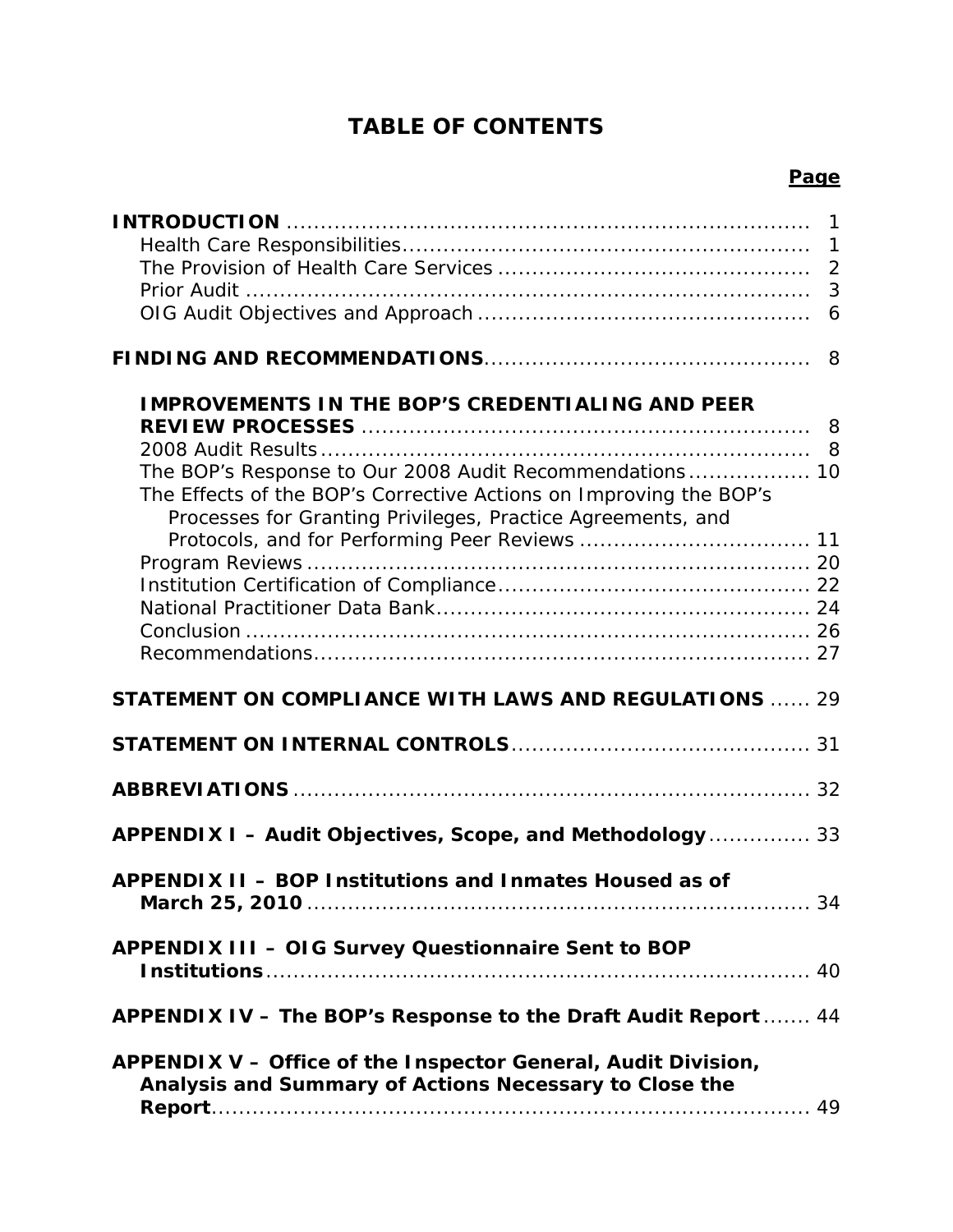# TABLE OF CONTENTS

| | Page |
|---|---|
| **INTRODUCTION** | 1 |
| Health Care Responsibilities | 1 |
| The Provision of Health Care Services | 2 |
| Prior Audit | 3 |
| OIG Audit Objectives and Approach | 6 |
| **FINDING AND RECOMMENDATIONS** | 8 |
| **IMPROVEMENTS IN THE BOP'S CREDENTIALING AND PEER REVIEW PROCESSES** | 8 |
| 2008 Audit Results | 8 |
| The BOP's Response to Our 2008 Audit Recommendations | 10 |
| The Effects of the BOP's Corrective Actions on Improving the BOP's Processes for Granting Privileges, Practice Agreements, and Protocols, and for Performing Peer Reviews | 11 |
| Program Reviews | 20 |
| Institution Certification of Compliance | 22 |
| National Practitioner Data Bank | 24 |
| Conclusion | 26 |
| Recommendations | 27 |
| **STATEMENT ON COMPLIANCE WITH LAWS AND REGULATIONS** | 29 |
| **STATEMENT ON INTERNAL CONTROLS** | 31 |
| **ABBREVIATIONS** | 32 |
| **APPENDIX I – Audit Objectives, Scope, and Methodology** | 33 |
| **APPENDIX II – BOP Institutions and Inmates Housed as of March 25, 2010** | 34 |
| **APPENDIX III – OIG Survey Questionnaire Sent to BOP Institutions** | 40 |
| **APPENDIX IV – The BOP's Response to the Draft Audit Report** | 44 |
| **APPENDIX V – Office of the Inspector General, Audit Division, Analysis and Summary of Actions Necessary to Close the Report** | 49 |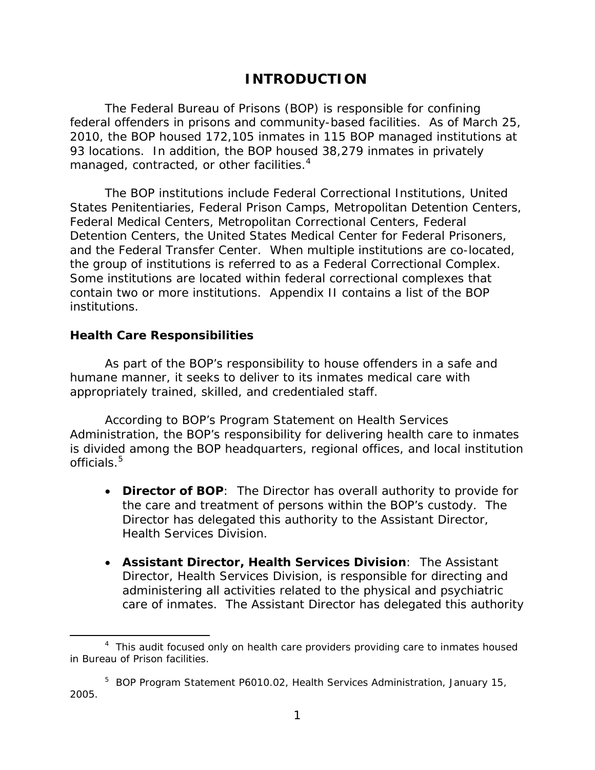# INTRODUCTION

The Federal Bureau of Prisons (BOP) is responsible for confining federal offenders in prisons and community-based facilities. As of March 25, 2010, the BOP housed 172,105 inmates in 115 BOP managed institutions at 93 locations. In addition, the BOP housed 38,279 inmates in privately managed, contracted, or other facilities.[4]

The BOP institutions include Federal Correctional Institutions, United States Penitentiaries, Federal Prison Camps, Metropolitan Detention Centers, Federal Medical Centers, Metropolitan Correctional Centers, Federal Detention Centers, the United States Medical Center for Federal Prisoners, and the Federal Transfer Center. When multiple institutions are co-located, the group of institutions is referred to as a Federal Correctional Complex. Some institutions are located within federal correctional complexes that contain two or more institutions. Appendix II contains a list of the BOP institutions.

## Health Care Responsibilities

As part of the BOP's responsibility to house offenders in a safe and humane manner, it seeks to deliver to its inmates medical care with appropriately trained, skilled, and credentialed staff.

According to BOP's Program Statement on Health Services Administration, the BOP's responsibility for delivering health care to inmates is divided among the BOP headquarters, regional offices, and local institution officials.[5]

- **Director of BOP**: The Director has overall authority to provide for the care and treatment of persons within the BOP's custody. The Director has delegated this authority to the Assistant Director, Health Services Division.
- **Assistant Director, Health Services Division**: The Assistant Director, Health Services Division, is responsible for directing and administering all activities related to the physical and psychiatric care of inmates. The Assistant Director has delegated this authority

[4] This audit focused only on health care providers providing care to inmates housed in Bureau of Prison facilities.

[5] BOP Program Statement P6010.02, Health Services Administration, January 15, 2005.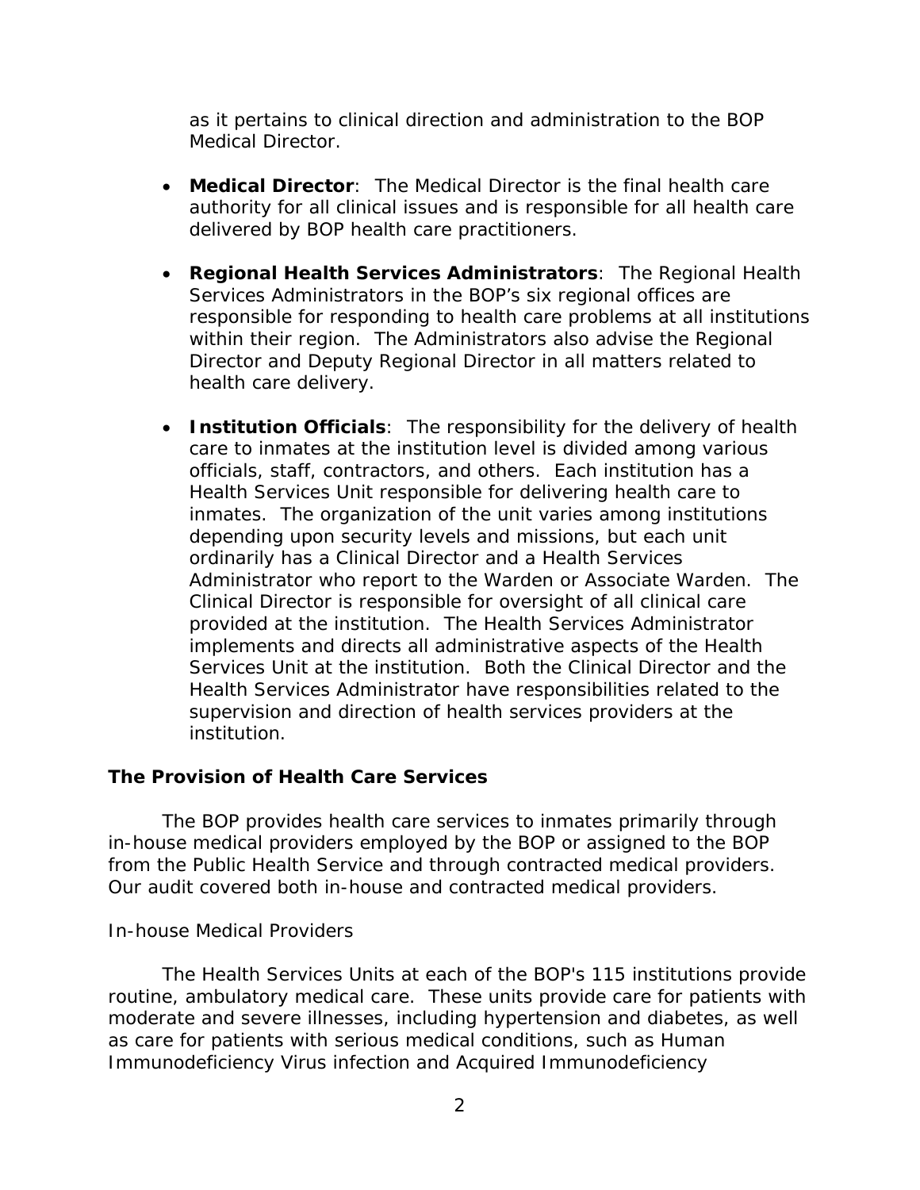as it pertains to clinical direction and administration to the BOP Medical Director.

- **Medical Director**: The Medical Director is the final health care authority for all clinical issues and is responsible for all health care delivered by BOP health care practitioners.

- **Regional Health Services Administrators**: The Regional Health Services Administrators in the BOP's six regional offices are responsible for responding to health care problems at all institutions within their region. The Administrators also advise the Regional Director and Deputy Regional Director in all matters related to health care delivery.

- **Institution Officials**: The responsibility for the delivery of health care to inmates at the institution level is divided among various officials, staff, contractors, and others. Each institution has a Health Services Unit responsible for delivering health care to inmates. The organization of the unit varies among institutions depending upon security levels and missions, but each unit ordinarily has a Clinical Director and a Health Services Administrator who report to the Warden or Associate Warden. The Clinical Director is responsible for oversight of all clinical care provided at the institution. The Health Services Administrator implements and directs all administrative aspects of the Health Services Unit at the institution. Both the Clinical Director and the Health Services Administrator have responsibilities related to the supervision and direction of health services providers at the institution.

## The Provision of Health Care Services

The BOP provides health care services to inmates primarily through in-house medical providers employed by the BOP or assigned to the BOP from the Public Health Service and through contracted medical providers. Our audit covered both in-house and contracted medical providers.

### *In-house Medical Providers*

The Health Services Units at each of the BOP's 115 institutions provide routine, ambulatory medical care. These units provide care for patients with moderate and severe illnesses, including hypertension and diabetes, as well as care for patients with serious medical conditions, such as Human Immunodeficiency Virus infection and Acquired Immunodeficiency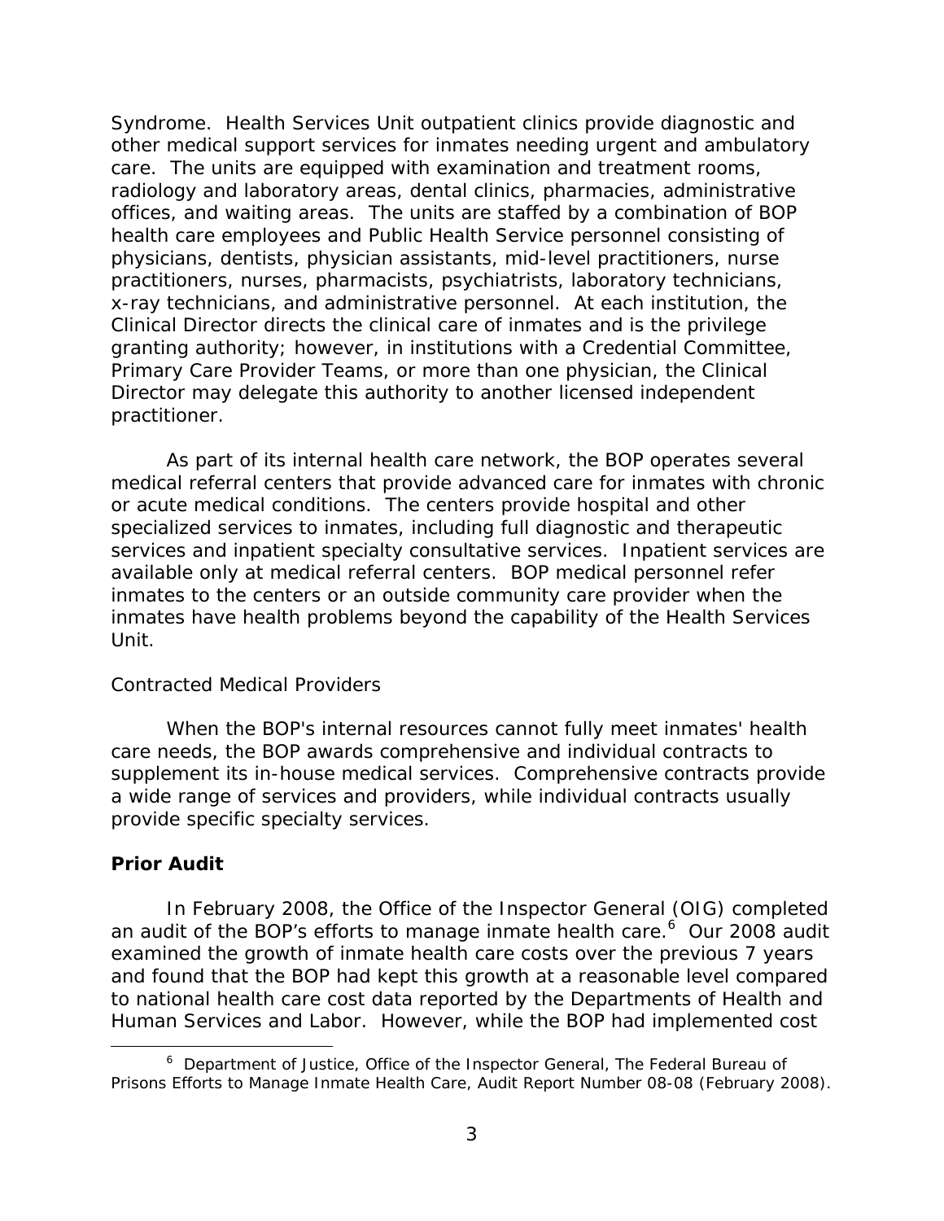Syndrome. Health Services Unit outpatient clinics provide diagnostic and other medical support services for inmates needing urgent and ambulatory care. The units are equipped with examination and treatment rooms, radiology and laboratory areas, dental clinics, pharmacies, administrative offices, and waiting areas. The units are staffed by a combination of BOP health care employees and Public Health Service personnel consisting of physicians, dentists, physician assistants, mid-level practitioners, nurse practitioners, nurses, pharmacists, psychiatrists, laboratory technicians, x-ray technicians, and administrative personnel. At each institution, the Clinical Director directs the clinical care of inmates and is the privilege granting authority; however, in institutions with a Credential Committee, Primary Care Provider Teams, or more than one physician, the Clinical Director may delegate this authority to another licensed independent practitioner.

As part of its internal health care network, the BOP operates several medical referral centers that provide advanced care for inmates with chronic or acute medical conditions. The centers provide hospital and other specialized services to inmates, including full diagnostic and therapeutic services and inpatient specialty consultative services. Inpatient services are available only at medical referral centers. BOP medical personnel refer inmates to the centers or an outside community care provider when the inmates have health problems beyond the capability of the Health Services Unit.

*Contracted Medical Providers*

When the BOP's internal resources cannot fully meet inmates' health care needs, the BOP awards comprehensive and individual contracts to supplement its in-house medical services. Comprehensive contracts provide a wide range of services and providers, while individual contracts usually provide specific specialty services.

**Prior Audit**

In February 2008, the Office of the Inspector General (OIG) completed an audit of the BOP's efforts to manage inmate health care.[6] Our 2008 audit examined the growth of inmate health care costs over the previous 7 years and found that the BOP had kept this growth at a reasonable level compared to national health care cost data reported by the Departments of Health and Human Services and Labor. However, while the BOP had implemented cost

[6] Department of Justice, Office of the Inspector General, The Federal Bureau of Prisons Efforts to Manage Inmate Health Care, Audit Report Number 08-08 (February 2008).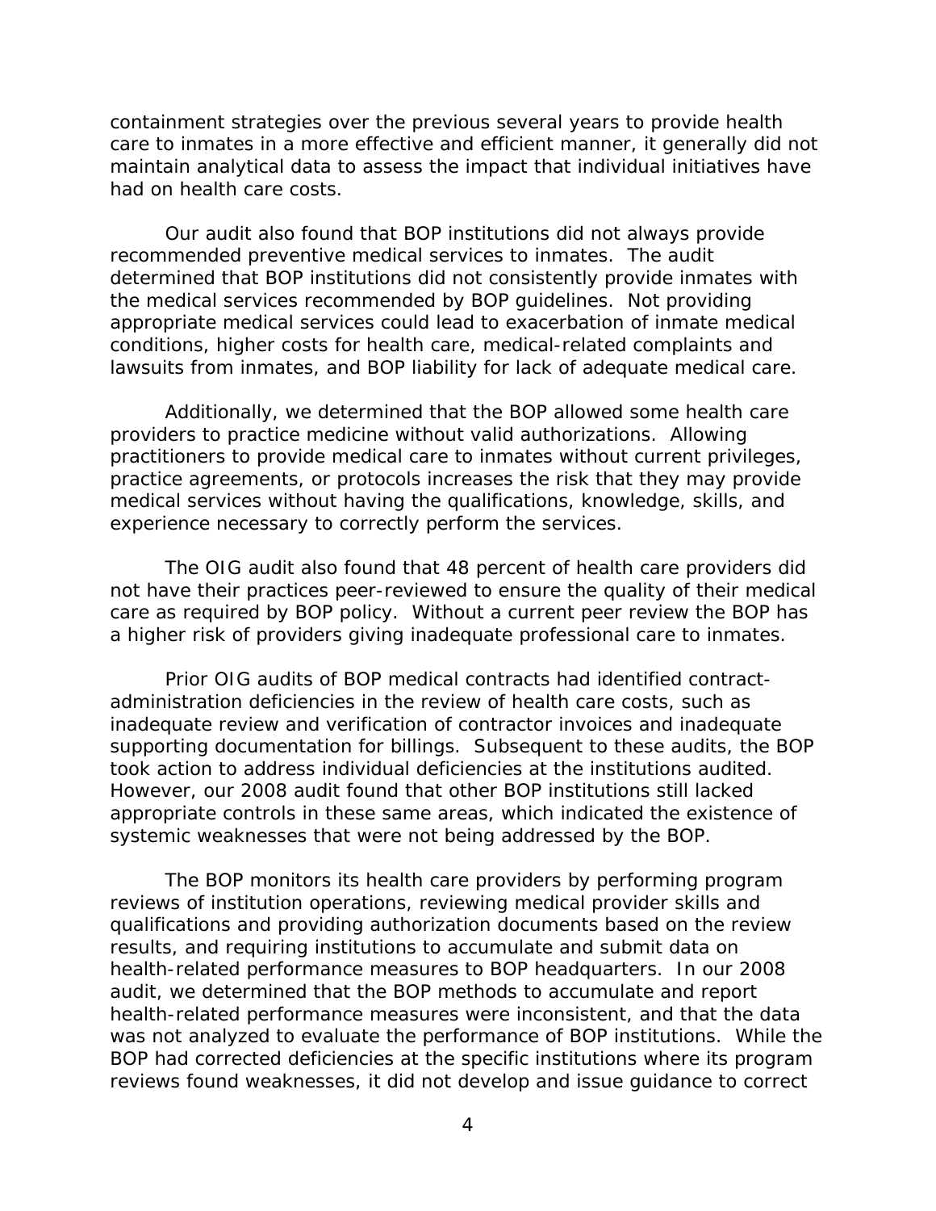containment strategies over the previous several years to provide health care to inmates in a more effective and efficient manner, it generally did not maintain analytical data to assess the impact that individual initiatives have had on health care costs.

Our audit also found that BOP institutions did not always provide recommended preventive medical services to inmates. The audit determined that BOP institutions did not consistently provide inmates with the medical services recommended by BOP guidelines. Not providing appropriate medical services could lead to exacerbation of inmate medical conditions, higher costs for health care, medical-related complaints and lawsuits from inmates, and BOP liability for lack of adequate medical care.

Additionally, we determined that the BOP allowed some health care providers to practice medicine without valid authorizations. Allowing practitioners to provide medical care to inmates without current privileges, practice agreements, or protocols increases the risk that they may provide medical services without having the qualifications, knowledge, skills, and experience necessary to correctly perform the services.

The OIG audit also found that 48 percent of health care providers did not have their practices peer-reviewed to ensure the quality of their medical care as required by BOP policy. Without a current peer review the BOP has a higher risk of providers giving inadequate professional care to inmates.

Prior OIG audits of BOP medical contracts had identified contract-administration deficiencies in the review of health care costs, such as inadequate review and verification of contractor invoices and inadequate supporting documentation for billings. Subsequent to these audits, the BOP took action to address individual deficiencies at the institutions audited. However, our 2008 audit found that other BOP institutions still lacked appropriate controls in these same areas, which indicated the existence of systemic weaknesses that were not being addressed by the BOP.

The BOP monitors its health care providers by performing program reviews of institution operations, reviewing medical provider skills and qualifications and providing authorization documents based on the review results, and requiring institutions to accumulate and submit data on health-related performance measures to BOP headquarters. In our 2008 audit, we determined that the BOP methods to accumulate and report health-related performance measures were inconsistent, and that the data was not analyzed to evaluate the performance of BOP institutions. While the BOP had corrected deficiencies at the specific institutions where its program reviews found weaknesses, it did not develop and issue guidance to correct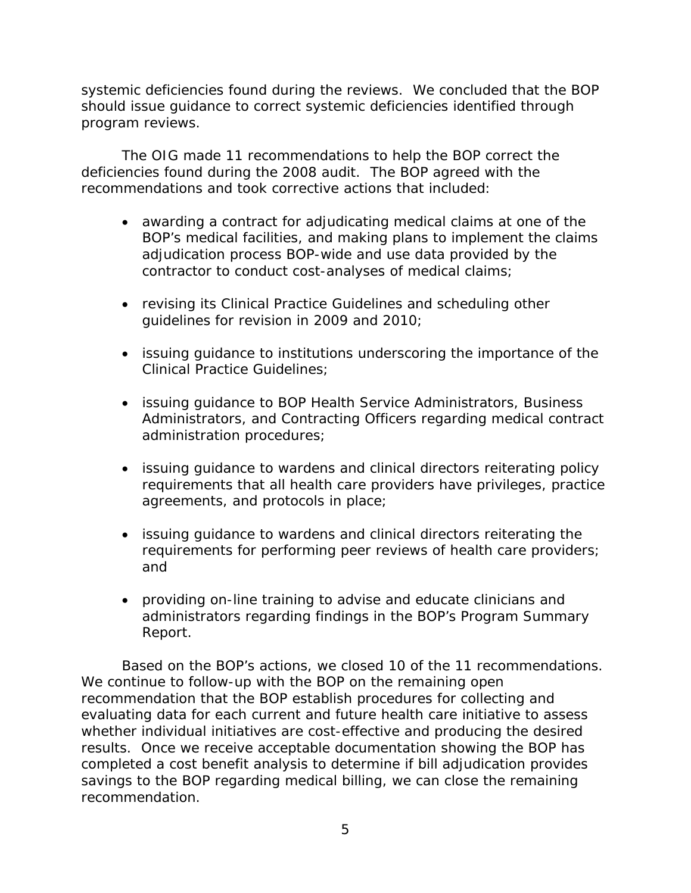systemic deficiencies found during the reviews. We concluded that the BOP should issue guidance to correct systemic deficiencies identified through program reviews.

The OIG made 11 recommendations to help the BOP correct the deficiencies found during the 2008 audit. The BOP agreed with the recommendations and took corrective actions that included:

- awarding a contract for adjudicating medical claims at one of the BOP's medical facilities, and making plans to implement the claims adjudication process BOP-wide and use data provided by the contractor to conduct cost-analyses of medical claims;
- revising its Clinical Practice Guidelines and scheduling other guidelines for revision in 2009 and 2010;
- issuing guidance to institutions underscoring the importance of the Clinical Practice Guidelines;
- issuing guidance to BOP Health Service Administrators, Business Administrators, and Contracting Officers regarding medical contract administration procedures;
- issuing guidance to wardens and clinical directors reiterating policy requirements that all health care providers have privileges, practice agreements, and protocols in place;
- issuing guidance to wardens and clinical directors reiterating the requirements for performing peer reviews of health care providers; and
- providing on-line training to advise and educate clinicians and administrators regarding findings in the BOP's Program Summary Report.

Based on the BOP's actions, we closed 10 of the 11 recommendations. We continue to follow-up with the BOP on the remaining open recommendation that the BOP establish procedures for collecting and evaluating data for each current and future health care initiative to assess whether individual initiatives are cost-effective and producing the desired results. Once we receive acceptable documentation showing the BOP has completed a cost benefit analysis to determine if bill adjudication provides savings to the BOP regarding medical billing, we can close the remaining recommendation.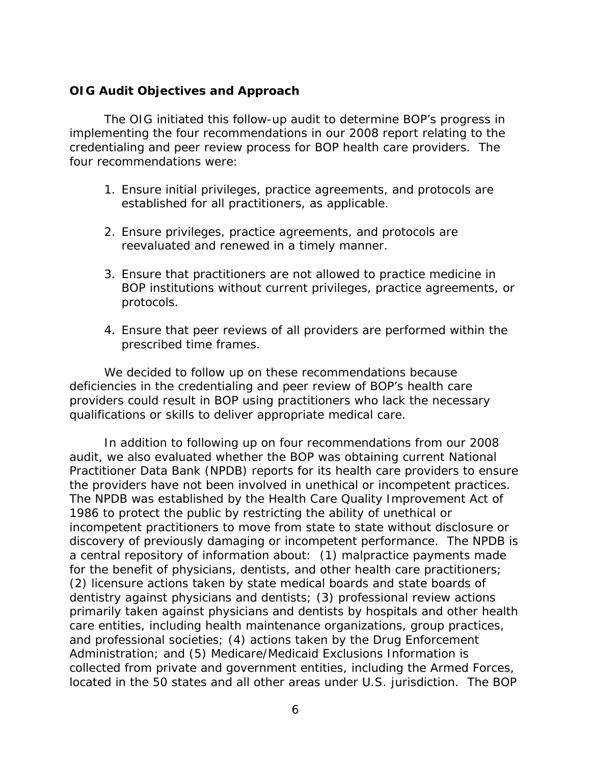### OIG Audit Objectives and Approach

The OIG initiated this follow-up audit to determine BOP's progress in implementing the four recommendations in our 2008 report relating to the credentialing and peer review process for BOP health care providers. The four recommendations were:

1. Ensure initial privileges, practice agreements, and protocols are established for all practitioners, as applicable.
2. Ensure privileges, practice agreements, and protocols are reevaluated and renewed in a timely manner.
3. Ensure that practitioners are not allowed to practice medicine in BOP institutions without current privileges, practice agreements, or protocols.
4. Ensure that peer reviews of all providers are performed within the prescribed time frames.

We decided to follow up on these recommendations because deficiencies in the credentialing and peer review of BOP's health care providers could result in BOP using practitioners who lack the necessary qualifications or skills to deliver appropriate medical care.

In addition to following up on four recommendations from our 2008 audit, we also evaluated whether the BOP was obtaining current National Practitioner Data Bank (NPDB) reports for its health care providers to ensure the providers have not been involved in unethical or incompetent practices. The NPDB was established by the Health Care Quality Improvement Act of 1986 to protect the public by restricting the ability of unethical or incompetent practitioners to move from state to state without disclosure or discovery of previously damaging or incompetent performance. The NPDB is a central repository of information about: (1) malpractice payments made for the benefit of physicians, dentists, and other health care practitioners; (2) licensure actions taken by state medical boards and state boards of dentistry against physicians and dentists; (3) professional review actions primarily taken against physicians and dentists by hospitals and other health care entities, including health maintenance organizations, group practices, and professional societies; (4) actions taken by the Drug Enforcement Administration; and (5) Medicare/Medicaid Exclusions Information is collected from private and government entities, including the Armed Forces, located in the 50 states and all other areas under U.S. jurisdiction. The BOP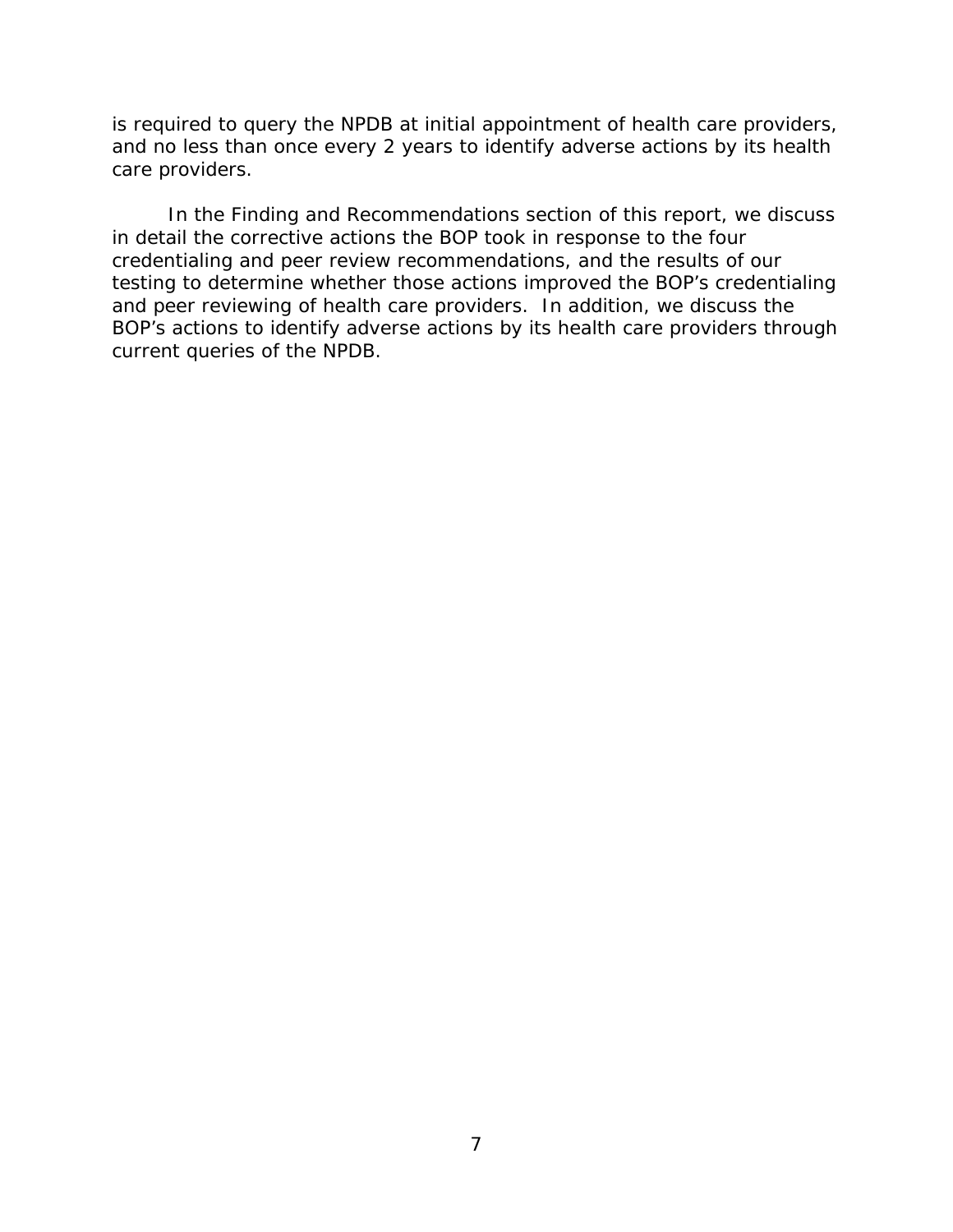is required to query the NPDB at initial appointment of health care providers, and no less than once every 2 years to identify adverse actions by its health care providers.

In the Finding and Recommendations section of this report, we discuss in detail the corrective actions the BOP took in response to the four credentialing and peer review recommendations, and the results of our testing to determine whether those actions improved the BOP's credentialing and peer reviewing of health care providers. In addition, we discuss the BOP's actions to identify adverse actions by its health care providers through current queries of the NPDB.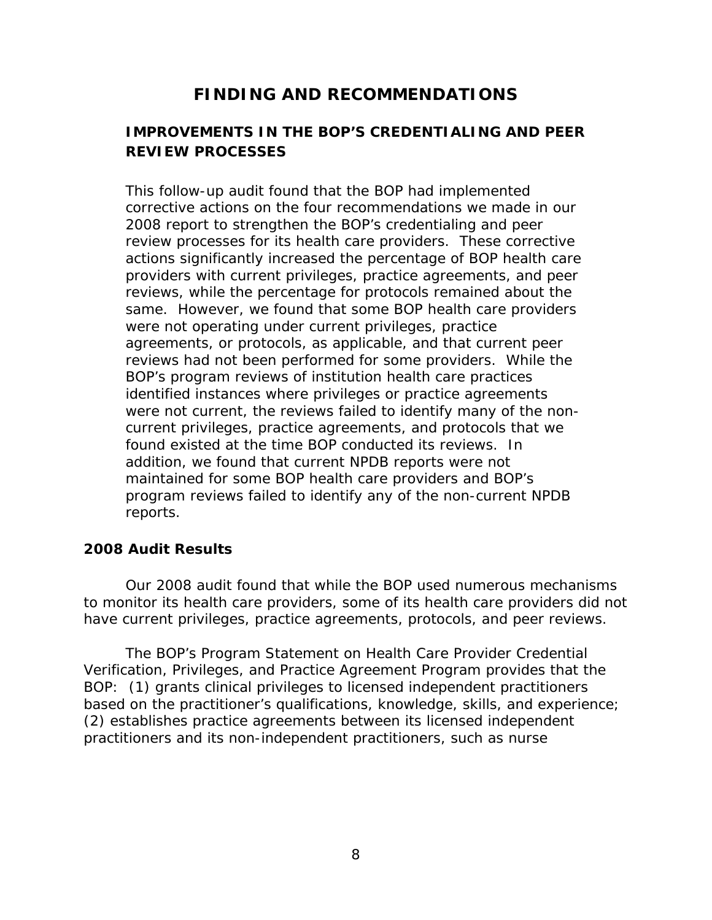# FINDING AND RECOMMENDATIONS

## IMPROVEMENTS IN THE BOP'S CREDENTIALING AND PEER REVIEW PROCESSES

This follow-up audit found that the BOP had implemented corrective actions on the four recommendations we made in our 2008 report to strengthen the BOP's credentialing and peer review processes for its health care providers. These corrective actions significantly increased the percentage of BOP health care providers with current privileges, practice agreements, and peer reviews, while the percentage for protocols remained about the same. However, we found that some BOP health care providers were not operating under current privileges, practice agreements, or protocols, as applicable, and that current peer reviews had not been performed for some providers. While the BOP's program reviews of institution health care practices identified instances where privileges or practice agreements were not current, the reviews failed to identify many of the non-current privileges, practice agreements, and protocols that we found existed at the time BOP conducted its reviews. In addition, we found that current NPDB reports were not maintained for some BOP health care providers and BOP's program reviews failed to identify any of the non-current NPDB reports.

### 2008 Audit Results

Our 2008 audit found that while the BOP used numerous mechanisms to monitor its health care providers, some of its health care providers did not have current privileges, practice agreements, protocols, and peer reviews.

The BOP's Program Statement on Health Care Provider Credential Verification, Privileges, and Practice Agreement Program provides that the BOP: (1) grants clinical privileges to licensed independent practitioners based on the practitioner's qualifications, knowledge, skills, and experience; (2) establishes practice agreements between its licensed independent practitioners and its non-independent practitioners, such as nurse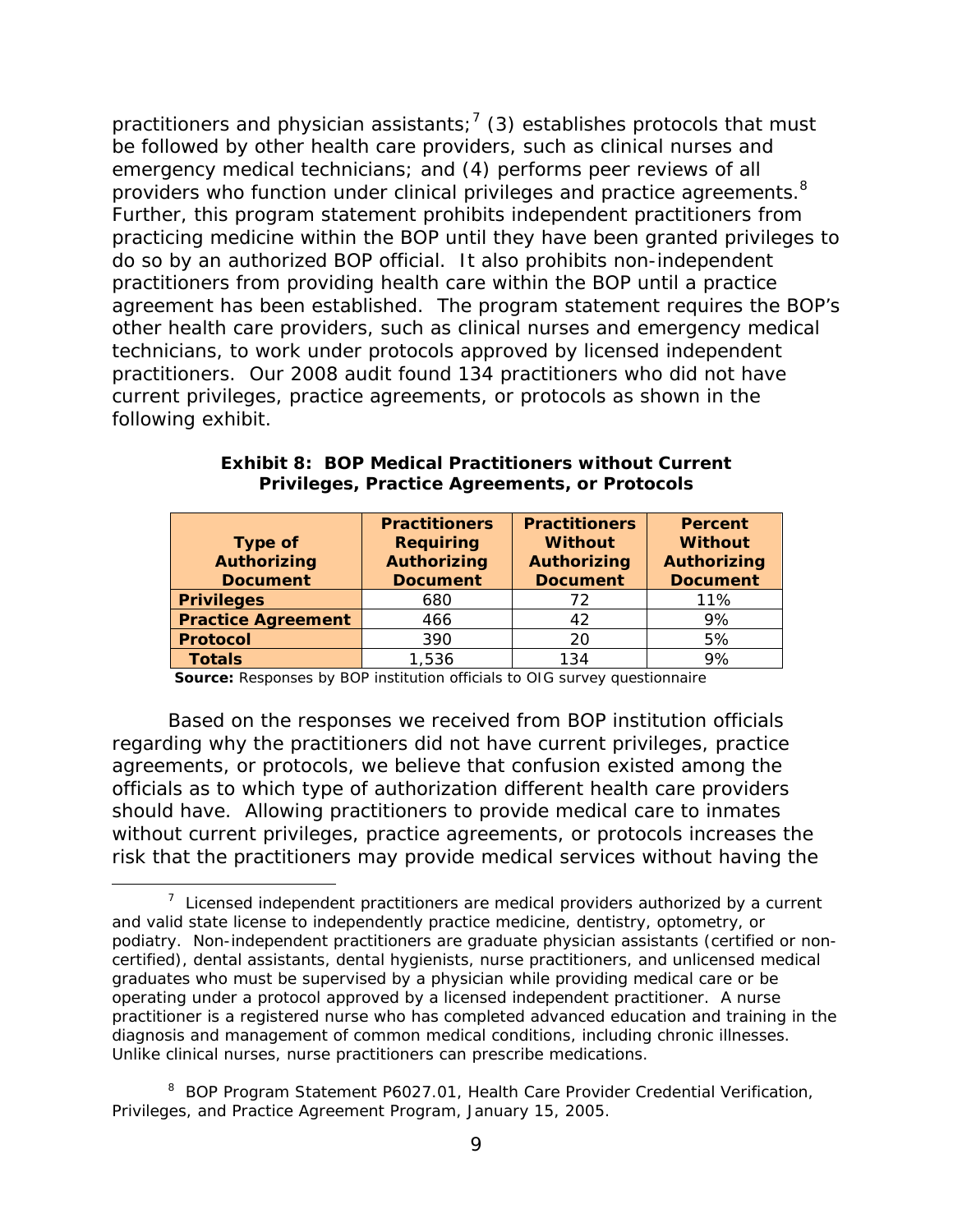practitioners and physician assistants;[7] (3) establishes protocols that must be followed by other health care providers, such as clinical nurses and emergency medical technicians; and (4) performs peer reviews of all providers who function under clinical privileges and practice agreements.[8] Further, this program statement prohibits independent practitioners from practicing medicine within the BOP until they have been granted privileges to do so by an authorized BOP official. It also prohibits non-independent practitioners from providing health care within the BOP until a practice agreement has been established. The program statement requires the BOP's other health care providers, such as clinical nurses and emergency medical technicians, to work under protocols approved by licensed independent practitioners. Our 2008 audit found 134 practitioners who did not have current privileges, practice agreements, or protocols as shown in the following exhibit.

**Exhibit 8: BOP Medical Practitioners without Current Privileges, Practice Agreements, or Protocols**

| Type of Authorizing Document | Practitioners Requiring Authorizing Document | Practitioners Without Authorizing Document | Percent Without Authorizing Document |
|---|---|---|---|
| **Privileges** | 680 | 72 | 11% |
| **Practice Agreement** | 466 | 42 | 9% |
| **Protocol** | 390 | 20 | 5% |
| **Totals** | 1,536 | 134 | 9% |

**Source:** Responses by BOP institution officials to OIG survey questionnaire

Based on the responses we received from BOP institution officials regarding why the practitioners did not have current privileges, practice agreements, or protocols, we believe that confusion existed among the officials as to which type of authorization different health care providers should have. Allowing practitioners to provide medical care to inmates without current privileges, practice agreements, or protocols increases the risk that the practitioners may provide medical services without having the

[7] Licensed independent practitioners are medical providers authorized by a current and valid state license to independently practice medicine, dentistry, optometry, or podiatry. Non-independent practitioners are graduate physician assistants (certified or non-certified), dental assistants, dental hygienists, nurse practitioners, and unlicensed medical graduates who must be supervised by a physician while providing medical care or be operating under a protocol approved by a licensed independent practitioner. A nurse practitioner is a registered nurse who has completed advanced education and training in the diagnosis and management of common medical conditions, including chronic illnesses. Unlike clinical nurses, nurse practitioners can prescribe medications.

[8] BOP Program Statement P6027.01, Health Care Provider Credential Verification, Privileges, and Practice Agreement Program, January 15, 2005.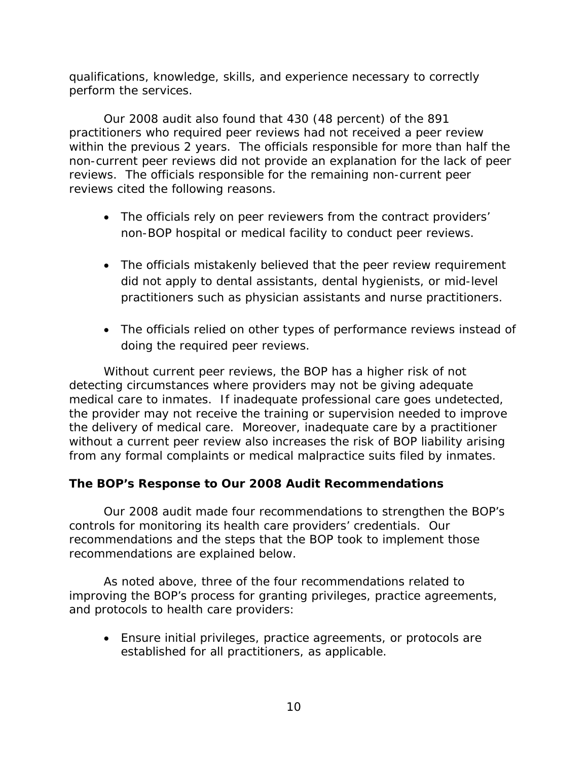qualifications, knowledge, skills, and experience necessary to correctly perform the services.

Our 2008 audit also found that 430 (48 percent) of the 891 practitioners who required peer reviews had not received a peer review within the previous 2 years. The officials responsible for more than half the non-current peer reviews did not provide an explanation for the lack of peer reviews. The officials responsible for the remaining non-current peer reviews cited the following reasons.

- The officials rely on peer reviewers from the contract providers' non-BOP hospital or medical facility to conduct peer reviews.
- The officials mistakenly believed that the peer review requirement did not apply to dental assistants, dental hygienists, or mid-level practitioners such as physician assistants and nurse practitioners.
- The officials relied on other types of performance reviews instead of doing the required peer reviews.

Without current peer reviews, the BOP has a higher risk of not detecting circumstances where providers may not be giving adequate medical care to inmates. If inadequate professional care goes undetected, the provider may not receive the training or supervision needed to improve the delivery of medical care. Moreover, inadequate care by a practitioner without a current peer review also increases the risk of BOP liability arising from any formal complaints or medical malpractice suits filed by inmates.

### The BOP's Response to Our 2008 Audit Recommendations

Our 2008 audit made four recommendations to strengthen the BOP's controls for monitoring its health care providers' credentials. Our recommendations and the steps that the BOP took to implement those recommendations are explained below.

As noted above, three of the four recommendations related to improving the BOP's process for granting privileges, practice agreements, and protocols to health care providers:

- Ensure initial privileges, practice agreements, or protocols are established for all practitioners, as applicable.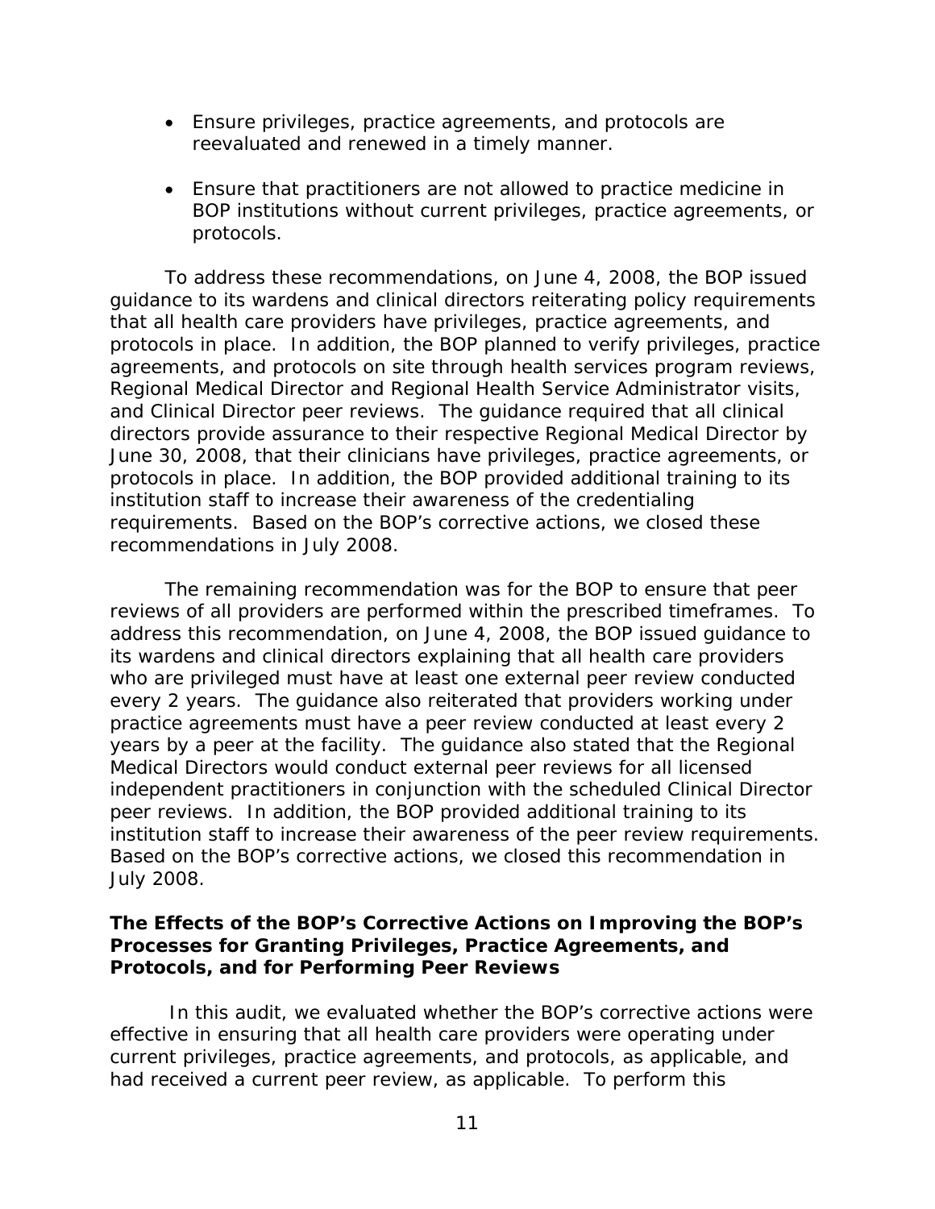- Ensure privileges, practice agreements, and protocols are reevaluated and renewed in a timely manner.

- Ensure that practitioners are not allowed to practice medicine in BOP institutions without current privileges, practice agreements, or protocols.

To address these recommendations, on June 4, 2008, the BOP issued guidance to its wardens and clinical directors reiterating policy requirements that all health care providers have privileges, practice agreements, and protocols in place. In addition, the BOP planned to verify privileges, practice agreements, and protocols on site through health services program reviews, Regional Medical Director and Regional Health Service Administrator visits, and Clinical Director peer reviews. The guidance required that all clinical directors provide assurance to their respective Regional Medical Director by June 30, 2008, that their clinicians have privileges, practice agreements, or protocols in place. In addition, the BOP provided additional training to its institution staff to increase their awareness of the credentialing requirements. Based on the BOP's corrective actions, we closed these recommendations in July 2008.

The remaining recommendation was for the BOP to ensure that peer reviews of all providers are performed within the prescribed timeframes. To address this recommendation, on June 4, 2008, the BOP issued guidance to its wardens and clinical directors explaining that all health care providers who are privileged must have at least one external peer review conducted every 2 years. The guidance also reiterated that providers working under practice agreements must have a peer review conducted at least every 2 years by a peer at the facility. The guidance also stated that the Regional Medical Directors would conduct external peer reviews for all licensed independent practitioners in conjunction with the scheduled Clinical Director peer reviews. In addition, the BOP provided additional training to its institution staff to increase their awareness of the peer review requirements. Based on the BOP's corrective actions, we closed this recommendation in July 2008.

**The Effects of the BOP's Corrective Actions on Improving the BOP's Processes for Granting Privileges, Practice Agreements, and Protocols, and for Performing Peer Reviews**

In this audit, we evaluated whether the BOP's corrective actions were effective in ensuring that all health care providers were operating under current privileges, practice agreements, and protocols, as applicable, and had received a current peer review, as applicable. To perform this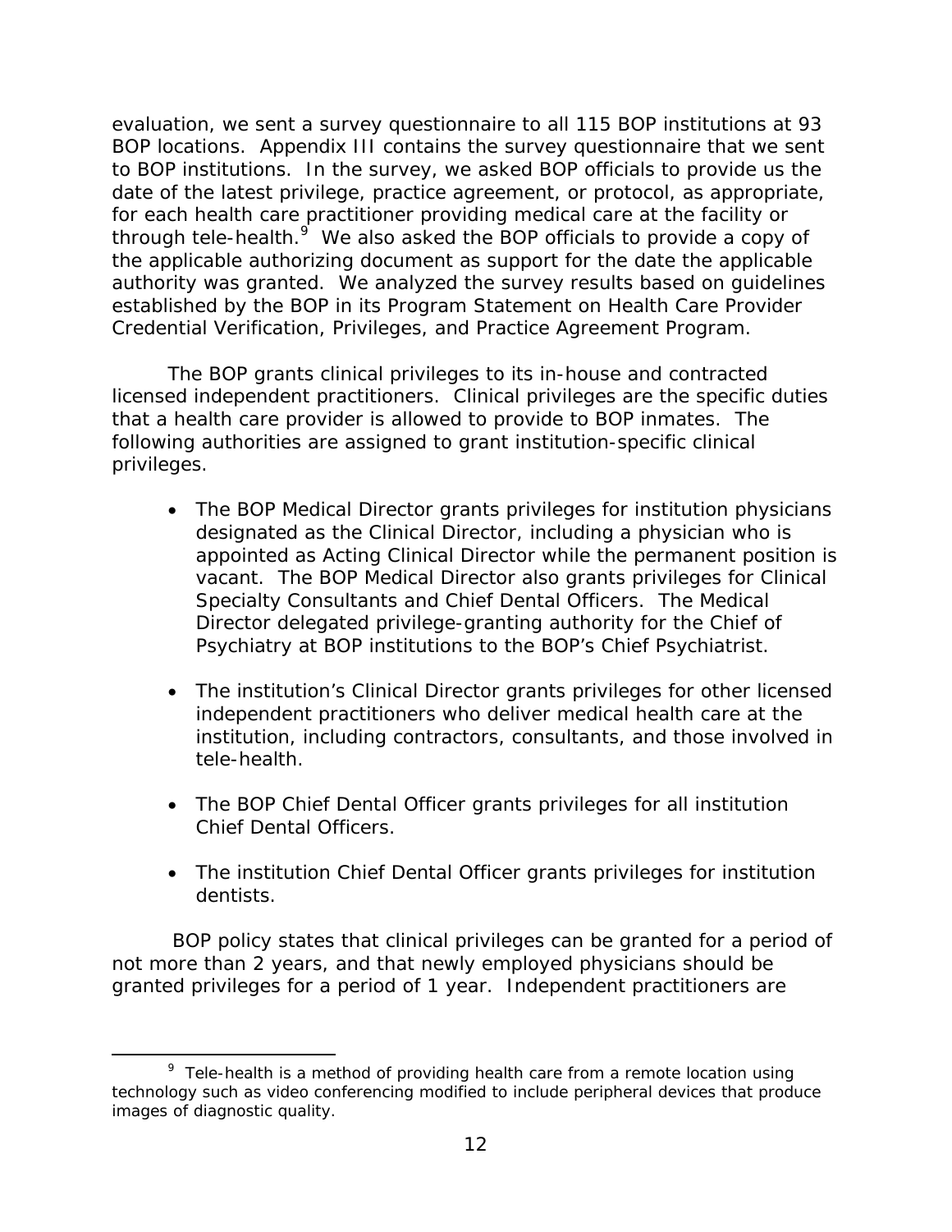evaluation, we sent a survey questionnaire to all 115 BOP institutions at 93 BOP locations. Appendix III contains the survey questionnaire that we sent to BOP institutions. In the survey, we asked BOP officials to provide us the date of the latest privilege, practice agreement, or protocol, as appropriate, for each health care practitioner providing medical care at the facility or through tele-health.[9] We also asked the BOP officials to provide a copy of the applicable authorizing document as support for the date the applicable authority was granted. We analyzed the survey results based on guidelines established by the BOP in its Program Statement on Health Care Provider Credential Verification, Privileges, and Practice Agreement Program.

The BOP grants clinical privileges to its in-house and contracted licensed independent practitioners. Clinical privileges are the specific duties that a health care provider is allowed to provide to BOP inmates. The following authorities are assigned to grant institution-specific clinical privileges.

- The BOP Medical Director grants privileges for institution physicians designated as the Clinical Director, including a physician who is appointed as Acting Clinical Director while the permanent position is vacant. The BOP Medical Director also grants privileges for Clinical Specialty Consultants and Chief Dental Officers. The Medical Director delegated privilege-granting authority for the Chief of Psychiatry at BOP institutions to the BOP's Chief Psychiatrist.

- The institution's Clinical Director grants privileges for other licensed independent practitioners who deliver medical health care at the institution, including contractors, consultants, and those involved in tele-health.

- The BOP Chief Dental Officer grants privileges for all institution Chief Dental Officers.

- The institution Chief Dental Officer grants privileges for institution dentists.

BOP policy states that clinical privileges can be granted for a period of not more than 2 years, and that newly employed physicians should be granted privileges for a period of 1 year. Independent practitioners are

[9] Tele-health is a method of providing health care from a remote location using technology such as video conferencing modified to include peripheral devices that produce images of diagnostic quality.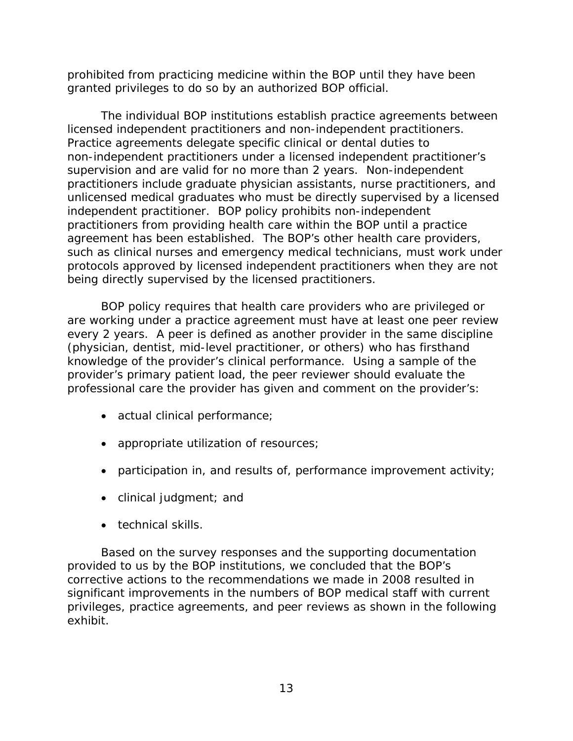prohibited from practicing medicine within the BOP until they have been granted privileges to do so by an authorized BOP official.

The individual BOP institutions establish practice agreements between licensed independent practitioners and non-independent practitioners. Practice agreements delegate specific clinical or dental duties to non-independent practitioners under a licensed independent practitioner's supervision and are valid for no more than 2 years. Non-independent practitioners include graduate physician assistants, nurse practitioners, and unlicensed medical graduates who must be directly supervised by a licensed independent practitioner. BOP policy prohibits non-independent practitioners from providing health care within the BOP until a practice agreement has been established. The BOP's other health care providers, such as clinical nurses and emergency medical technicians, must work under protocols approved by licensed independent practitioners when they are not being directly supervised by the licensed practitioners.

BOP policy requires that health care providers who are privileged or are working under a practice agreement must have at least one peer review every 2 years. A peer is defined as another provider in the same discipline (physician, dentist, mid-level practitioner, or others) who has firsthand knowledge of the provider's clinical performance. Using a sample of the provider's primary patient load, the peer reviewer should evaluate the professional care the provider has given and comment on the provider's:

- actual clinical performance;
- appropriate utilization of resources;
- participation in, and results of, performance improvement activity;
- clinical judgment; and
- technical skills.

Based on the survey responses and the supporting documentation provided to us by the BOP institutions, we concluded that the BOP's corrective actions to the recommendations we made in 2008 resulted in significant improvements in the numbers of BOP medical staff with current privileges, practice agreements, and peer reviews as shown in the following exhibit.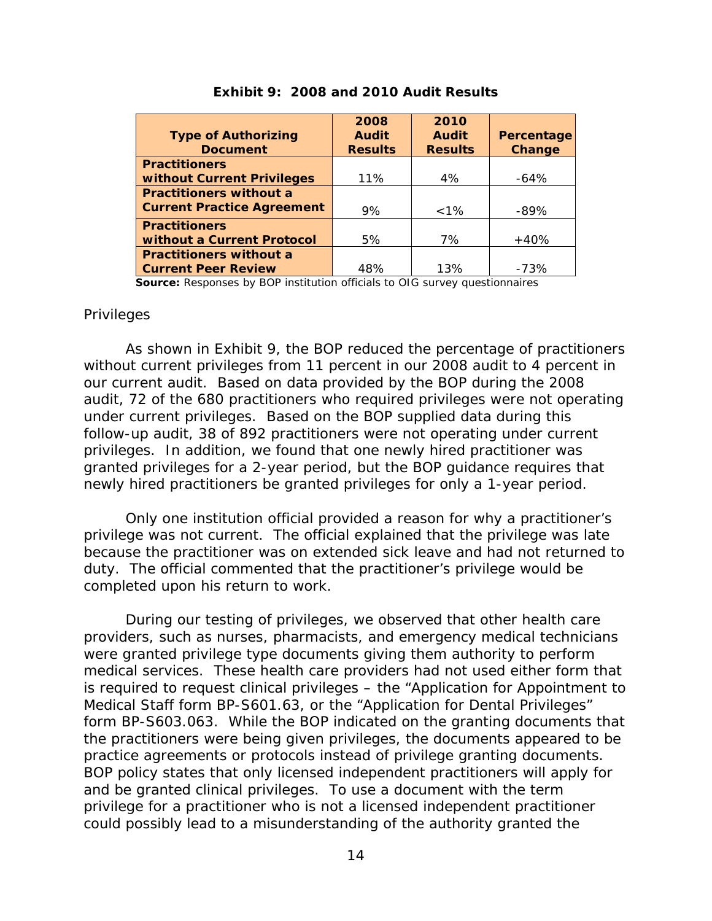**Exhibit 9: 2008 and 2010 Audit Results**

| Type of Authorizing Document | 2008 Audit Results | 2010 Audit Results | Percentage Change |
|---|---|---|---|
| **Practitioners without Current Privileges** | 11% | 4% | -64% |
| **Practitioners without a Current Practice Agreement** | 9% | <1% | -89% |
| **Practitioners without a Current Protocol** | 5% | 7% | +40% |
| **Practitioners without a Current Peer Review** | 48% | 13% | -73% |

**Source:** Responses by BOP institution officials to OIG survey questionnaires

Privileges

As shown in Exhibit 9, the BOP reduced the percentage of practitioners without current privileges from 11 percent in our 2008 audit to 4 percent in our current audit. Based on data provided by the BOP during the 2008 audit, 72 of the 680 practitioners who required privileges were not operating under current privileges. Based on the BOP supplied data during this follow-up audit, 38 of 892 practitioners were not operating under current privileges. In addition, we found that one newly hired practitioner was granted privileges for a 2-year period, but the BOP guidance requires that newly hired practitioners be granted privileges for only a 1-year period.

Only one institution official provided a reason for why a practitioner's privilege was not current. The official explained that the privilege was late because the practitioner was on extended sick leave and had not returned to duty. The official commented that the practitioner's privilege would be completed upon his return to work.

During our testing of privileges, we observed that other health care providers, such as nurses, pharmacists, and emergency medical technicians were granted privilege type documents giving them authority to perform medical services. These health care providers had not used either form that is required to request clinical privileges – the "Application for Appointment to Medical Staff form BP-S601.63, or the "Application for Dental Privileges" form BP-S603.063. While the BOP indicated on the granting documents that the practitioners were being given privileges, the documents appeared to be practice agreements or protocols instead of privilege granting documents. BOP policy states that only licensed independent practitioners will apply for and be granted clinical privileges. To use a document with the term privilege for a practitioner who is not a licensed independent practitioner could possibly lead to a misunderstanding of the authority granted the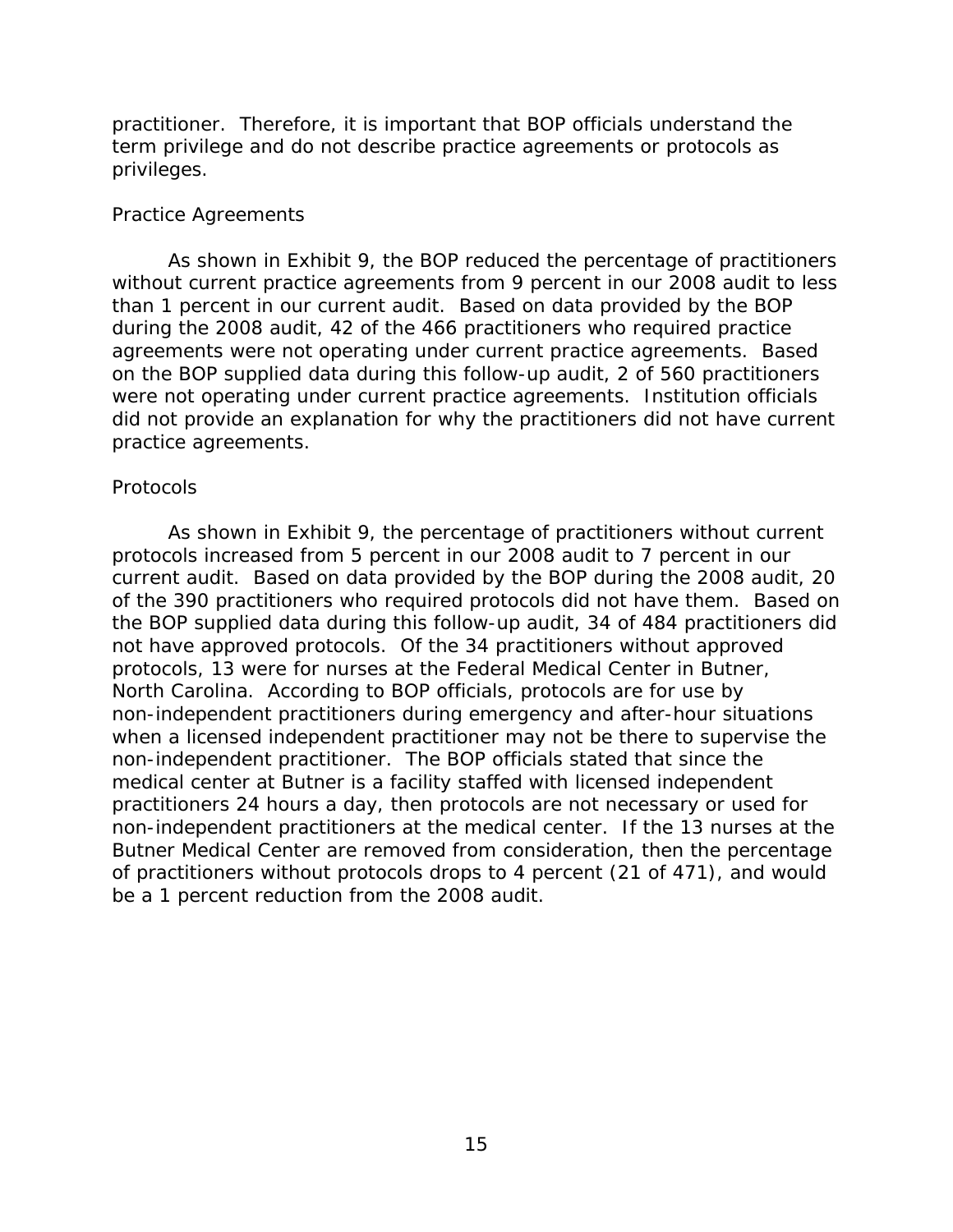practitioner. Therefore, it is important that BOP officials understand the term privilege and do not describe practice agreements or protocols as privileges.

### Practice Agreements

As shown in Exhibit 9, the BOP reduced the percentage of practitioners without current practice agreements from 9 percent in our 2008 audit to less than 1 percent in our current audit. Based on data provided by the BOP during the 2008 audit, 42 of the 466 practitioners who required practice agreements were not operating under current practice agreements. Based on the BOP supplied data during this follow-up audit, 2 of 560 practitioners were not operating under current practice agreements. Institution officials did not provide an explanation for why the practitioners did not have current practice agreements.

### Protocols

As shown in Exhibit 9, the percentage of practitioners without current protocols increased from 5 percent in our 2008 audit to 7 percent in our current audit. Based on data provided by the BOP during the 2008 audit, 20 of the 390 practitioners who required protocols did not have them. Based on the BOP supplied data during this follow-up audit, 34 of 484 practitioners did not have approved protocols. Of the 34 practitioners without approved protocols, 13 were for nurses at the Federal Medical Center in Butner, North Carolina. According to BOP officials, protocols are for use by non-independent practitioners during emergency and after-hour situations when a licensed independent practitioner may not be there to supervise the non-independent practitioner. The BOP officials stated that since the medical center at Butner is a facility staffed with licensed independent practitioners 24 hours a day, then protocols are not necessary or used for non-independent practitioners at the medical center. If the 13 nurses at the Butner Medical Center are removed from consideration, then the percentage of practitioners without protocols drops to 4 percent (21 of 471), and would be a 1 percent reduction from the 2008 audit.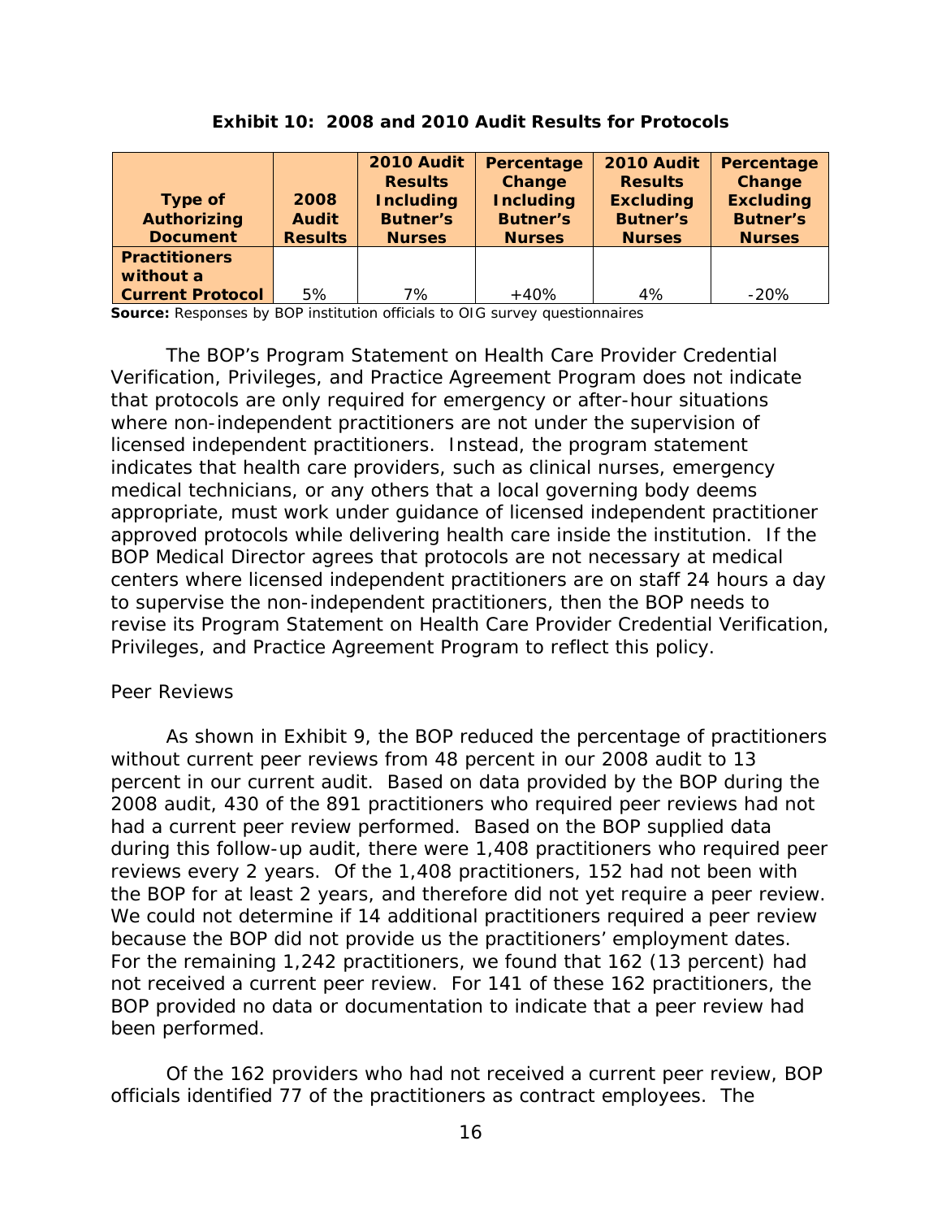**Exhibit 10: 2008 and 2010 Audit Results for Protocols**

| Type of Authorizing Document | 2008 Audit Results | 2010 Audit Results Including Butner's Nurses | Percentage Change Including Butner's Nurses | 2010 Audit Results Excluding Butner's Nurses | Percentage Change Excluding Butner's Nurses |
|---|---|---|---|---|---|
| **Practitioners without a Current Protocol** | 5% | 7% | +40% | 4% | -20% |

**Source:** Responses by BOP institution officials to OIG survey questionnaires

The BOP's Program Statement on Health Care Provider Credential Verification, Privileges, and Practice Agreement Program does not indicate that protocols are only required for emergency or after-hour situations where non-independent practitioners are not under the supervision of licensed independent practitioners. Instead, the program statement indicates that health care providers, such as clinical nurses, emergency medical technicians, or any others that a local governing body deems appropriate, must work under guidance of licensed independent practitioner approved protocols while delivering health care inside the institution. If the BOP Medical Director agrees that protocols are not necessary at medical centers where licensed independent practitioners are on staff 24 hours a day to supervise the non-independent practitioners, then the BOP needs to revise its Program Statement on Health Care Provider Credential Verification, Privileges, and Practice Agreement Program to reflect this policy.

Peer Reviews

As shown in Exhibit 9, the BOP reduced the percentage of practitioners without current peer reviews from 48 percent in our 2008 audit to 13 percent in our current audit. Based on data provided by the BOP during the 2008 audit, 430 of the 891 practitioners who required peer reviews had not had a current peer review performed. Based on the BOP supplied data during this follow-up audit, there were 1,408 practitioners who required peer reviews every 2 years. Of the 1,408 practitioners, 152 had not been with the BOP for at least 2 years, and therefore did not yet require a peer review. We could not determine if 14 additional practitioners required a peer review because the BOP did not provide us the practitioners' employment dates. For the remaining 1,242 practitioners, we found that 162 (13 percent) had not received a current peer review. For 141 of these 162 practitioners, the BOP provided no data or documentation to indicate that a peer review had been performed.

Of the 162 providers who had not received a current peer review, BOP officials identified 77 of the practitioners as contract employees. The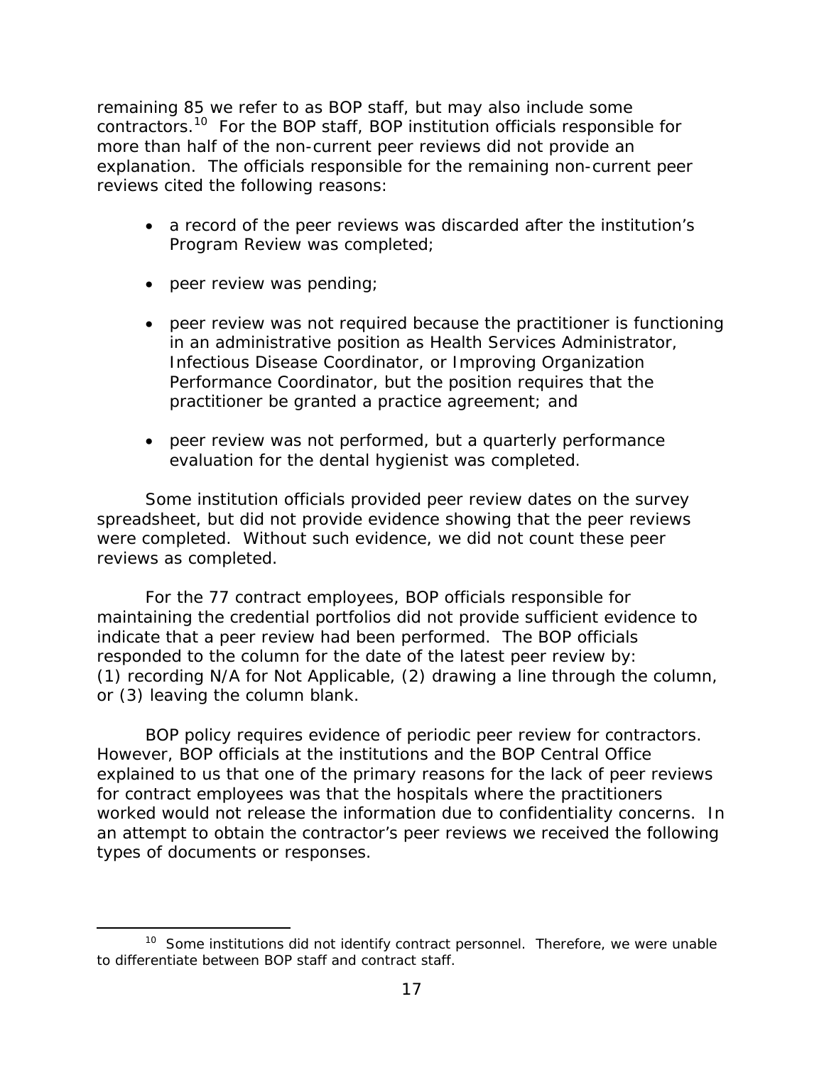remaining 85 we refer to as BOP staff, but may also include some contractors.[10] For the BOP staff, BOP institution officials responsible for more than half of the non-current peer reviews did not provide an explanation. The officials responsible for the remaining non-current peer reviews cited the following reasons:

- a record of the peer reviews was discarded after the institution's Program Review was completed;
- peer review was pending;
- peer review was not required because the practitioner is functioning in an administrative position as Health Services Administrator, Infectious Disease Coordinator, or Improving Organization Performance Coordinator, but the position requires that the practitioner be granted a practice agreement; and
- peer review was not performed, but a quarterly performance evaluation for the dental hygienist was completed.

Some institution officials provided peer review dates on the survey spreadsheet, but did not provide evidence showing that the peer reviews were completed. Without such evidence, we did not count these peer reviews as completed.

For the 77 contract employees, BOP officials responsible for maintaining the credential portfolios did not provide sufficient evidence to indicate that a peer review had been performed. The BOP officials responded to the column for the date of the latest peer review by: (1) recording N/A for Not Applicable, (2) drawing a line through the column, or (3) leaving the column blank.

BOP policy requires evidence of periodic peer review for contractors. However, BOP officials at the institutions and the BOP Central Office explained to us that one of the primary reasons for the lack of peer reviews for contract employees was that the hospitals where the practitioners worked would not release the information due to confidentiality concerns. In an attempt to obtain the contractor's peer reviews we received the following types of documents or responses.

[10] Some institutions did not identify contract personnel. Therefore, we were unable to differentiate between BOP staff and contract staff.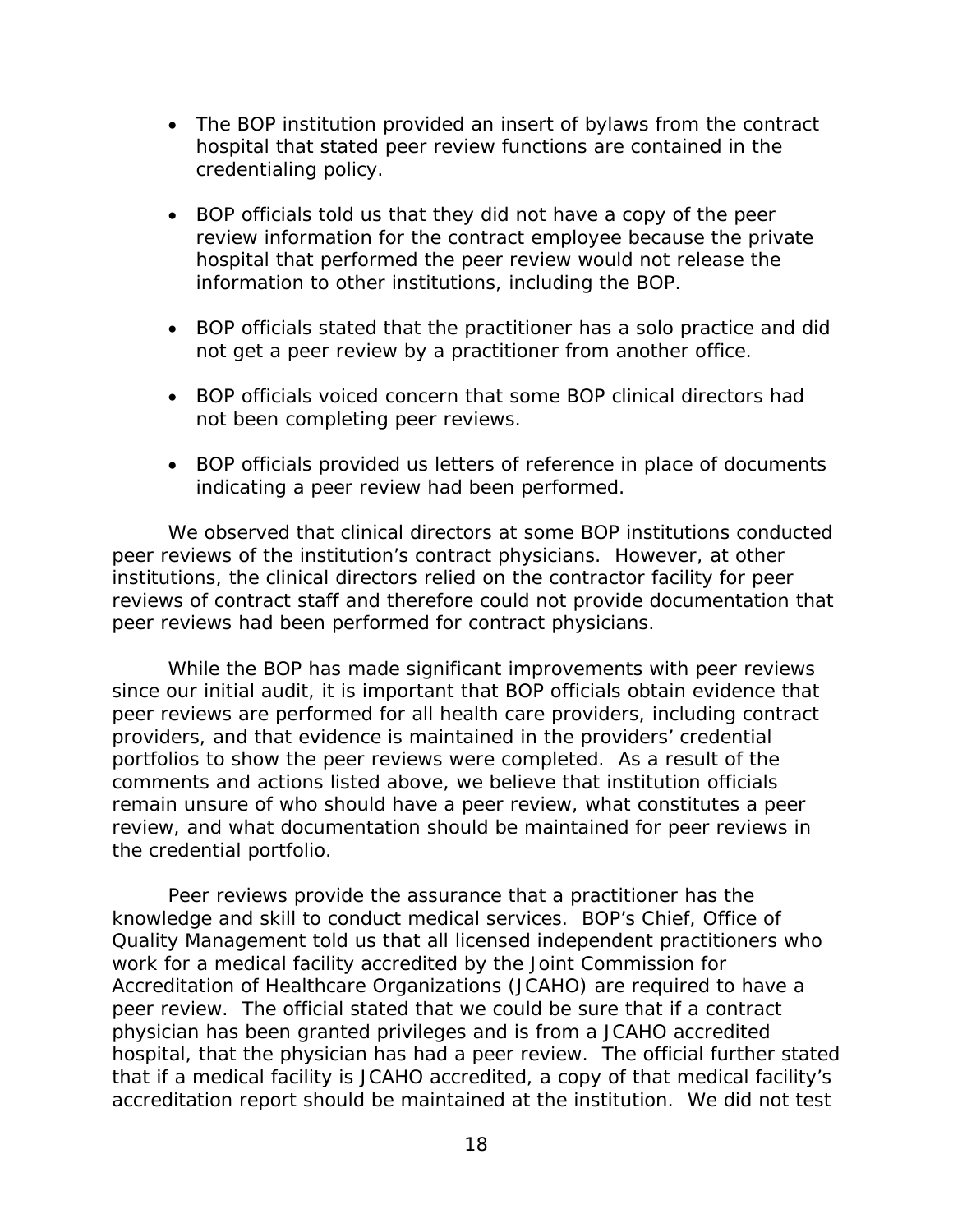- The BOP institution provided an insert of bylaws from the contract hospital that stated peer review functions are contained in the credentialing policy.
- BOP officials told us that they did not have a copy of the peer review information for the contract employee because the private hospital that performed the peer review would not release the information to other institutions, including the BOP.
- BOP officials stated that the practitioner has a solo practice and did not get a peer review by a practitioner from another office.
- BOP officials voiced concern that some BOP clinical directors had not been completing peer reviews.
- BOP officials provided us letters of reference in place of documents indicating a peer review had been performed.

We observed that clinical directors at some BOP institutions conducted peer reviews of the institution's contract physicians. However, at other institutions, the clinical directors relied on the contractor facility for peer reviews of contract staff and therefore could not provide documentation that peer reviews had been performed for contract physicians.

While the BOP has made significant improvements with peer reviews since our initial audit, it is important that BOP officials obtain evidence that peer reviews are performed for all health care providers, including contract providers, and that evidence is maintained in the providers' credential portfolios to show the peer reviews were completed. As a result of the comments and actions listed above, we believe that institution officials remain unsure of who should have a peer review, what constitutes a peer review, and what documentation should be maintained for peer reviews in the credential portfolio.

Peer reviews provide the assurance that a practitioner has the knowledge and skill to conduct medical services. BOP's Chief, Office of Quality Management told us that all licensed independent practitioners who work for a medical facility accredited by the Joint Commission for Accreditation of Healthcare Organizations (JCAHO) are required to have a peer review. The official stated that we could be sure that if a contract physician has been granted privileges and is from a JCAHO accredited hospital, that the physician has had a peer review. The official further stated that if a medical facility is JCAHO accredited, a copy of that medical facility's accreditation report should be maintained at the institution. We did not test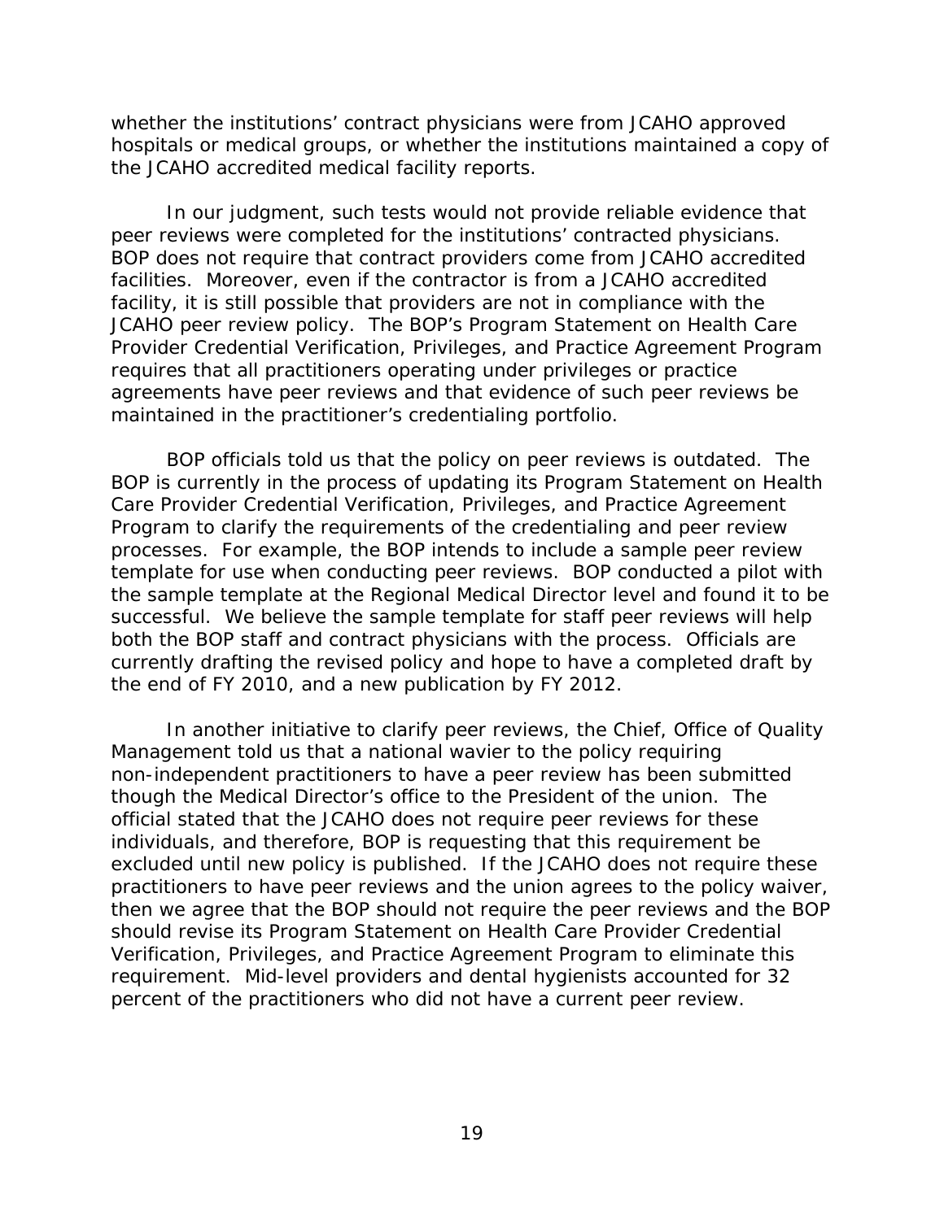whether the institutions' contract physicians were from JCAHO approved hospitals or medical groups, or whether the institutions maintained a copy of the JCAHO accredited medical facility reports.

In our judgment, such tests would not provide reliable evidence that peer reviews were completed for the institutions' contracted physicians. BOP does not require that contract providers come from JCAHO accredited facilities. Moreover, even if the contractor is from a JCAHO accredited facility, it is still possible that providers are not in compliance with the JCAHO peer review policy. The BOP's Program Statement on Health Care Provider Credential Verification, Privileges, and Practice Agreement Program requires that all practitioners operating under privileges or practice agreements have peer reviews and that evidence of such peer reviews be maintained in the practitioner's credentialing portfolio.

BOP officials told us that the policy on peer reviews is outdated. The BOP is currently in the process of updating its Program Statement on Health Care Provider Credential Verification, Privileges, and Practice Agreement Program to clarify the requirements of the credentialing and peer review processes. For example, the BOP intends to include a sample peer review template for use when conducting peer reviews. BOP conducted a pilot with the sample template at the Regional Medical Director level and found it to be successful. We believe the sample template for staff peer reviews will help both the BOP staff and contract physicians with the process. Officials are currently drafting the revised policy and hope to have a completed draft by the end of FY 2010, and a new publication by FY 2012.

In another initiative to clarify peer reviews, the Chief, Office of Quality Management told us that a national wavier to the policy requiring non-independent practitioners to have a peer review has been submitted though the Medical Director's office to the President of the union. The official stated that the JCAHO does not require peer reviews for these individuals, and therefore, BOP is requesting that this requirement be excluded until new policy is published. If the JCAHO does not require these practitioners to have peer reviews and the union agrees to the policy waiver, then we agree that the BOP should not require the peer reviews and the BOP should revise its Program Statement on Health Care Provider Credential Verification, Privileges, and Practice Agreement Program to eliminate this requirement. Mid-level providers and dental hygienists accounted for 32 percent of the practitioners who did not have a current peer review.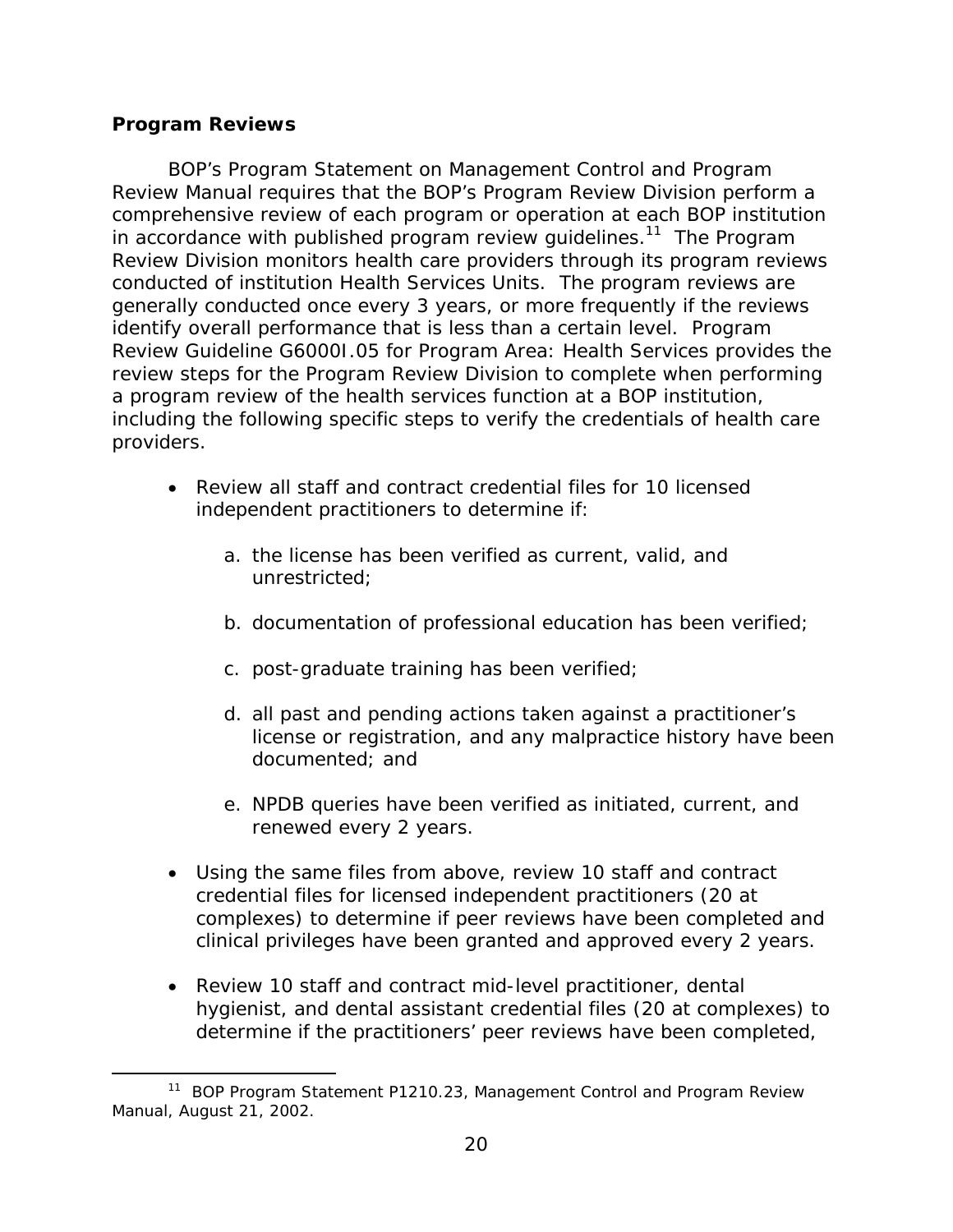### Program Reviews

BOP's Program Statement on Management Control and Program Review Manual requires that the BOP's Program Review Division perform a comprehensive review of each program or operation at each BOP institution in accordance with published program review guidelines.[11] The Program Review Division monitors health care providers through its program reviews conducted of institution Health Services Units. The program reviews are generally conducted once every 3 years, or more frequently if the reviews identify overall performance that is less than a certain level. Program Review Guideline G6000I.05 for Program Area: Health Services provides the review steps for the Program Review Division to complete when performing a program review of the health services function at a BOP institution, including the following specific steps to verify the credentials of health care providers.

- Review all staff and contract credential files for 10 licensed independent practitioners to determine if:

  a. the license has been verified as current, valid, and unrestricted;

  b. documentation of professional education has been verified;

  c. post-graduate training has been verified;

  d. all past and pending actions taken against a practitioner's license or registration, and any malpractice history have been documented; and

  e. NPDB queries have been verified as initiated, current, and renewed every 2 years.

- Using the same files from above, review 10 staff and contract credential files for licensed independent practitioners (20 at complexes) to determine if peer reviews have been completed and clinical privileges have been granted and approved every 2 years.

- Review 10 staff and contract mid-level practitioner, dental hygienist, and dental assistant credential files (20 at complexes) to determine if the practitioners' peer reviews have been completed,

[11] BOP Program Statement P1210.23, Management Control and Program Review Manual, August 21, 2002.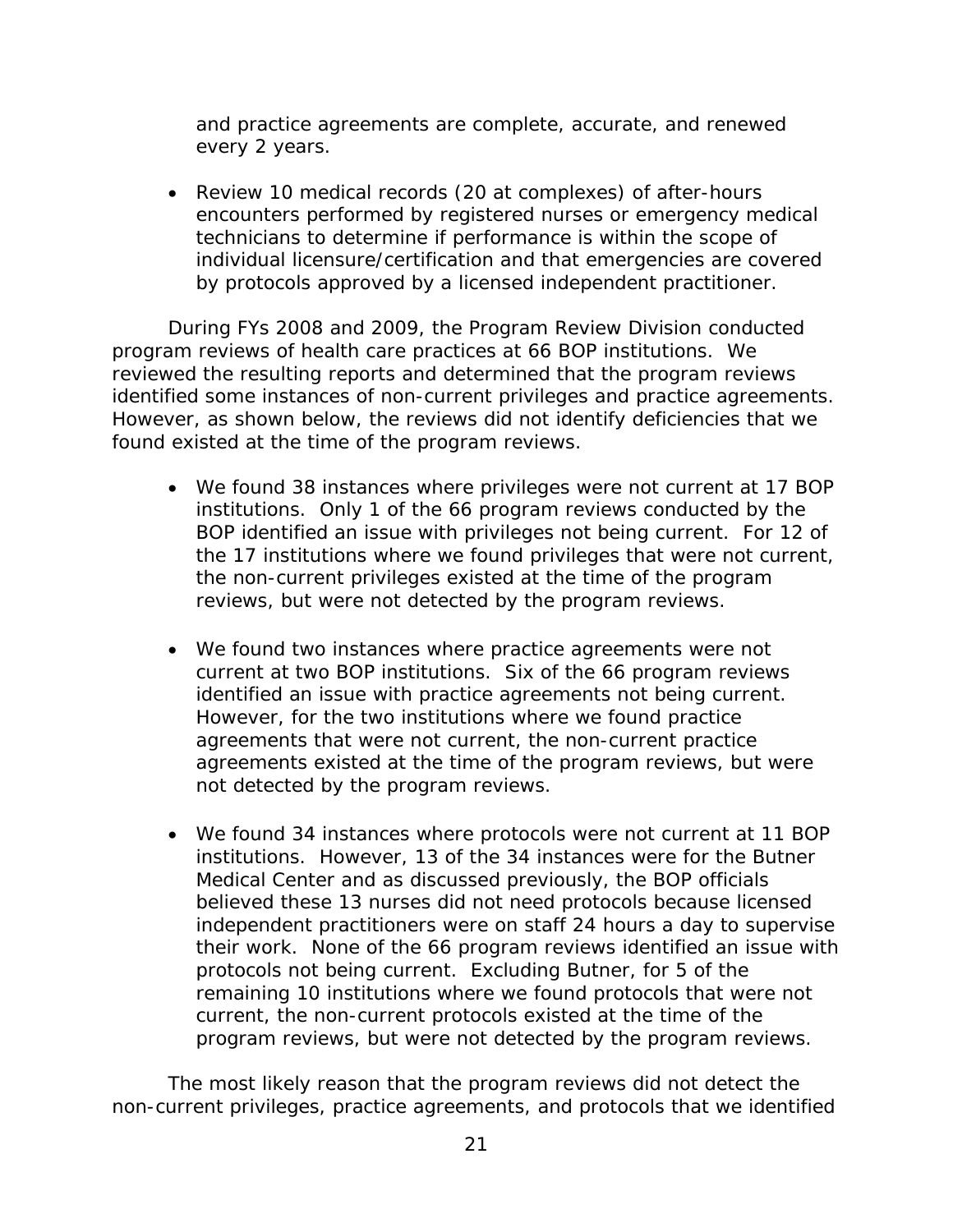and practice agreements are complete, accurate, and renewed every 2 years.

- Review 10 medical records (20 at complexes) of after-hours encounters performed by registered nurses or emergency medical technicians to determine if performance is within the scope of individual licensure/certification and that emergencies are covered by protocols approved by a licensed independent practitioner.

During FYs 2008 and 2009, the Program Review Division conducted program reviews of health care practices at 66 BOP institutions. We reviewed the resulting reports and determined that the program reviews identified some instances of non-current privileges and practice agreements. However, as shown below, the reviews did not identify deficiencies that we found existed at the time of the program reviews.

- We found 38 instances where privileges were not current at 17 BOP institutions. Only 1 of the 66 program reviews conducted by the BOP identified an issue with privileges not being current. For 12 of the 17 institutions where we found privileges that were not current, the non-current privileges existed at the time of the program reviews, but were not detected by the program reviews.

- We found two instances where practice agreements were not current at two BOP institutions. Six of the 66 program reviews identified an issue with practice agreements not being current. However, for the two institutions where we found practice agreements that were not current, the non-current practice agreements existed at the time of the program reviews, but were not detected by the program reviews.

- We found 34 instances where protocols were not current at 11 BOP institutions. However, 13 of the 34 instances were for the Butner Medical Center and as discussed previously, the BOP officials believed these 13 nurses did not need protocols because licensed independent practitioners were on staff 24 hours a day to supervise their work. None of the 66 program reviews identified an issue with protocols not being current. Excluding Butner, for 5 of the remaining 10 institutions where we found protocols that were not current, the non-current protocols existed at the time of the program reviews, but were not detected by the program reviews.

The most likely reason that the program reviews did not detect the non-current privileges, practice agreements, and protocols that we identified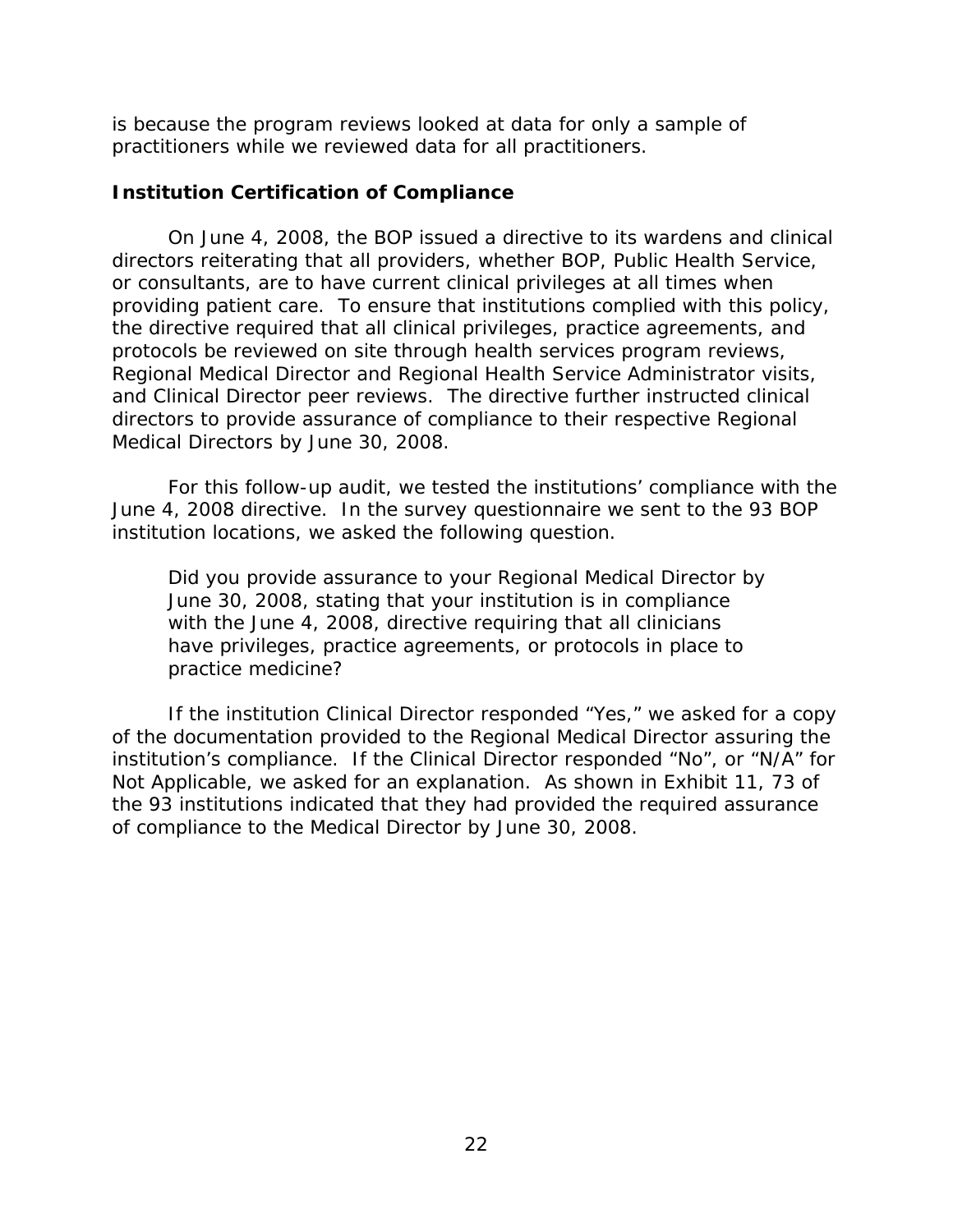is because the program reviews looked at data for only a sample of practitioners while we reviewed data for all practitioners.

### Institution Certification of Compliance

On June 4, 2008, the BOP issued a directive to its wardens and clinical directors reiterating that all providers, whether BOP, Public Health Service, or consultants, are to have current clinical privileges at all times when providing patient care. To ensure that institutions complied with this policy, the directive required that all clinical privileges, practice agreements, and protocols be reviewed on site through health services program reviews, Regional Medical Director and Regional Health Service Administrator visits, and Clinical Director peer reviews. The directive further instructed clinical directors to provide assurance of compliance to their respective Regional Medical Directors by June 30, 2008.

For this follow-up audit, we tested the institutions' compliance with the June 4, 2008 directive. In the survey questionnaire we sent to the 93 BOP institution locations, we asked the following question.

> Did you provide assurance to your Regional Medical Director by June 30, 2008, stating that your institution is in compliance with the June 4, 2008, directive requiring that all clinicians have privileges, practice agreements, or protocols in place to practice medicine?

If the institution Clinical Director responded "Yes," we asked for a copy of the documentation provided to the Regional Medical Director assuring the institution's compliance. If the Clinical Director responded "No", or "N/A" for Not Applicable, we asked for an explanation. As shown in Exhibit 11, 73 of the 93 institutions indicated that they had provided the required assurance of compliance to the Medical Director by June 30, 2008.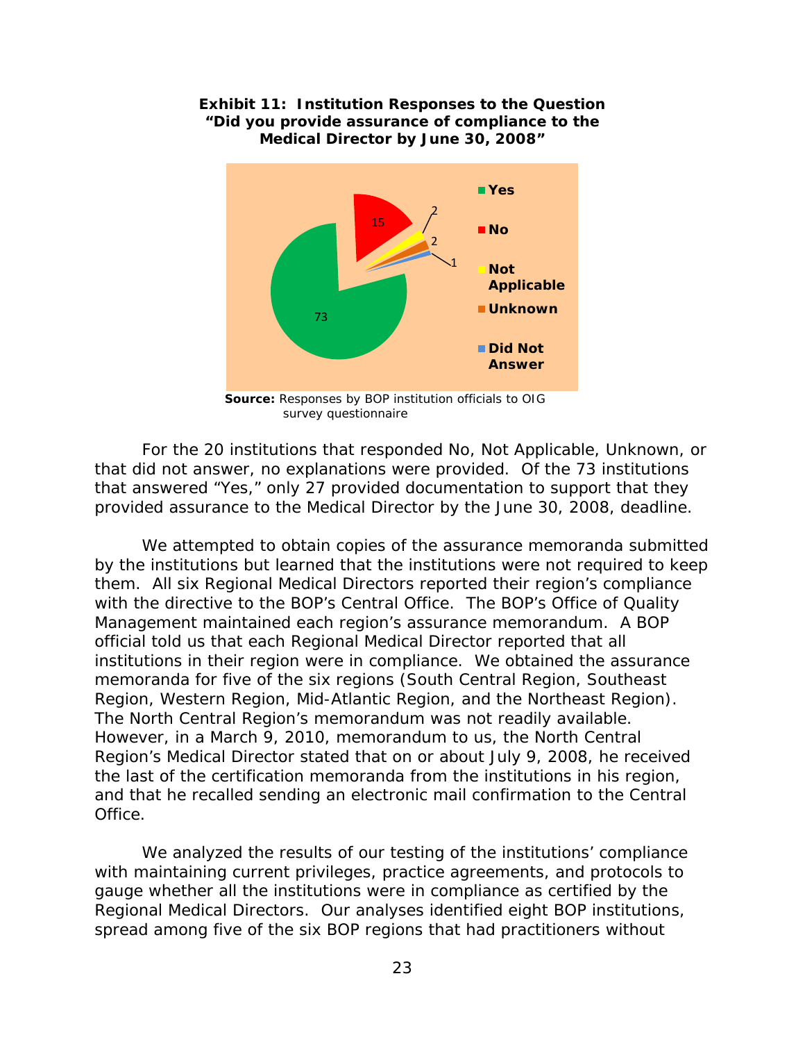**Exhibit 11: Institution Responses to the Question "Did you provide assurance of compliance to the Medical Director by June 30, 2008"**

Yes
No
Not Applicable
Unknown
Did Not Answer

73
15
2
2
1

**Source:** Responses by BOP institution officials to OIG survey questionnaire

For the 20 institutions that responded No, Not Applicable, Unknown, or that did not answer, no explanations were provided. Of the 73 institutions that answered "Yes," only 27 provided documentation to support that they provided assurance to the Medical Director by the June 30, 2008, deadline.

We attempted to obtain copies of the assurance memoranda submitted by the institutions but learned that the institutions were not required to keep them. All six Regional Medical Directors reported their region's compliance with the directive to the BOP's Central Office. The BOP's Office of Quality Management maintained each region's assurance memorandum. A BOP official told us that each Regional Medical Director reported that all institutions in their region were in compliance. We obtained the assurance memoranda for five of the six regions (South Central Region, Southeast Region, Western Region, Mid-Atlantic Region, and the Northeast Region). The North Central Region's memorandum was not readily available. However, in a March 9, 2010, memorandum to us, the North Central Region's Medical Director stated that on or about July 9, 2008, he received the last of the certification memoranda from the institutions in his region, and that he recalled sending an electronic mail confirmation to the Central Office.

We analyzed the results of our testing of the institutions' compliance with maintaining current privileges, practice agreements, and protocols to gauge whether all the institutions were in compliance as certified by the Regional Medical Directors. Our analyses identified eight BOP institutions, spread among five of the six BOP regions that had practitioners without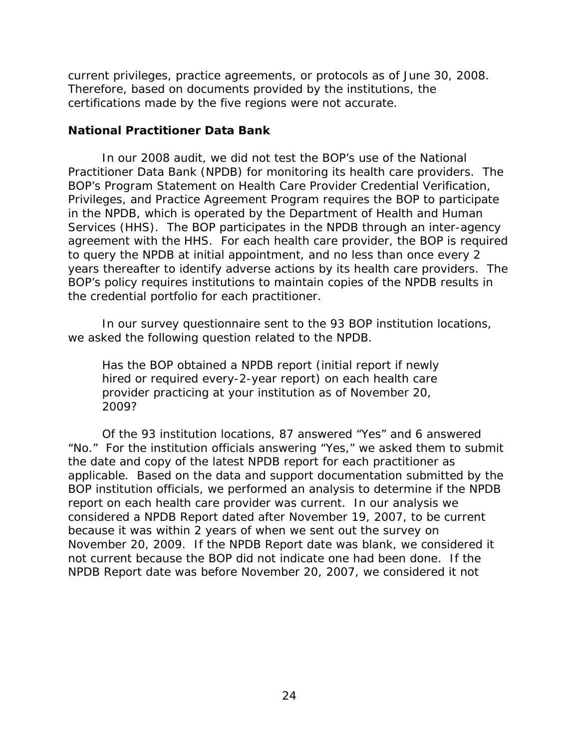current privileges, practice agreements, or protocols as of June 30, 2008. Therefore, based on documents provided by the institutions, the certifications made by the five regions were not accurate.

**National Practitioner Data Bank**

In our 2008 audit, we did not test the BOP's use of the National Practitioner Data Bank (NPDB) for monitoring its health care providers. The BOP's Program Statement on Health Care Provider Credential Verification, Privileges, and Practice Agreement Program requires the BOP to participate in the NPDB, which is operated by the Department of Health and Human Services (HHS). The BOP participates in the NPDB through an inter-agency agreement with the HHS. For each health care provider, the BOP is required to query the NPDB at initial appointment, and no less than once every 2 years thereafter to identify adverse actions by its health care providers. The BOP's policy requires institutions to maintain copies of the NPDB results in the credential portfolio for each practitioner.

In our survey questionnaire sent to the 93 BOP institution locations, we asked the following question related to the NPDB.

> Has the BOP obtained a NPDB report (initial report if newly hired or required every-2-year report) on each health care provider practicing at your institution as of November 20, 2009?

Of the 93 institution locations, 87 answered "Yes" and 6 answered "No." For the institution officials answering "Yes," we asked them to submit the date and copy of the latest NPDB report for each practitioner as applicable. Based on the data and support documentation submitted by the BOP institution officials, we performed an analysis to determine if the NPDB report on each health care provider was current. In our analysis we considered a NPDB Report dated after November 19, 2007, to be current because it was within 2 years of when we sent out the survey on November 20, 2009. If the NPDB Report date was blank, we considered it not current because the BOP did not indicate one had been done. If the NPDB Report date was before November 20, 2007, we considered it not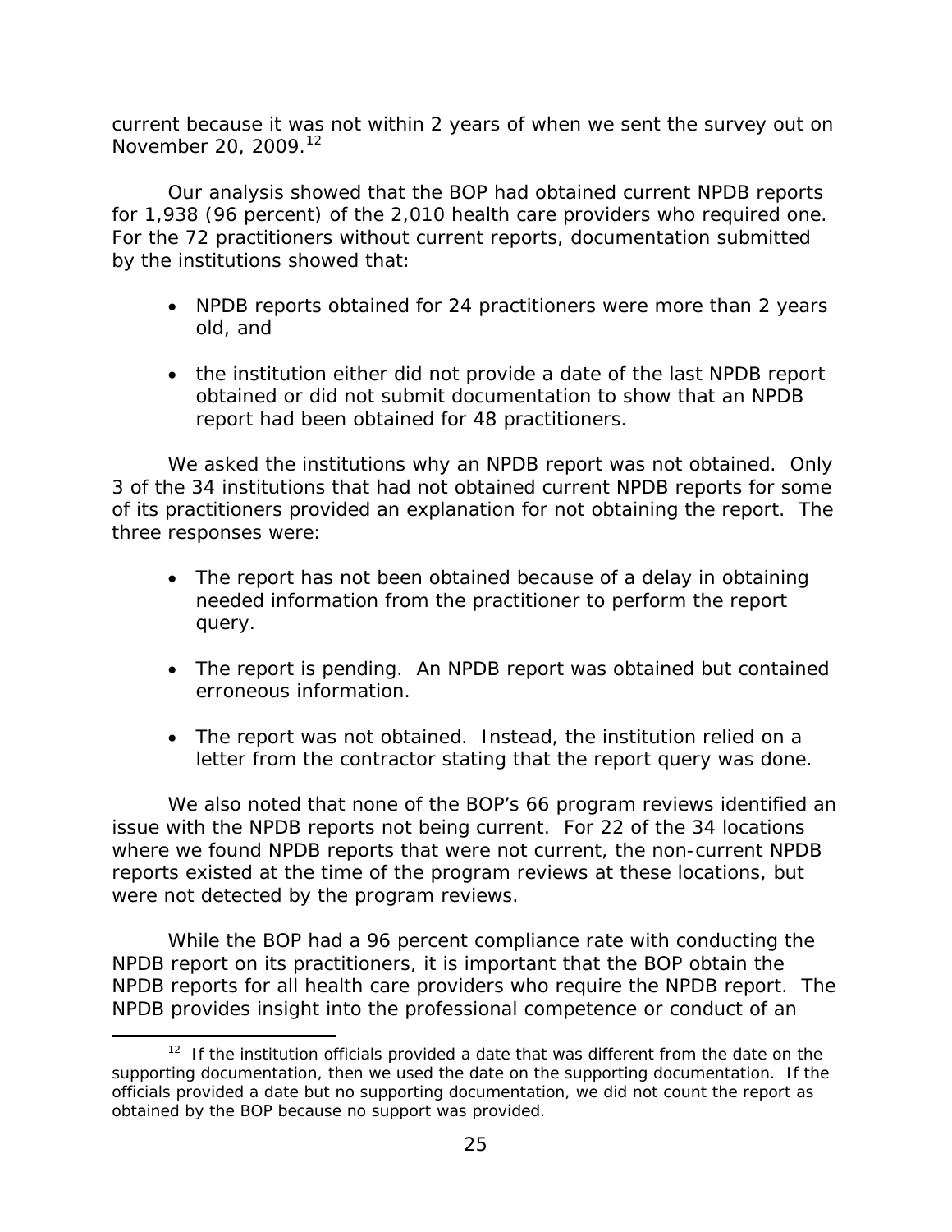current because it was not within 2 years of when we sent the survey out on November 20, 2009.[12]

Our analysis showed that the BOP had obtained current NPDB reports for 1,938 (96 percent) of the 2,010 health care providers who required one. For the 72 practitioners without current reports, documentation submitted by the institutions showed that:

- NPDB reports obtained for 24 practitioners were more than 2 years old, and
- the institution either did not provide a date of the last NPDB report obtained or did not submit documentation to show that an NPDB report had been obtained for 48 practitioners.

We asked the institutions why an NPDB report was not obtained. Only 3 of the 34 institutions that had not obtained current NPDB reports for some of its practitioners provided an explanation for not obtaining the report. The three responses were:

- The report has not been obtained because of a delay in obtaining needed information from the practitioner to perform the report query.
- The report is pending. An NPDB report was obtained but contained erroneous information.
- The report was not obtained. Instead, the institution relied on a letter from the contractor stating that the report query was done.

We also noted that none of the BOP's 66 program reviews identified an issue with the NPDB reports not being current. For 22 of the 34 locations where we found NPDB reports that were not current, the non-current NPDB reports existed at the time of the program reviews at these locations, but were not detected by the program reviews.

While the BOP had a 96 percent compliance rate with conducting the NPDB report on its practitioners, it is important that the BOP obtain the NPDB reports for all health care providers who require the NPDB report. The NPDB provides insight into the professional competence or conduct of an

[12] If the institution officials provided a date that was different from the date on the supporting documentation, then we used the date on the supporting documentation. If the officials provided a date but no supporting documentation, we did not count the report as obtained by the BOP because no support was provided.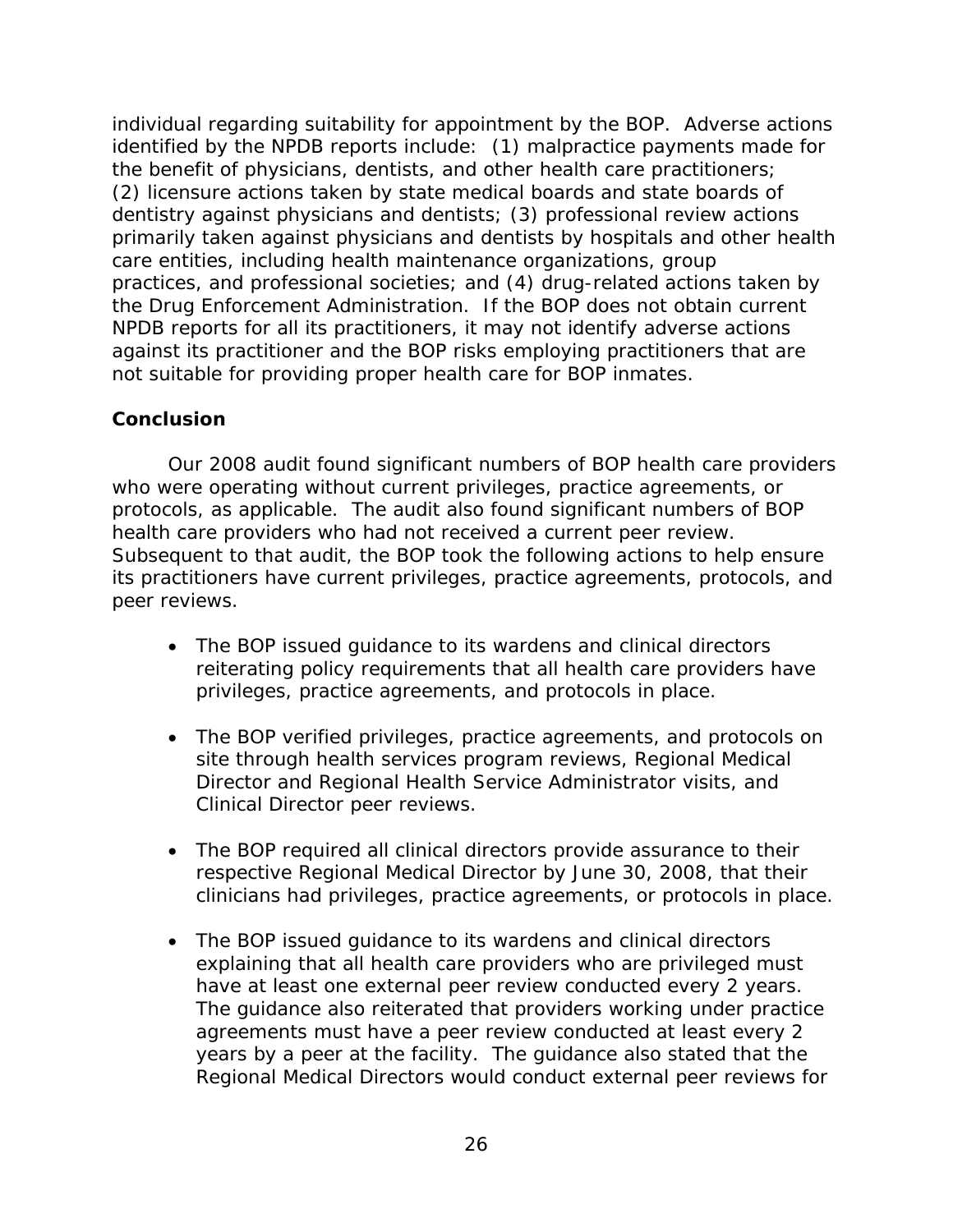individual regarding suitability for appointment by the BOP. Adverse actions identified by the NPDB reports include: (1) malpractice payments made for the benefit of physicians, dentists, and other health care practitioners; (2) licensure actions taken by state medical boards and state boards of dentistry against physicians and dentists; (3) professional review actions primarily taken against physicians and dentists by hospitals and other health care entities, including health maintenance organizations, group practices, and professional societies; and (4) drug-related actions taken by the Drug Enforcement Administration. If the BOP does not obtain current NPDB reports for all its practitioners, it may not identify adverse actions against its practitioner and the BOP risks employing practitioners that are not suitable for providing proper health care for BOP inmates.

**Conclusion**

Our 2008 audit found significant numbers of BOP health care providers who were operating without current privileges, practice agreements, or protocols, as applicable. The audit also found significant numbers of BOP health care providers who had not received a current peer review. Subsequent to that audit, the BOP took the following actions to help ensure its practitioners have current privileges, practice agreements, protocols, and peer reviews.

- The BOP issued guidance to its wardens and clinical directors reiterating policy requirements that all health care providers have privileges, practice agreements, and protocols in place.

- The BOP verified privileges, practice agreements, and protocols on site through health services program reviews, Regional Medical Director and Regional Health Service Administrator visits, and Clinical Director peer reviews.

- The BOP required all clinical directors provide assurance to their respective Regional Medical Director by June 30, 2008, that their clinicians had privileges, practice agreements, or protocols in place.

- The BOP issued guidance to its wardens and clinical directors explaining that all health care providers who are privileged must have at least one external peer review conducted every 2 years. The guidance also reiterated that providers working under practice agreements must have a peer review conducted at least every 2 years by a peer at the facility. The guidance also stated that the Regional Medical Directors would conduct external peer reviews for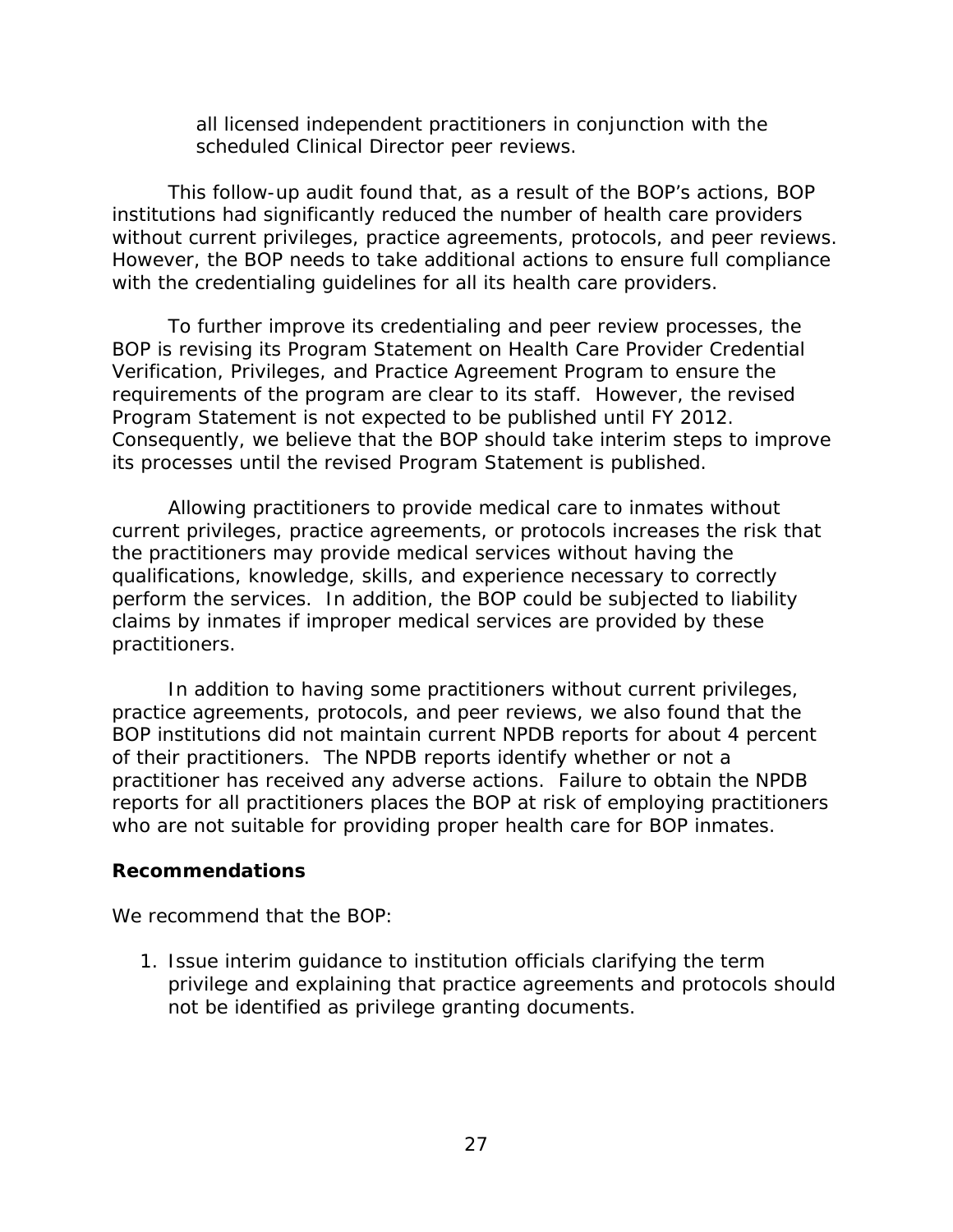all licensed independent practitioners in conjunction with the scheduled Clinical Director peer reviews.

This follow-up audit found that, as a result of the BOP's actions, BOP institutions had significantly reduced the number of health care providers without current privileges, practice agreements, protocols, and peer reviews. However, the BOP needs to take additional actions to ensure full compliance with the credentialing guidelines for all its health care providers.

To further improve its credentialing and peer review processes, the BOP is revising its Program Statement on Health Care Provider Credential Verification, Privileges, and Practice Agreement Program to ensure the requirements of the program are clear to its staff. However, the revised Program Statement is not expected to be published until FY 2012. Consequently, we believe that the BOP should take interim steps to improve its processes until the revised Program Statement is published.

Allowing practitioners to provide medical care to inmates without current privileges, practice agreements, or protocols increases the risk that the practitioners may provide medical services without having the qualifications, knowledge, skills, and experience necessary to correctly perform the services. In addition, the BOP could be subjected to liability claims by inmates if improper medical services are provided by these practitioners.

In addition to having some practitioners without current privileges, practice agreements, protocols, and peer reviews, we also found that the BOP institutions did not maintain current NPDB reports for about 4 percent of their practitioners. The NPDB reports identify whether or not a practitioner has received any adverse actions. Failure to obtain the NPDB reports for all practitioners places the BOP at risk of employing practitioners who are not suitable for providing proper health care for BOP inmates.

## Recommendations

We recommend that the BOP:

1. Issue interim guidance to institution officials clarifying the term privilege and explaining that practice agreements and protocols should not be identified as privilege granting documents.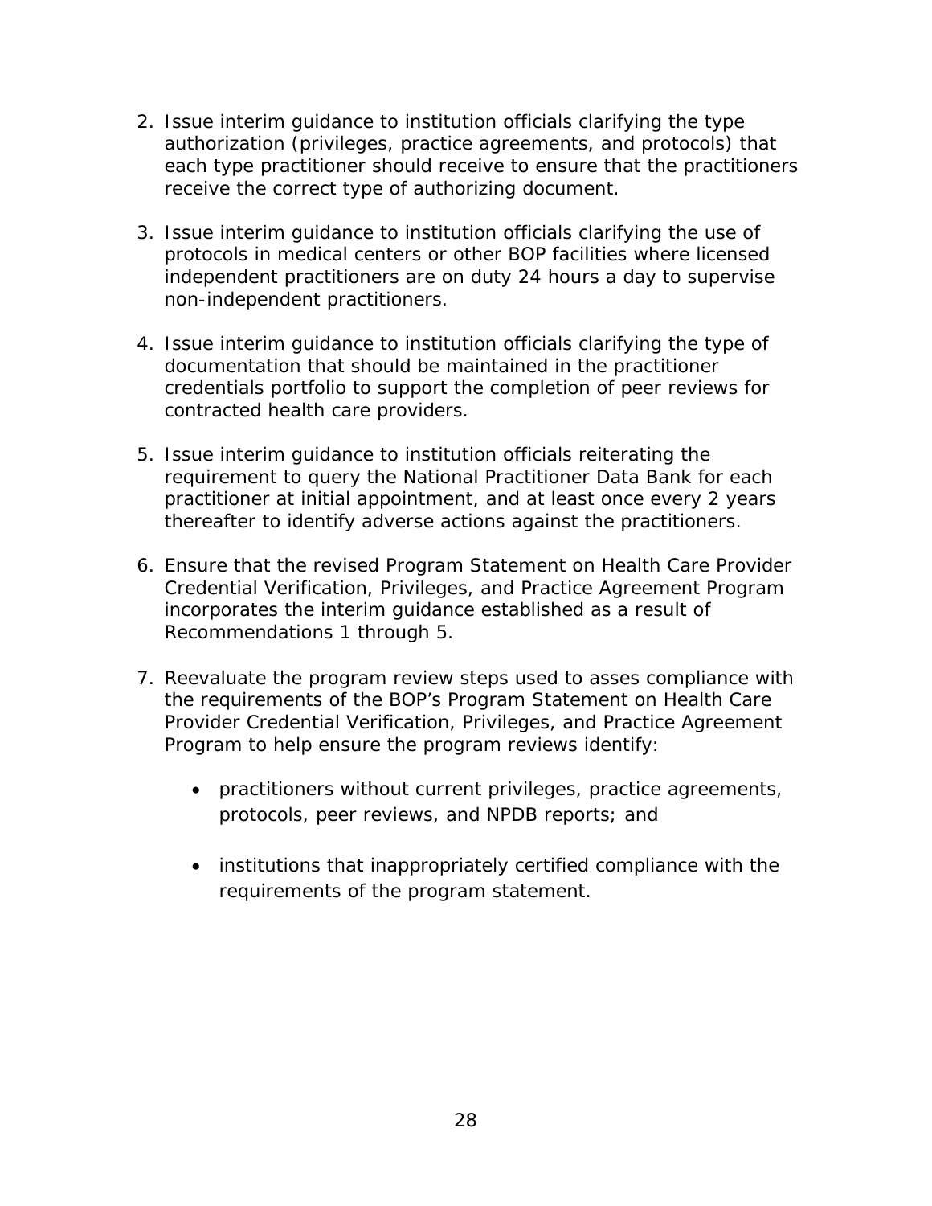2. Issue interim guidance to institution officials clarifying the type authorization (privileges, practice agreements, and protocols) that each type practitioner should receive to ensure that the practitioners receive the correct type of authorizing document.

3. Issue interim guidance to institution officials clarifying the use of protocols in medical centers or other BOP facilities where licensed independent practitioners are on duty 24 hours a day to supervise non-independent practitioners.

4. Issue interim guidance to institution officials clarifying the type of documentation that should be maintained in the practitioner credentials portfolio to support the completion of peer reviews for contracted health care providers.

5. Issue interim guidance to institution officials reiterating the requirement to query the National Practitioner Data Bank for each practitioner at initial appointment, and at least once every 2 years thereafter to identify adverse actions against the practitioners.

6. Ensure that the revised Program Statement on Health Care Provider Credential Verification, Privileges, and Practice Agreement Program incorporates the interim guidance established as a result of Recommendations 1 through 5.

7. Reevaluate the program review steps used to asses compliance with the requirements of the BOP's Program Statement on Health Care Provider Credential Verification, Privileges, and Practice Agreement Program to help ensure the program reviews identify:

   - practitioners without current privileges, practice agreements, protocols, peer reviews, and NPDB reports; and

   - institutions that inappropriately certified compliance with the requirements of the program statement.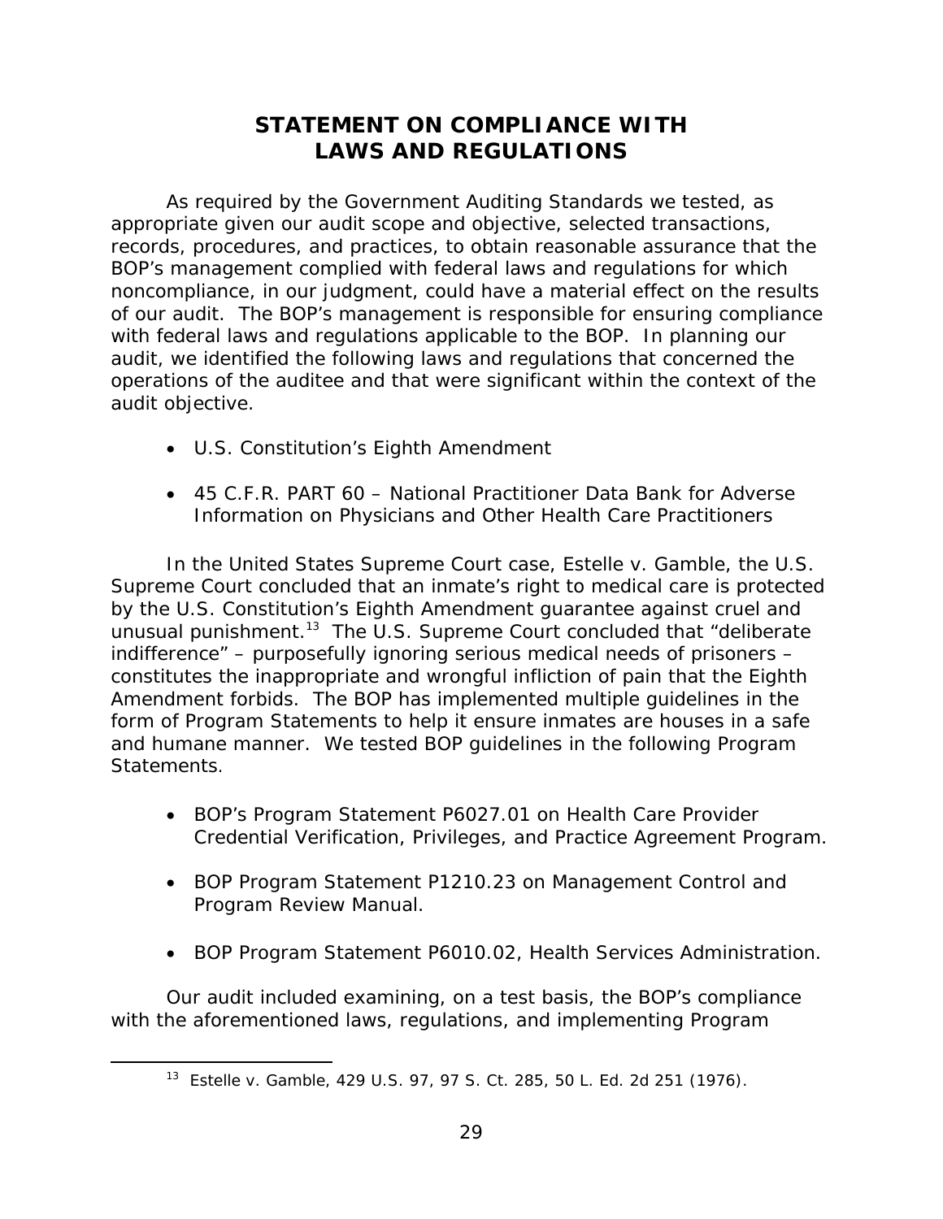# STATEMENT ON COMPLIANCE WITH LAWS AND REGULATIONS

As required by the Government Auditing Standards we tested, as appropriate given our audit scope and objective, selected transactions, records, procedures, and practices, to obtain reasonable assurance that the BOP's management complied with federal laws and regulations for which noncompliance, in our judgment, could have a material effect on the results of our audit. The BOP's management is responsible for ensuring compliance with federal laws and regulations applicable to the BOP. In planning our audit, we identified the following laws and regulations that concerned the operations of the auditee and that were significant within the context of the audit objective.

- U.S. Constitution's Eighth Amendment
- 45 C.F.R. PART 60 – National Practitioner Data Bank for Adverse Information on Physicians and Other Health Care Practitioners

In the United States Supreme Court case, Estelle v. Gamble, the U.S. Supreme Court concluded that an inmate's right to medical care is protected by the U.S. Constitution's Eighth Amendment guarantee against cruel and unusual punishment.[13] The U.S. Supreme Court concluded that "deliberate indifference" – purposefully ignoring serious medical needs of prisoners – constitutes the inappropriate and wrongful infliction of pain that the Eighth Amendment forbids. The BOP has implemented multiple guidelines in the form of Program Statements to help it ensure inmates are houses in a safe and humane manner. We tested BOP guidelines in the following Program Statements.

- BOP's Program Statement P6027.01 on Health Care Provider Credential Verification, Privileges, and Practice Agreement Program.
- BOP Program Statement P1210.23 on Management Control and Program Review Manual.
- BOP Program Statement P6010.02, Health Services Administration.

Our audit included examining, on a test basis, the BOP's compliance with the aforementioned laws, regulations, and implementing Program

[13] Estelle v. Gamble, 429 U.S. 97, 97 S. Ct. 285, 50 L. Ed. 2d 251 (1976).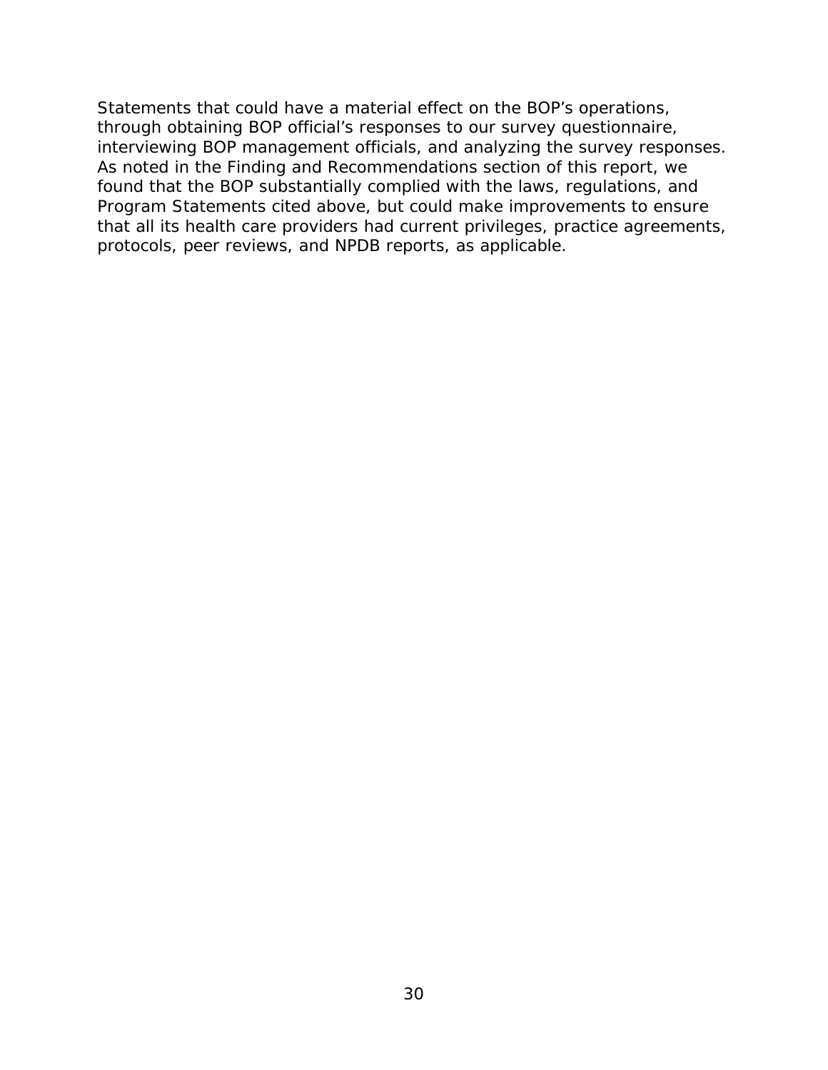Statements that could have a material effect on the BOP's operations, through obtaining BOP official's responses to our survey questionnaire, interviewing BOP management officials, and analyzing the survey responses. As noted in the Finding and Recommendations section of this report, we found that the BOP substantially complied with the laws, regulations, and Program Statements cited above, but could make improvements to ensure that all its health care providers had current privileges, practice agreements, protocols, peer reviews, and NPDB reports, as applicable.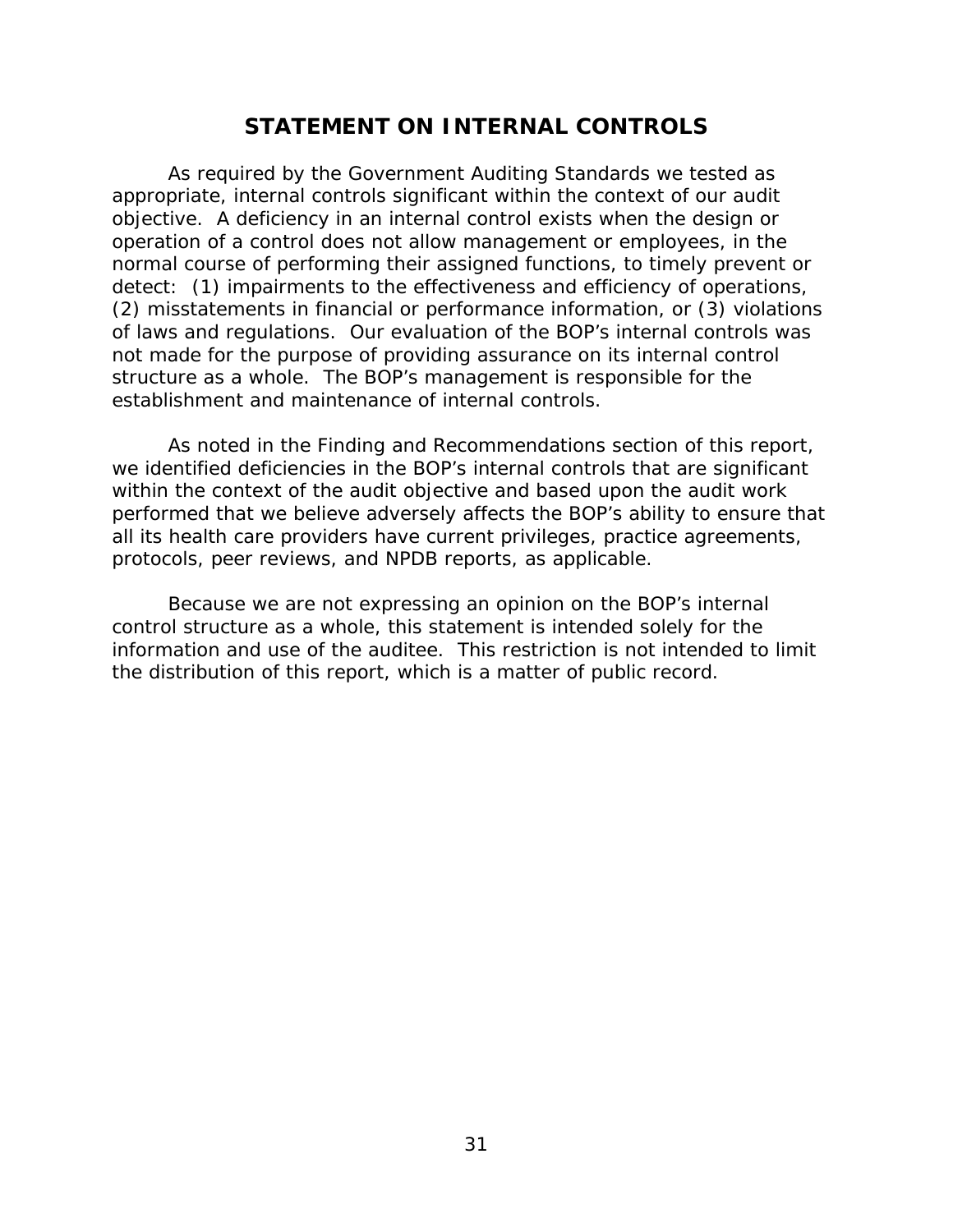# STATEMENT ON INTERNAL CONTROLS

As required by the Government Auditing Standards we tested as appropriate, internal controls significant within the context of our audit objective. A deficiency in an internal control exists when the design or operation of a control does not allow management or employees, in the normal course of performing their assigned functions, to timely prevent or detect: (1) impairments to the effectiveness and efficiency of operations, (2) misstatements in financial or performance information, or (3) violations of laws and regulations. Our evaluation of the BOP's internal controls was not made for the purpose of providing assurance on its internal control structure as a whole. The BOP's management is responsible for the establishment and maintenance of internal controls.

As noted in the Finding and Recommendations section of this report, we identified deficiencies in the BOP's internal controls that are significant within the context of the audit objective and based upon the audit work performed that we believe adversely affects the BOP's ability to ensure that all its health care providers have current privileges, practice agreements, protocols, peer reviews, and NPDB reports, as applicable.

Because we are not expressing an opinion on the BOP's internal control structure as a whole, this statement is intended solely for the information and use of the auditee. This restriction is not intended to limit the distribution of this report, which is a matter of public record.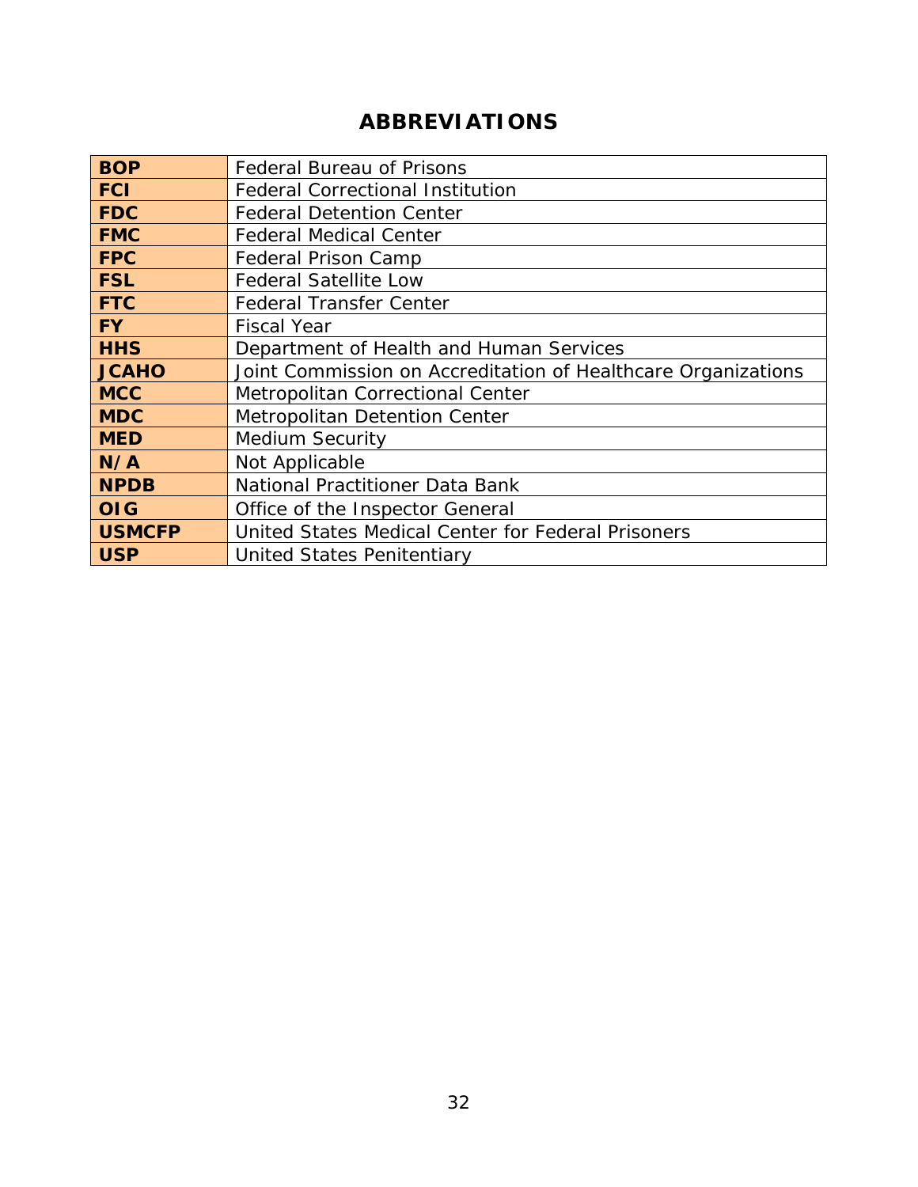# ABBREVIATIONS

| | |
|---|---|
| **BOP** | Federal Bureau of Prisons |
| **FCI** | Federal Correctional Institution |
| **FDC** | Federal Detention Center |
| **FMC** | Federal Medical Center |
| **FPC** | Federal Prison Camp |
| **FSL** | Federal Satellite Low |
| **FTC** | Federal Transfer Center |
| **FY** | Fiscal Year |
| **HHS** | Department of Health and Human Services |
| **JCAHO** | Joint Commission on Accreditation of Healthcare Organizations |
| **MCC** | Metropolitan Correctional Center |
| **MDC** | Metropolitan Detention Center |
| **MED** | Medium Security |
| **N/A** | Not Applicable |
| **NPDB** | National Practitioner Data Bank |
| **OIG** | Office of the Inspector General |
| **USMCFP** | United States Medical Center for Federal Prisoners |
| **USP** | United States Penitentiary |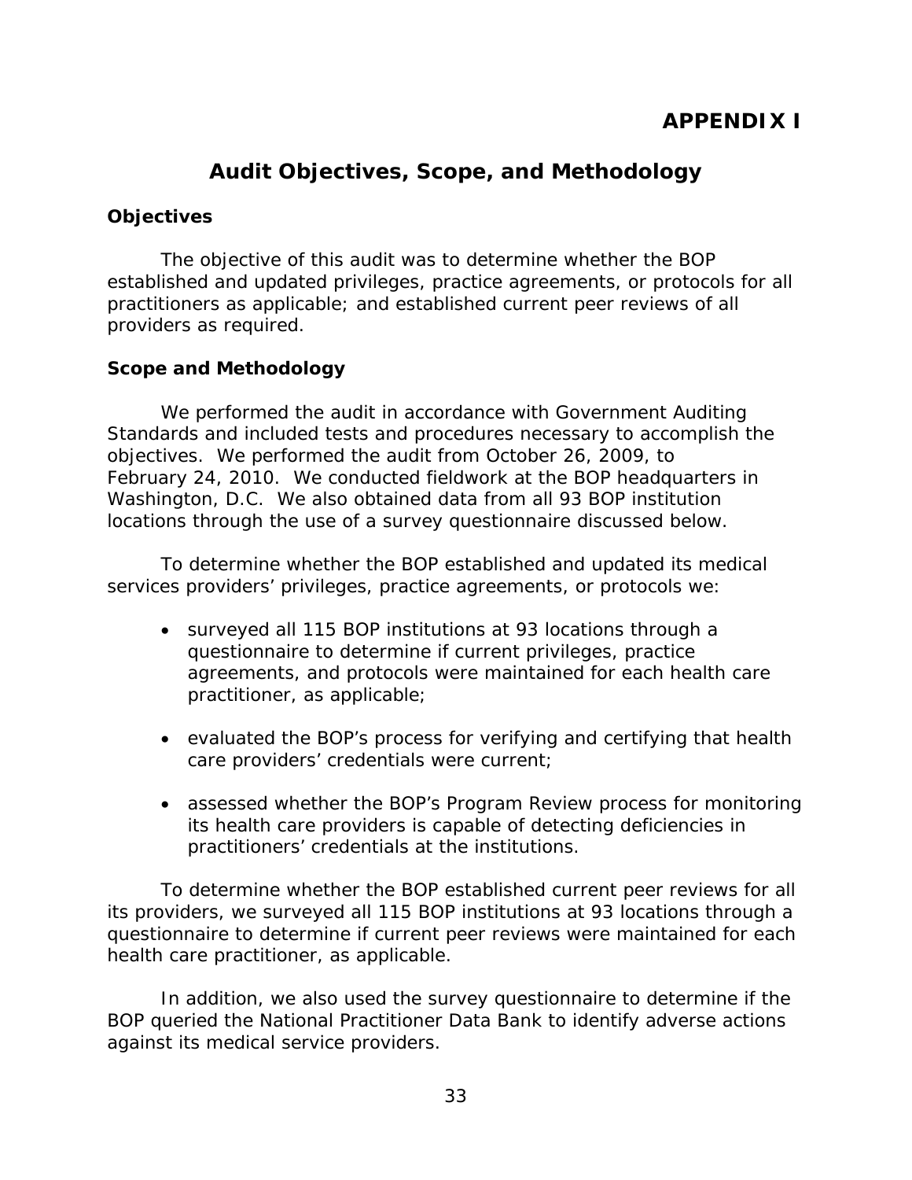# APPENDIX I

## Audit Objectives, Scope, and Methodology

### Objectives

The objective of this audit was to determine whether the BOP established and updated privileges, practice agreements, or protocols for all practitioners as applicable; and established current peer reviews of all providers as required.

### Scope and Methodology

We performed the audit in accordance with Government Auditing Standards and included tests and procedures necessary to accomplish the objectives. We performed the audit from October 26, 2009, to February 24, 2010. We conducted fieldwork at the BOP headquarters in Washington, D.C. We also obtained data from all 93 BOP institution locations through the use of a survey questionnaire discussed below.

To determine whether the BOP established and updated its medical services providers' privileges, practice agreements, or protocols we:

- surveyed all 115 BOP institutions at 93 locations through a questionnaire to determine if current privileges, practice agreements, and protocols were maintained for each health care practitioner, as applicable;
- evaluated the BOP's process for verifying and certifying that health care providers' credentials were current;
- assessed whether the BOP's Program Review process for monitoring its health care providers is capable of detecting deficiencies in practitioners' credentials at the institutions.

To determine whether the BOP established current peer reviews for all its providers, we surveyed all 115 BOP institutions at 93 locations through a questionnaire to determine if current peer reviews were maintained for each health care practitioner, as applicable.

In addition, we also used the survey questionnaire to determine if the BOP queried the National Practitioner Data Bank to identify adverse actions against its medical service providers.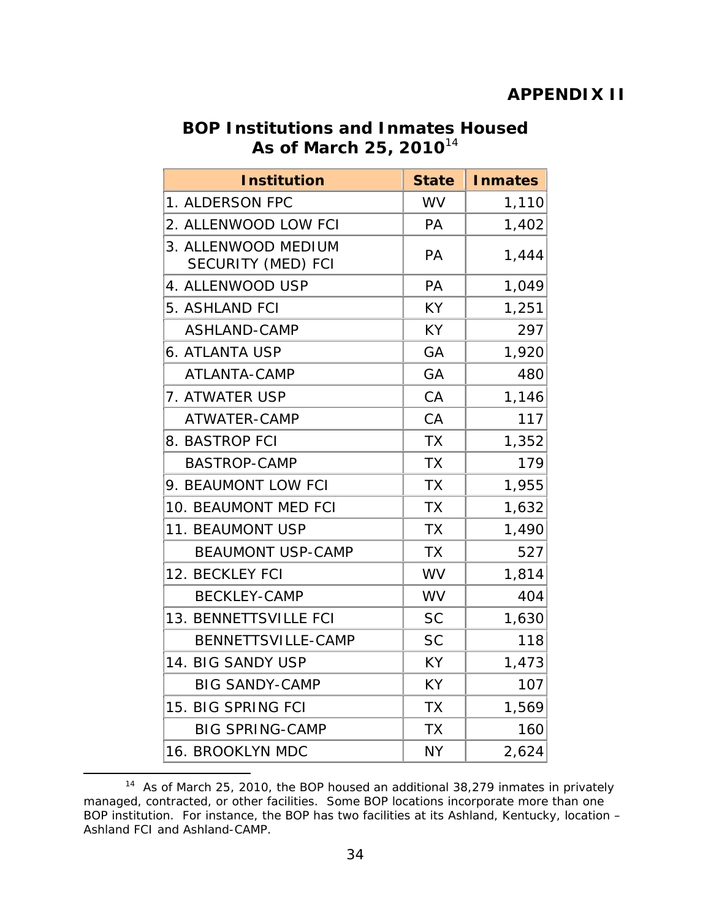## APPENDIX II

### BOP Institutions and Inmates Housed As of March 25, 2010[14]

| Institution | State | Inmates |
|---|---|---|
| 1. ALDERSON FPC | WV | 1,110 |
| 2. ALLENWOOD LOW FCI | PA | 1,402 |
| 3. ALLENWOOD MEDIUM SECURITY (MED) FCI | PA | 1,444 |
| 4. ALLENWOOD USP | PA | 1,049 |
| 5. ASHLAND FCI | KY | 1,251 |
| ASHLAND-CAMP | KY | 297 |
| 6. ATLANTA USP | GA | 1,920 |
| ATLANTA-CAMP | GA | 480 |
| 7. ATWATER USP | CA | 1,146 |
| ATWATER-CAMP | CA | 117 |
| 8. BASTROP FCI | TX | 1,352 |
| BASTROP-CAMP | TX | 179 |
| 9. BEAUMONT LOW FCI | TX | 1,955 |
| 10. BEAUMONT MED FCI | TX | 1,632 |
| 11. BEAUMONT USP | TX | 1,490 |
| BEAUMONT USP-CAMP | TX | 527 |
| 12. BECKLEY FCI | WV | 1,814 |
| BECKLEY-CAMP | WV | 404 |
| 13. BENNETTSVILLE FCI | SC | 1,630 |
| BENNETTSVILLE-CAMP | SC | 118 |
| 14. BIG SANDY USP | KY | 1,473 |
| BIG SANDY-CAMP | KY | 107 |
| 15. BIG SPRING FCI | TX | 1,569 |
| BIG SPRING-CAMP | TX | 160 |
| 16. BROOKLYN MDC | NY | 2,624 |

[14] As of March 25, 2010, the BOP housed an additional 38,279 inmates in privately managed, contracted, or other facilities. Some BOP locations incorporate more than one BOP institution. For instance, the BOP has two facilities at its Ashland, Kentucky, location – Ashland FCI and Ashland-CAMP.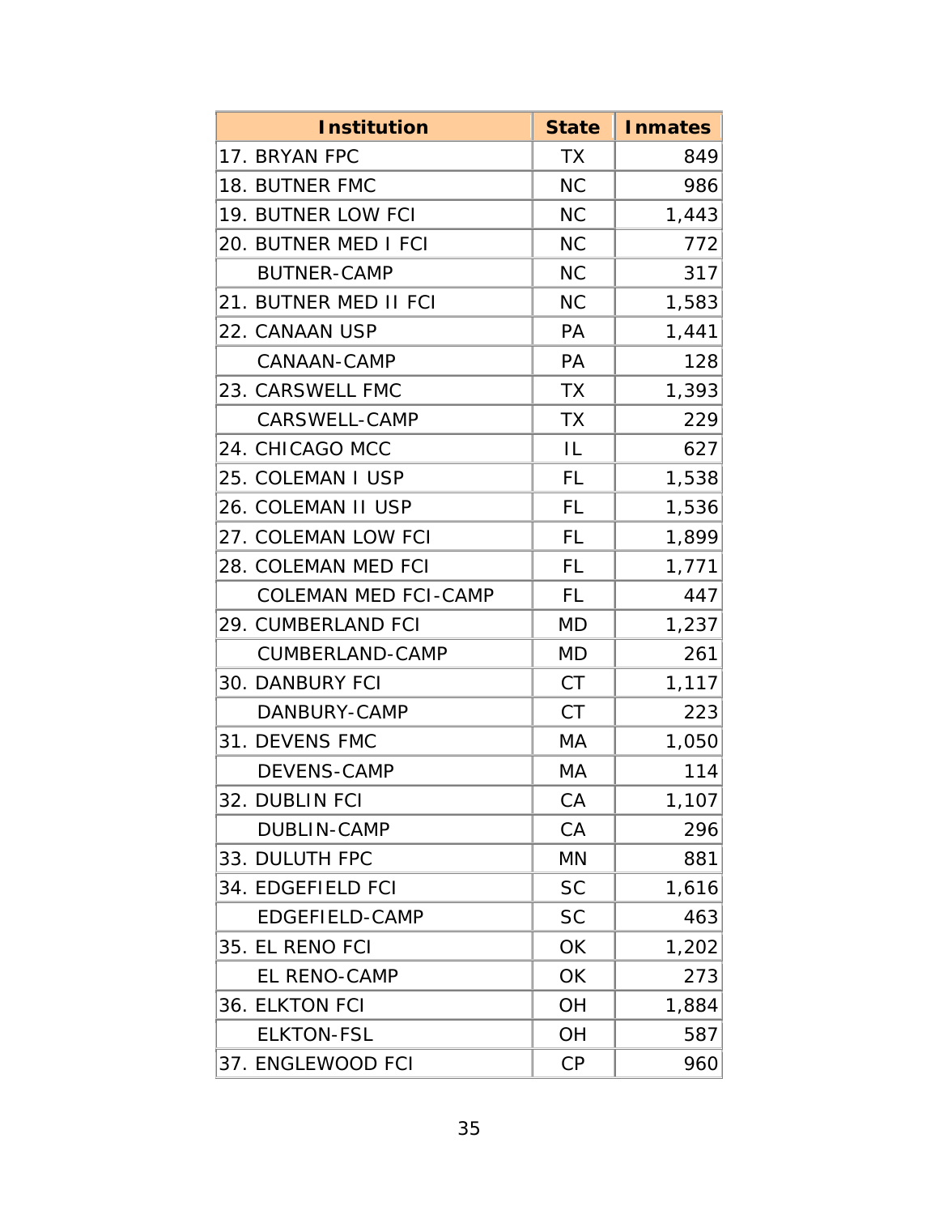| Institution | State | Inmates |
|---|---|---|
| 17. BRYAN FPC | TX | 849 |
| 18. BUTNER FMC | NC | 986 |
| 19. BUTNER LOW FCI | NC | 1,443 |
| 20. BUTNER MED I FCI | NC | 772 |
| BUTNER-CAMP | NC | 317 |
| 21. BUTNER MED II FCI | NC | 1,583 |
| 22. CANAAN USP | PA | 1,441 |
| CANAAN-CAMP | PA | 128 |
| 23. CARSWELL FMC | TX | 1,393 |
| CARSWELL-CAMP | TX | 229 |
| 24. CHICAGO MCC | IL | 627 |
| 25. COLEMAN I USP | FL | 1,538 |
| 26. COLEMAN II USP | FL | 1,536 |
| 27. COLEMAN LOW FCI | FL | 1,899 |
| 28. COLEMAN MED FCI | FL | 1,771 |
| COLEMAN MED FCI-CAMP | FL | 447 |
| 29. CUMBERLAND FCI | MD | 1,237 |
| CUMBERLAND-CAMP | MD | 261 |
| 30. DANBURY FCI | CT | 1,117 |
| DANBURY-CAMP | CT | 223 |
| 31. DEVENS FMC | MA | 1,050 |
| DEVENS-CAMP | MA | 114 |
| 32. DUBLIN FCI | CA | 1,107 |
| DUBLIN-CAMP | CA | 296 |
| 33. DULUTH FPC | MN | 881 |
| 34. EDGEFIELD FCI | SC | 1,616 |
| EDGEFIELD-CAMP | SC | 463 |
| 35. EL RENO FCI | OK | 1,202 |
| EL RENO-CAMP | OK | 273 |
| 36. ELKTON FCI | OH | 1,884 |
| ELKTON-FSL | OH | 587 |
| 37. ENGLEWOOD FCI | CP | 960 |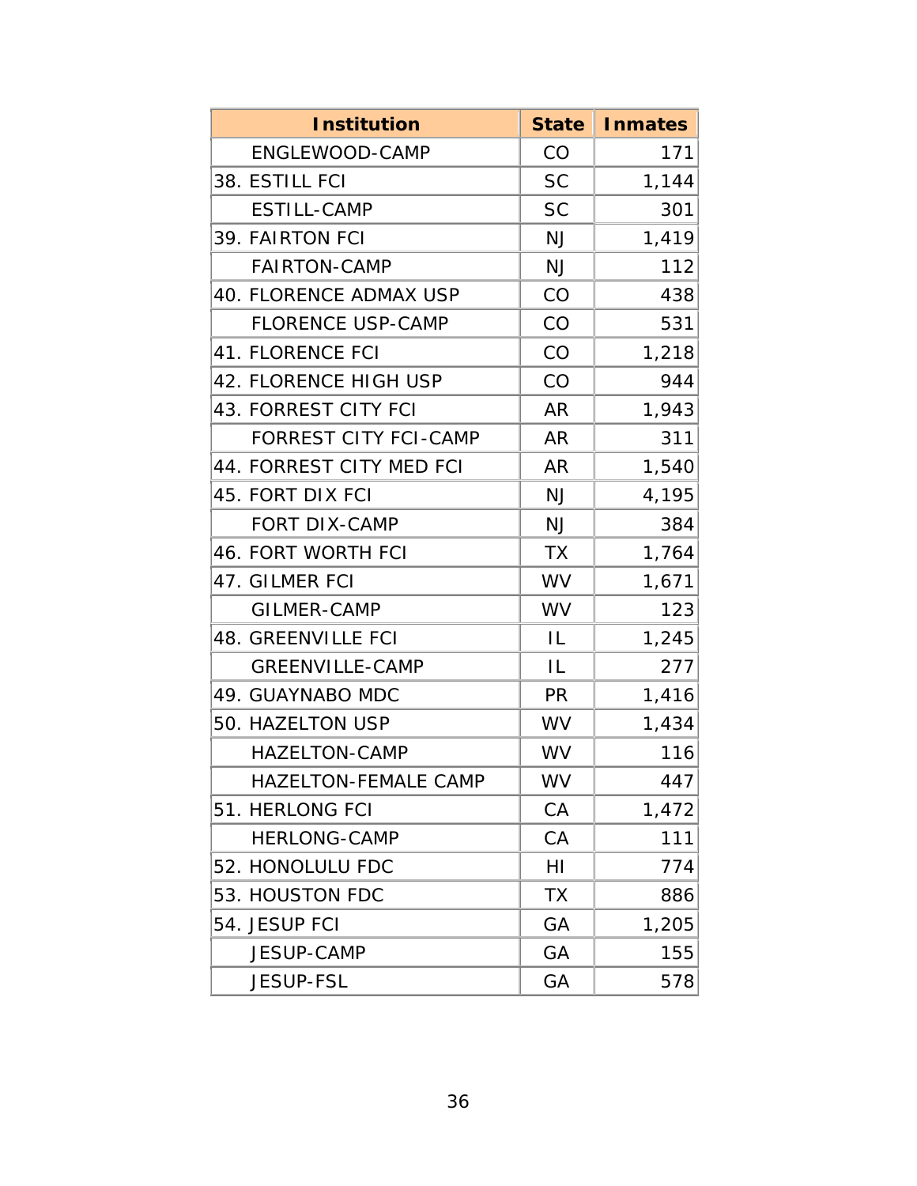| Institution | State | Inmates |
|---|---|---|
| ENGLEWOOD-CAMP | CO | 171 |
| 38. ESTILL FCI | SC | 1,144 |
| ESTILL-CAMP | SC | 301 |
| 39. FAIRTON FCI | NJ | 1,419 |
| FAIRTON-CAMP | NJ | 112 |
| 40. FLORENCE ADMAX USP | CO | 438 |
| FLORENCE USP-CAMP | CO | 531 |
| 41. FLORENCE FCI | CO | 1,218 |
| 42. FLORENCE HIGH USP | CO | 944 |
| 43. FORREST CITY FCI | AR | 1,943 |
| FORREST CITY FCI-CAMP | AR | 311 |
| 44. FORREST CITY MED FCI | AR | 1,540 |
| 45. FORT DIX FCI | NJ | 4,195 |
| FORT DIX-CAMP | NJ | 384 |
| 46. FORT WORTH FCI | TX | 1,764 |
| 47. GILMER FCI | WV | 1,671 |
| GILMER-CAMP | WV | 123 |
| 48. GREENVILLE FCI | IL | 1,245 |
| GREENVILLE-CAMP | IL | 277 |
| 49. GUAYNABO MDC | PR | 1,416 |
| 50. HAZELTON USP | WV | 1,434 |
| HAZELTON-CAMP | WV | 116 |
| HAZELTON-FEMALE CAMP | WV | 447 |
| 51. HERLONG FCI | CA | 1,472 |
| HERLONG-CAMP | CA | 111 |
| 52. HONOLULU FDC | HI | 774 |
| 53. HOUSTON FDC | TX | 886 |
| 54. JESUP FCI | GA | 1,205 |
| JESUP-CAMP | GA | 155 |
| JESUP-FSL | GA | 578 |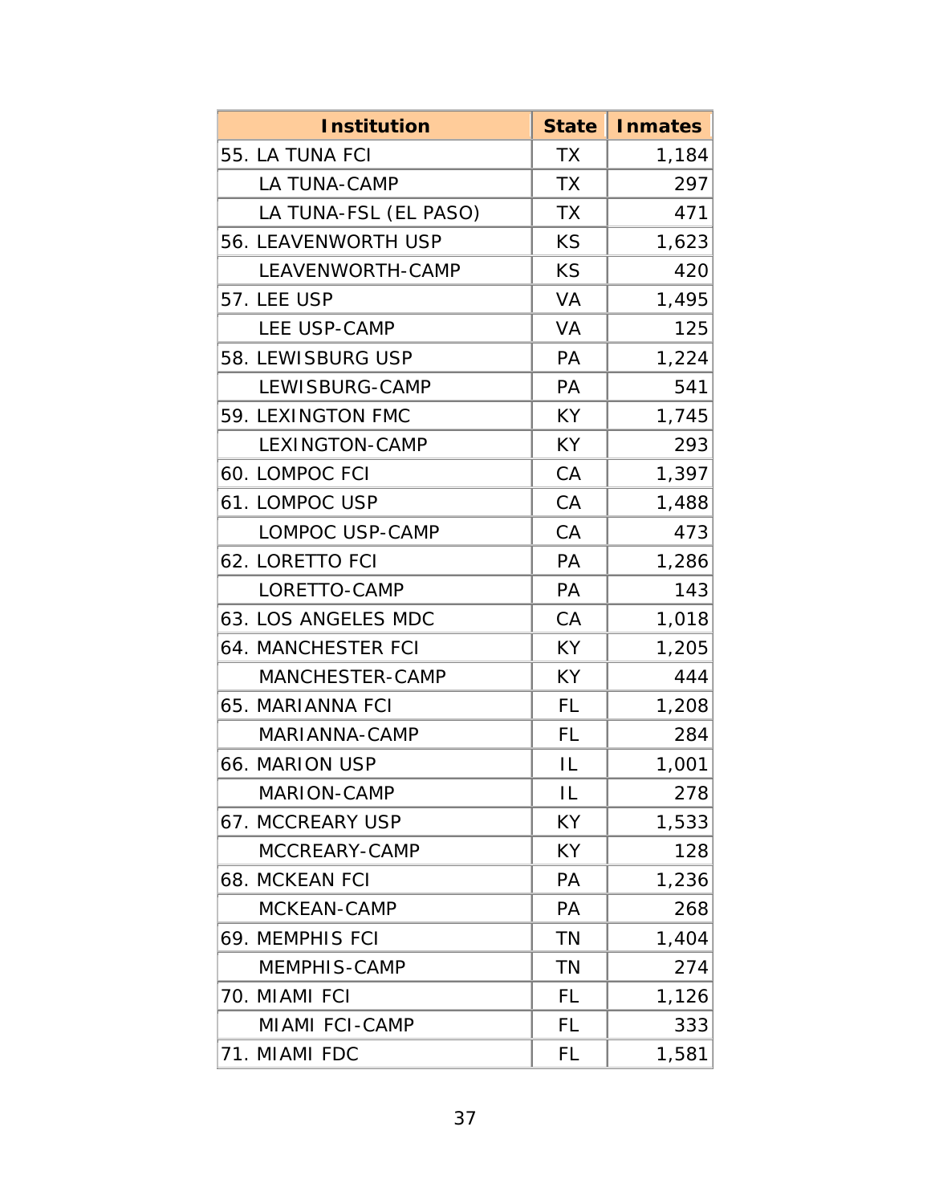| Institution | State | Inmates |
|---|---|---|
| 55. LA TUNA FCI | TX | 1,184 |
| LA TUNA-CAMP | TX | 297 |
| LA TUNA-FSL (EL PASO) | TX | 471 |
| 56. LEAVENWORTH USP | KS | 1,623 |
| LEAVENWORTH-CAMP | KS | 420 |
| 57. LEE USP | VA | 1,495 |
| LEE USP-CAMP | VA | 125 |
| 58. LEWISBURG USP | PA | 1,224 |
| LEWISBURG-CAMP | PA | 541 |
| 59. LEXINGTON FMC | KY | 1,745 |
| LEXINGTON-CAMP | KY | 293 |
| 60. LOMPOC FCI | CA | 1,397 |
| 61. LOMPOC USP | CA | 1,488 |
| LOMPOC USP-CAMP | CA | 473 |
| 62. LORETTO FCI | PA | 1,286 |
| LORETTO-CAMP | PA | 143 |
| 63. LOS ANGELES MDC | CA | 1,018 |
| 64. MANCHESTER FCI | KY | 1,205 |
| MANCHESTER-CAMP | KY | 444 |
| 65. MARIANNA FCI | FL | 1,208 |
| MARIANNA-CAMP | FL | 284 |
| 66. MARION USP | IL | 1,001 |
| MARION-CAMP | IL | 278 |
| 67. MCCREARY USP | KY | 1,533 |
| MCCREARY-CAMP | KY | 128 |
| 68. MCKEAN FCI | PA | 1,236 |
| MCKEAN-CAMP | PA | 268 |
| 69. MEMPHIS FCI | TN | 1,404 |
| MEMPHIS-CAMP | TN | 274 |
| 70. MIAMI FCI | FL | 1,126 |
| MIAMI FCI-CAMP | FL | 333 |
| 71. MIAMI FDC | FL | 1,581 |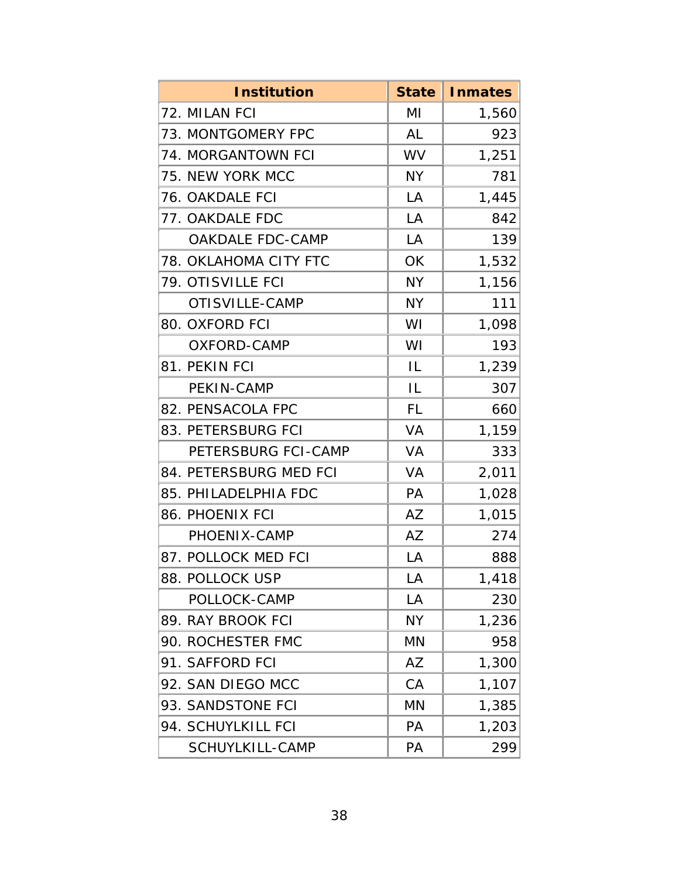| Institution | State | Inmates |
|---|---|---|
| 72. MILAN FCI | MI | 1,560 |
| 73. MONTGOMERY FPC | AL | 923 |
| 74. MORGANTOWN FCI | WV | 1,251 |
| 75. NEW YORK MCC | NY | 781 |
| 76. OAKDALE FCI | LA | 1,445 |
| 77. OAKDALE FDC | LA | 842 |
| OAKDALE FDC-CAMP | LA | 139 |
| 78. OKLAHOMA CITY FTC | OK | 1,532 |
| 79. OTISVILLE FCI | NY | 1,156 |
| OTISVILLE-CAMP | NY | 111 |
| 80. OXFORD FCI | WI | 1,098 |
| OXFORD-CAMP | WI | 193 |
| 81. PEKIN FCI | IL | 1,239 |
| PEKIN-CAMP | IL | 307 |
| 82. PENSACOLA FPC | FL | 660 |
| 83. PETERSBURG FCI | VA | 1,159 |
| PETERSBURG FCI-CAMP | VA | 333 |
| 84. PETERSBURG MED FCI | VA | 2,011 |
| 85. PHILADELPHIA FDC | PA | 1,028 |
| 86. PHOENIX FCI | AZ | 1,015 |
| PHOENIX-CAMP | AZ | 274 |
| 87. POLLOCK MED FCI | LA | 888 |
| 88. POLLOCK USP | LA | 1,418 |
| POLLOCK-CAMP | LA | 230 |
| 89. RAY BROOK FCI | NY | 1,236 |
| 90. ROCHESTER FMC | MN | 958 |
| 91. SAFFORD FCI | AZ | 1,300 |
| 92. SAN DIEGO MCC | CA | 1,107 |
| 93. SANDSTONE FCI | MN | 1,385 |
| 94. SCHUYLKILL FCI | PA | 1,203 |
| SCHUYLKILL-CAMP | PA | 299 |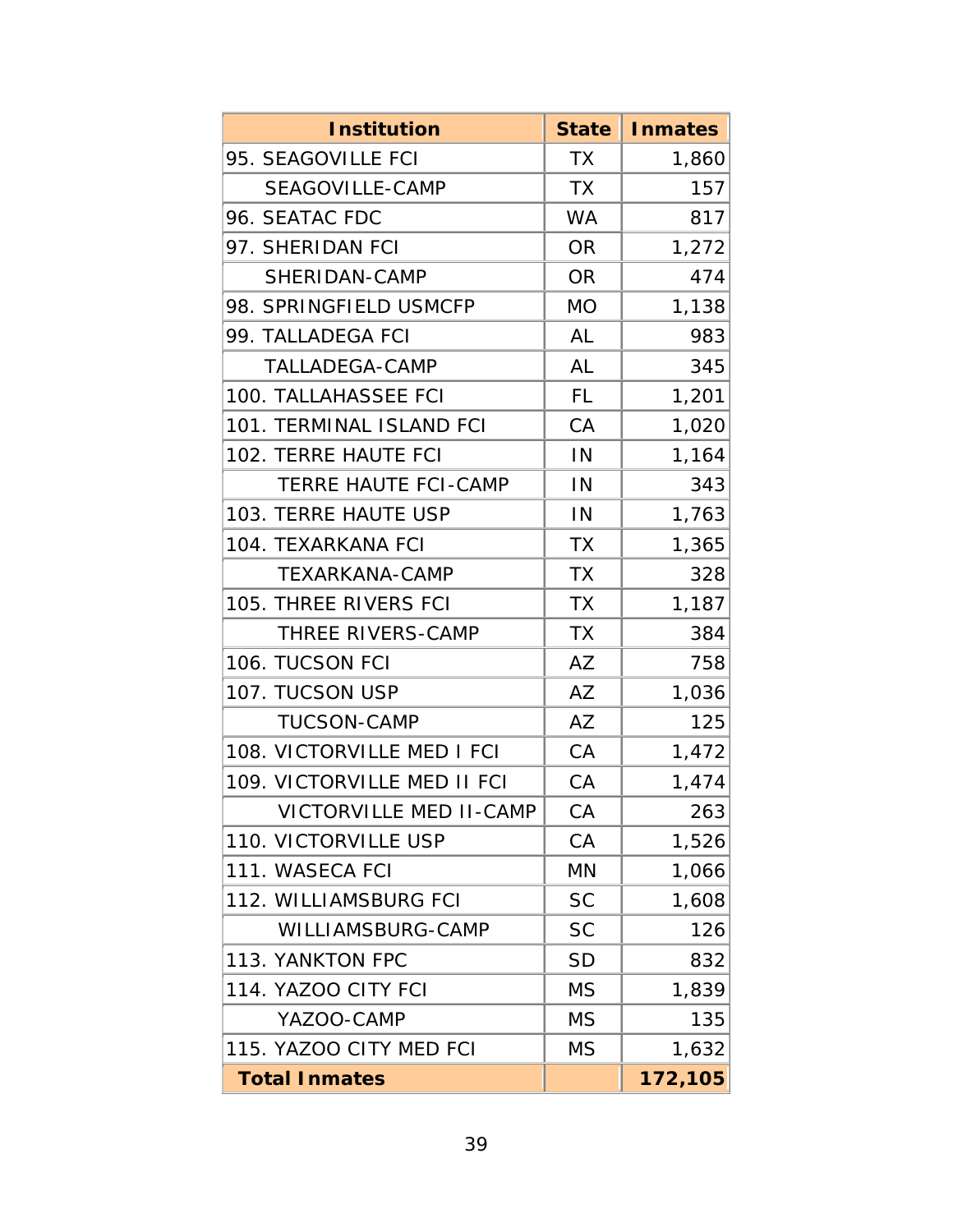| Institution | State | Inmates |
|---|---|---|
| 95. SEAGOVILLE FCI | TX | 1,860 |
| SEAGOVILLE-CAMP | TX | 157 |
| 96. SEATAC FDC | WA | 817 |
| 97. SHERIDAN FCI | OR | 1,272 |
| SHERIDAN-CAMP | OR | 474 |
| 98. SPRINGFIELD USMCFP | MO | 1,138 |
| 99. TALLADEGA FCI | AL | 983 |
| TALLADEGA-CAMP | AL | 345 |
| 100. TALLAHASSEE FCI | FL | 1,201 |
| 101. TERMINAL ISLAND FCI | CA | 1,020 |
| 102. TERRE HAUTE FCI | IN | 1,164 |
| TERRE HAUTE FCI-CAMP | IN | 343 |
| 103. TERRE HAUTE USP | IN | 1,763 |
| 104. TEXARKANA FCI | TX | 1,365 |
| TEXARKANA-CAMP | TX | 328 |
| 105. THREE RIVERS FCI | TX | 1,187 |
| THREE RIVERS-CAMP | TX | 384 |
| 106. TUCSON FCI | AZ | 758 |
| 107. TUCSON USP | AZ | 1,036 |
| TUCSON-CAMP | AZ | 125 |
| 108. VICTORVILLE MED I FCI | CA | 1,472 |
| 109. VICTORVILLE MED II FCI | CA | 1,474 |
| VICTORVILLE MED II-CAMP | CA | 263 |
| 110. VICTORVILLE USP | CA | 1,526 |
| 111. WASECA FCI | MN | 1,066 |
| 112. WILLIAMSBURG FCI | SC | 1,608 |
| WILLIAMSBURG-CAMP | SC | 126 |
| 113. YANKTON FPC | SD | 832 |
| 114. YAZOO CITY FCI | MS | 1,839 |
| YAZOO-CAMP | MS | 135 |
| 115. YAZOO CITY MED FCI | MS | 1,632 |
| **Total Inmates** | | **172,105** |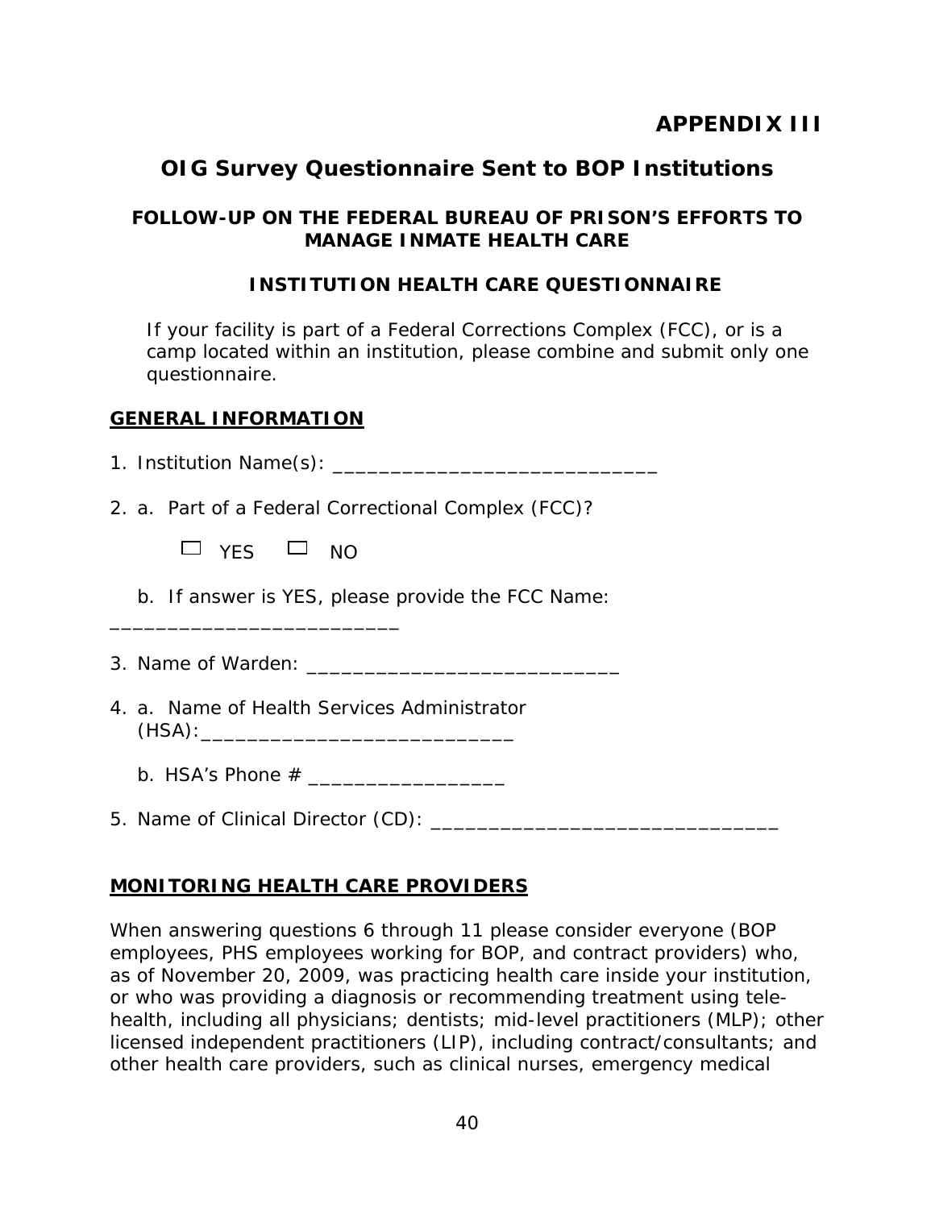# APPENDIX III

## OIG Survey Questionnaire Sent to BOP Institutions

### FOLLOW-UP ON THE FEDERAL BUREAU OF PRISON'S EFFORTS TO MANAGE INMATE HEALTH CARE

### INSTITUTION HEALTH CARE QUESTIONNAIRE

If your facility is part of a Federal Corrections Complex (FCC), or is a camp located within an institution, please combine and submit only one questionnaire.

**GENERAL INFORMATION**

1. Institution Name(s): ____________________________

2. a. Part of a Federal Correctional Complex (FCC)?

   ☐ YES ☐ NO

   b. If answer is YES, please provide the FCC Name: _________________________

3. Name of Warden: ___________________________

4. a. Name of Health Services Administrator (HSA):___________________________

   b. HSA's Phone # _________________

5. Name of Clinical Director (CD): ______________________________

**MONITORING HEALTH CARE PROVIDERS**

When answering questions 6 through 11 please consider everyone (BOP employees, PHS employees working for BOP, and contract providers) who, as of November 20, 2009, was practicing health care inside your institution, or who was providing a diagnosis or recommending treatment using tele-health, including all physicians; dentists; mid-level practitioners (MLP); other licensed independent practitioners (LIP), including contract/consultants; and other health care providers, such as clinical nurses, emergency medical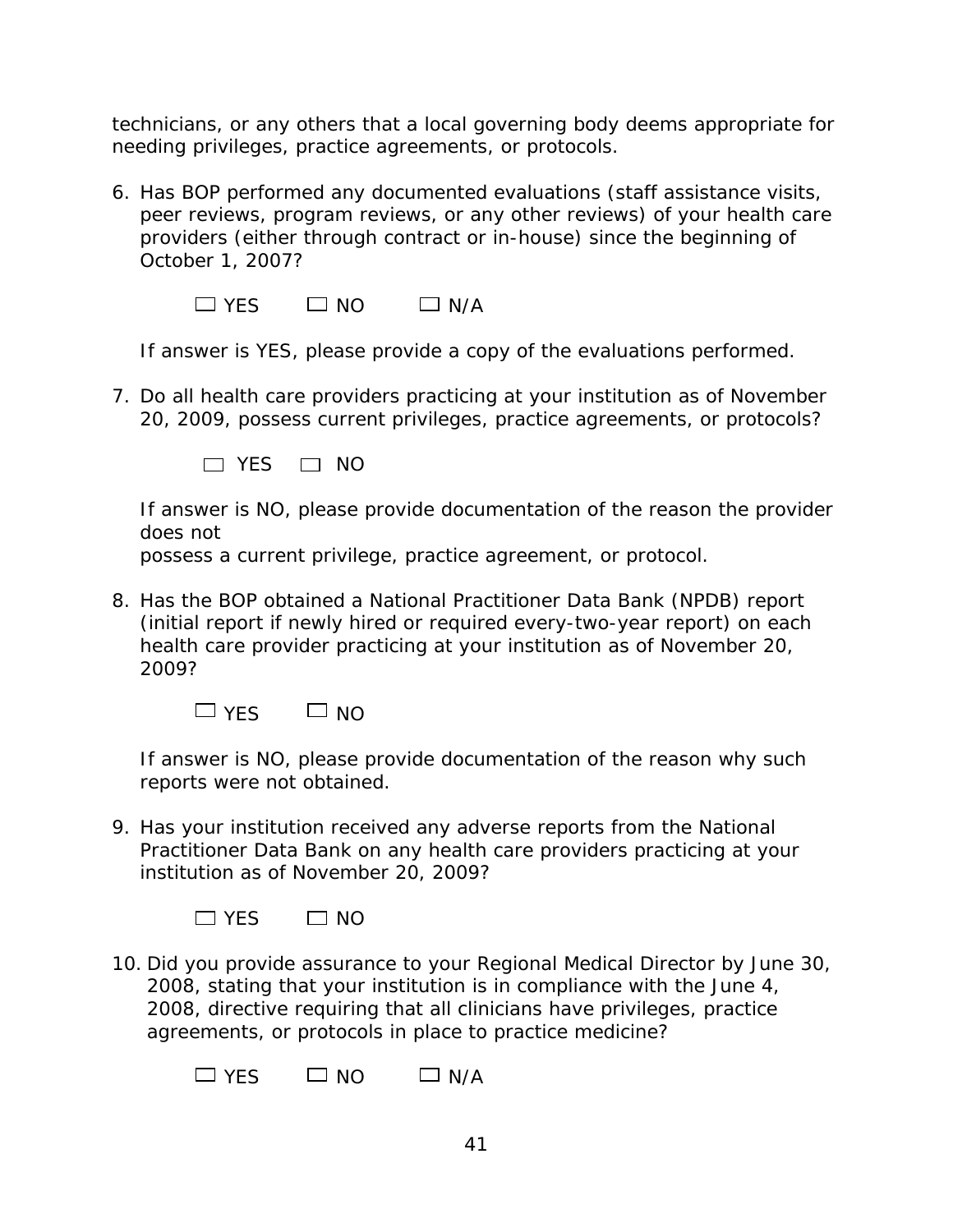technicians, or any others that a local governing body deems appropriate for needing privileges, practice agreements, or protocols.

6. Has BOP performed any documented evaluations (staff assistance visits, peer reviews, program reviews, or any other reviews) of your health care providers (either through contract or in-house) since the beginning of October 1, 2007?

   ☐ YES ☐ NO ☐ N/A

   If answer is YES, please provide a copy of the evaluations performed.

7. Do all health care providers practicing at your institution as of November 20, 2009, possess current privileges, practice agreements, or protocols?

   ☐ YES ☐ NO

   If answer is NO, please provide documentation of the reason the provider does not
   possess a current privilege, practice agreement, or protocol.

8. Has the BOP obtained a National Practitioner Data Bank (NPDB) report (initial report if newly hired or required every-two-year report) on each health care provider practicing at your institution as of November 20, 2009?

   ☐ YES ☐ NO

   If answer is NO, please provide documentation of the reason why such reports were not obtained.

9. Has your institution received any adverse reports from the National Practitioner Data Bank on any health care providers practicing at your institution as of November 20, 2009?

   ☐ YES ☐ NO

10. Did you provide assurance to your Regional Medical Director by June 30, 2008, stating that your institution is in compliance with the June 4, 2008, directive requiring that all clinicians have privileges, practice agreements, or protocols in place to practice medicine?

    ☐ YES ☐ NO ☐ N/A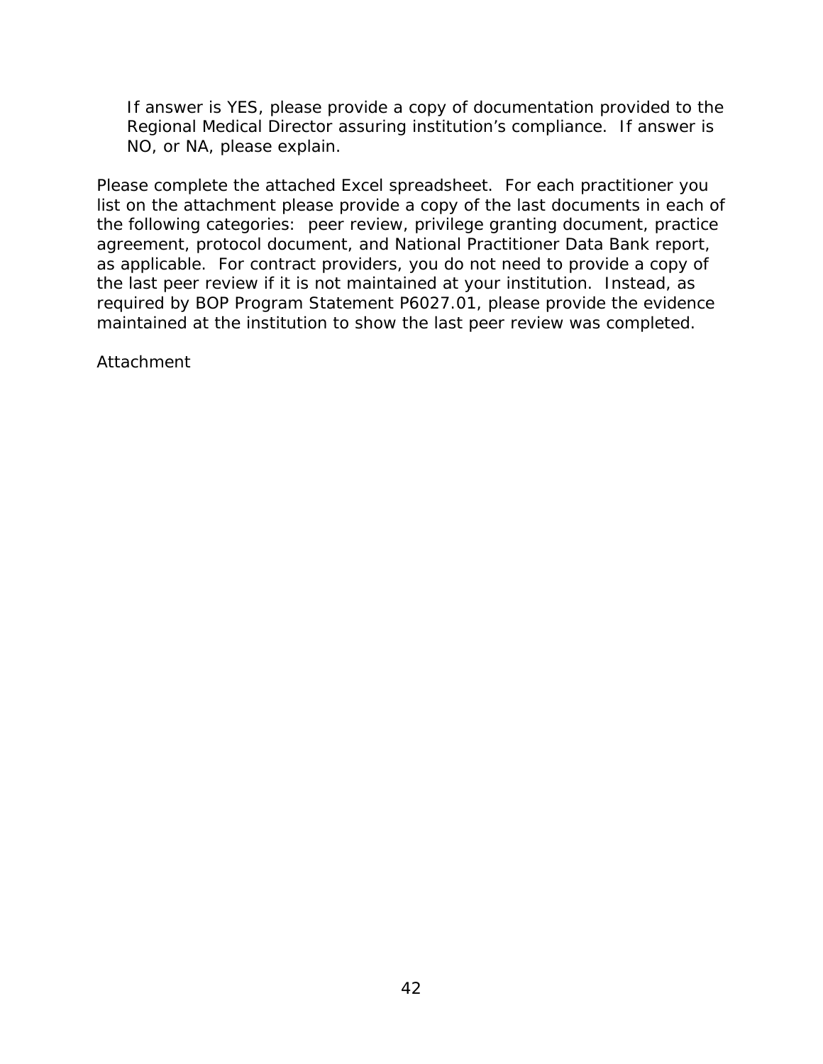If answer is YES, please provide a copy of documentation provided to the Regional Medical Director assuring institution's compliance. If answer is NO, or NA, please explain.

Please complete the attached Excel spreadsheet. For each practitioner you list on the attachment please provide a copy of the last documents in each of the following categories: peer review, privilege granting document, practice agreement, protocol document, and National Practitioner Data Bank report, as applicable. For contract providers, you do not need to provide a copy of the last peer review if it is not maintained at your institution. Instead, as required by BOP Program Statement P6027.01, please provide the evidence maintained at the institution to show the last peer review was completed.

Attachment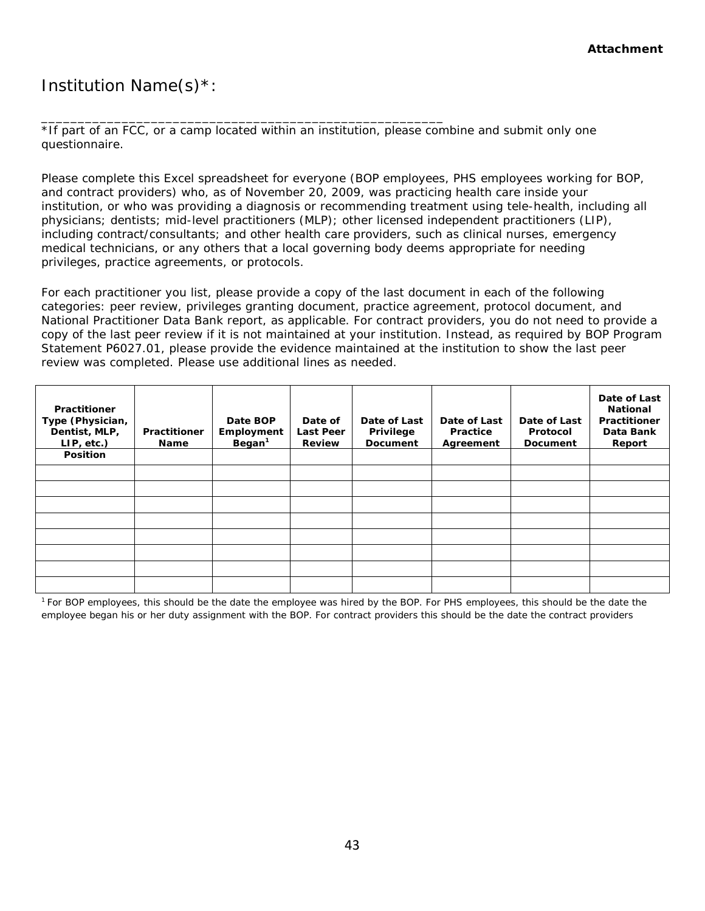**Attachment**

# Institution Name(s)*:

_________________________________________________________

*If part of an FCC, or a camp located within an institution, please combine and submit only one questionnaire.

Please complete this Excel spreadsheet for everyone (BOP employees, PHS employees working for BOP, and contract providers) who, as of November 20, 2009, was practicing health care inside your institution, or who was providing a diagnosis or recommending treatment using tele-health, including all physicians; dentists; mid-level practitioners (MLP); other licensed independent practitioners (LIP), including contract/consultants; and other health care providers, such as clinical nurses, emergency medical technicians, or any others that a local governing body deems appropriate for needing privileges, practice agreements, or protocols.

For each practitioner you list, please provide a copy of the last document in each of the following categories: peer review, privileges granting document, practice agreement, protocol document, and National Practitioner Data Bank report, as applicable. For contract providers, you do not need to provide a copy of the last peer review if it is not maintained at your institution. Instead, as required by BOP Program Statement P6027.01, please provide the evidence maintained at the institution to show the last peer review was completed. Please use additional lines as needed.

| Practitioner Type (Physician, Dentist, MLP, LIP, etc.) | Practitioner Name | Date BOP Employment Began[1] | Date of Last Peer Review | Date of Last Privilege Document | Date of Last Practice Agreement | Date of Last Protocol Document | Date of Last National Practitioner Data Bank Report |
|---|---|---|---|---|---|---|---|
| **Position** | | | | | | | |
| | | | | | | | |
| | | | | | | | |
| | | | | | | | |
| | | | | | | | |
| | | | | | | | |
| | | | | | | | |
| | | | | | | | |
| | | | | | | | |

[1] For BOP employees, this should be the date the employee was hired by the BOP. For PHS employees, this should be the date the employee began his or her duty assignment with the BOP. For contract providers this should be the date the contract providers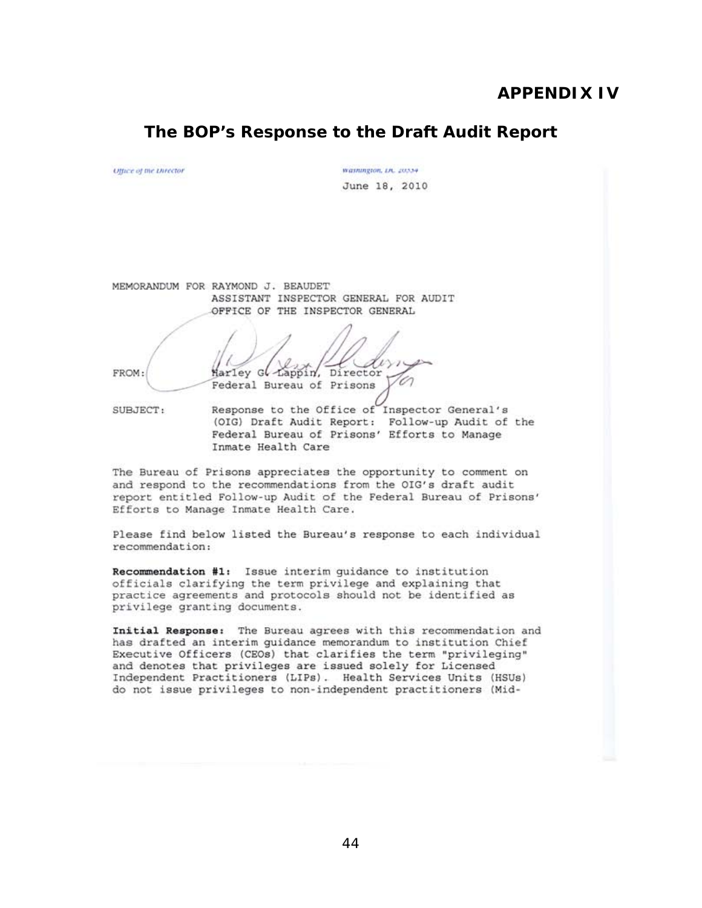# APPENDIX IV

## The BOP's Response to the Draft Audit Report

Office of the Director

Washington, DC 20534

June 18, 2010

MEMORANDUM FOR RAYMOND J. BEAUDET
ASSISTANT INSPECTOR GENERAL FOR AUDIT
OFFICE OF THE INSPECTOR GENERAL

FROM: Harley G. Lappin, Director
Federal Bureau of Prisons

SUBJECT: Response to the Office of Inspector General's (OIG) Draft Audit Report: Follow-up Audit of the Federal Bureau of Prisons' Efforts to Manage Inmate Health Care

The Bureau of Prisons appreciates the opportunity to comment on and respond to the recommendations from the OIG's draft audit report entitled Follow-up Audit of the Federal Bureau of Prisons' Efforts to Manage Inmate Health Care.

Please find below listed the Bureau's response to each individual recommendation:

**Recommendation #1:** Issue interim guidance to institution officials clarifying the term privilege and explaining that practice agreements and protocols should not be identified as privilege granting documents.

**Initial Response:** The Bureau agrees with this recommendation and has drafted an interim guidance memorandum to institution Chief Executive Officers (CEOs) that clarifies the term "privileging" and denotes that privileges are issued solely for Licensed Independent Practitioners (LIPs). Health Services Units (HSUs) do not issue privileges to non-independent practitioners (Mid-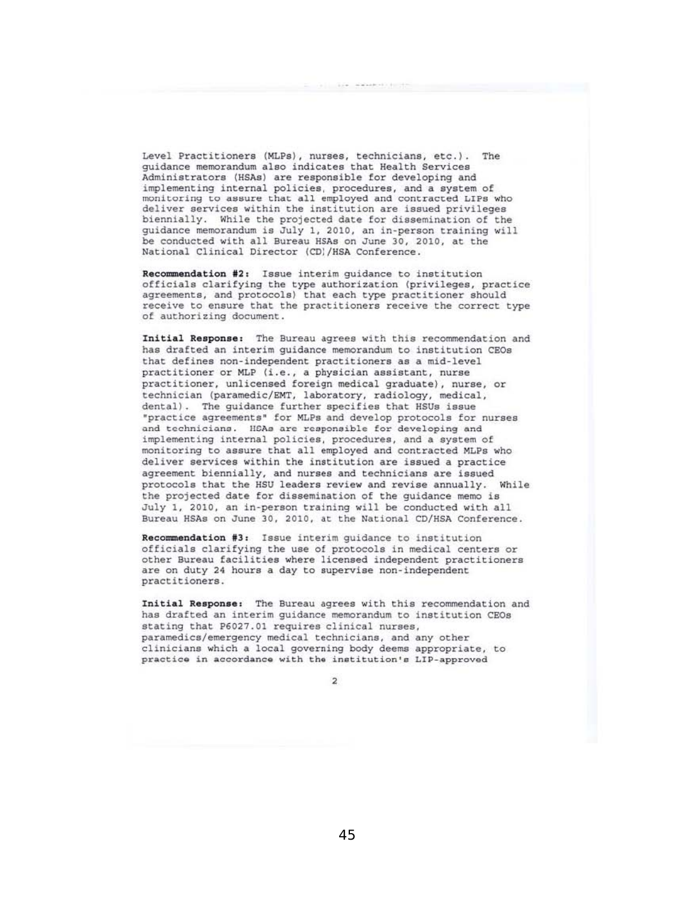Level Practitioners (MLPs), nurses, technicians, etc.). The guidance memorandum also indicates that Health Services Administrators (HSAs) are responsible for developing and implementing internal policies, procedures, and a system of monitoring to assure that all employed and contracted LIPs who deliver services within the institution are issued privileges biennially. While the projected date for dissemination of the guidance memorandum is July 1, 2010, an in-person training will be conducted with all Bureau HSAs on June 30, 2010, at the National Clinical Director (CD)/HSA Conference.

**Recommendation #2:** Issue interim guidance to institution officials clarifying the type authorization (privileges, practice agreements, and protocols) that each type practitioner should receive to ensure that the practitioners receive the correct type of authorizing document.

**Initial Response:** The Bureau agrees with this recommendation and has drafted an interim guidance memorandum to institution CEOs that defines non-independent practitioners as a mid-level practitioner or MLP (i.e., a physician assistant, nurse practitioner, unlicensed foreign medical graduate), nurse, or technician (paramedic/EMT, laboratory, radiology, medical, dental). The guidance further specifies that HSUs issue "practice agreements" for MLPs and develop protocols for nurses and technicians. HSAs are responsible for developing and implementing internal policies, procedures, and a system of monitoring to assure that all employed and contracted MLPs who deliver services within the institution are issued a practice agreement biennially, and nurses and technicians are issued protocols that the HSU leaders review and revise annually. While the projected date for dissemination of the guidance memo is July 1, 2010, an in-person training will be conducted with all Bureau HSAs on June 30, 2010, at the National CD/HSA Conference.

**Recommendation #3:** Issue interim guidance to institution officials clarifying the use of protocols in medical centers or other Bureau facilities where licensed independent practitioners are on duty 24 hours a day to supervise non-independent practitioners.

**Initial Response:** The Bureau agrees with this recommendation and has drafted an interim guidance memorandum to institution CEOs stating that P6027.01 requires clinical nurses, paramedics/emergency medical technicians, and any other clinicians which a local governing body deems appropriate, to practice in accordance with the institution's LIP-approved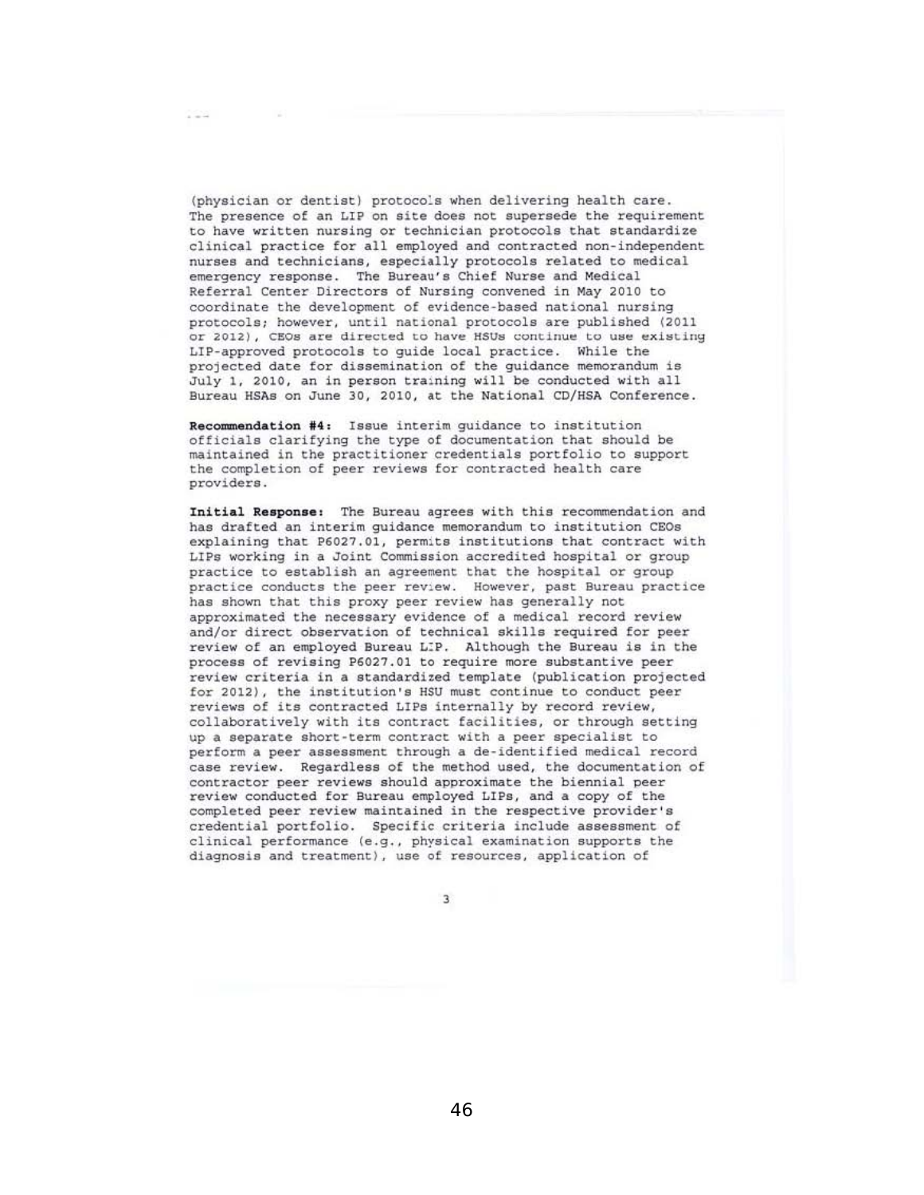(physician or dentist) protocols when delivering health care. The presence of an LIP on site does not supersede the requirement to have written nursing or technician protocols that standardize clinical practice for all employed and contracted non-independent nurses and technicians, especially protocols related to medical emergency response. The Bureau's Chief Nurse and Medical Referral Center Directors of Nursing convened in May 2010 to coordinate the development of evidence-based national nursing protocols; however, until national protocols are published (2011 or 2012), CEOs are directed to have HSUs continue to use existing LIP-approved protocols to guide local practice. While the projected date for dissemination of the guidance memorandum is July 1, 2010, an in person training will be conducted with all Bureau HSAs on June 30, 2010, at the National CD/HSA Conference.

**Recommendation #4:** Issue interim guidance to institution officials clarifying the type of documentation that should be maintained in the practitioner credentials portfolio to support the completion of peer reviews for contracted health care providers.

**Initial Response:** The Bureau agrees with this recommendation and has drafted an interim guidance memorandum to institution CEOs explaining that P6027.01, permits institutions that contract with LIPs working in a Joint Commission accredited hospital or group practice to establish an agreement that the hospital or group practice conducts the peer review. However, past Bureau practice has shown that this proxy peer review has generally not approximated the necessary evidence of a medical record review and/or direct observation of technical skills required for peer review of an employed Bureau LIP. Although the Bureau is in the process of revising P6027.01 to require more substantive peer review criteria in a standardized template (publication projected for 2012), the institution's HSU must continue to conduct peer reviews of its contracted LIPs internally by record review, collaboratively with its contract facilities, or through setting up a separate short-term contract with a peer specialist to perform a peer assessment through a de-identified medical record case review. Regardless of the method used, the documentation of contractor peer reviews should approximate the biennial peer review conducted for Bureau employed LIPs, and a copy of the completed peer review maintained in the respective provider's credential portfolio. Specific criteria include assessment of clinical performance (e.g., physical examination supports the diagnosis and treatment), use of resources, application of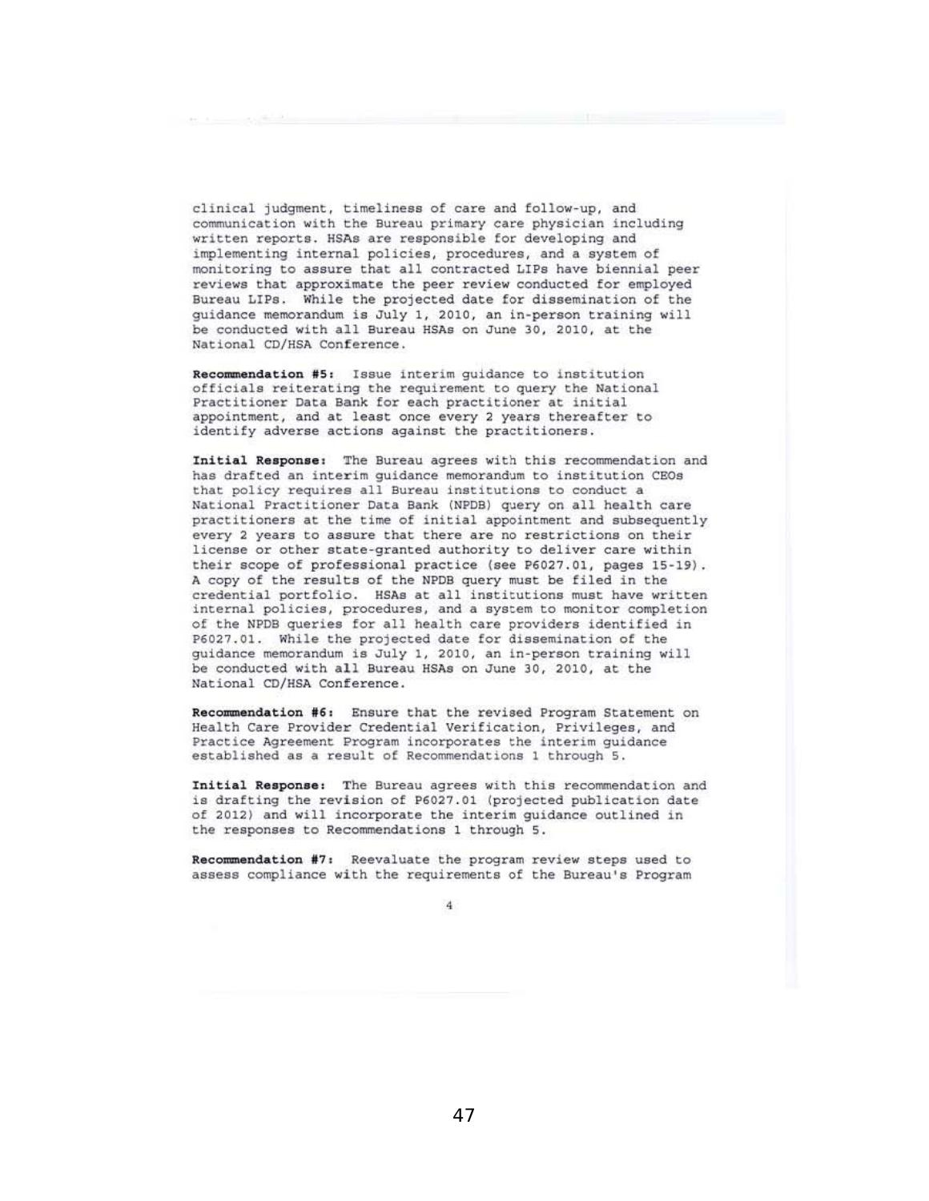clinical judgment, timeliness of care and follow-up, and communication with the Bureau primary care physician including written reports. HSAs are responsible for developing and implementing internal policies, procedures, and a system of monitoring to assure that all contracted LIPs have biennial peer reviews that approximate the peer review conducted for employed Bureau LIPs. While the projected date for dissemination of the guidance memorandum is July 1, 2010, an in-person training will be conducted with all Bureau HSAs on June 30, 2010, at the National CD/HSA Conference.

**Recommendation #5:** Issue interim guidance to institution officials reiterating the requirement to query the National Practitioner Data Bank for each practitioner at initial appointment, and at least once every 2 years thereafter to identify adverse actions against the practitioners.

**Initial Response:** The Bureau agrees with this recommendation and has drafted an interim guidance memorandum to institution CEOs that policy requires all Bureau institutions to conduct a National Practitioner Data Bank (NPDB) query on all health care practitioners at the time of initial appointment and subsequently every 2 years to assure that there are no restrictions on their license or other state-granted authority to deliver care within their scope of professional practice (see P6027.01, pages 15-19). A copy of the results of the NPDB query must be filed in the credential portfolio. HSAs at all institutions must have written internal policies, procedures, and a system to monitor completion of the NPDB queries for all health care providers identified in P6027.01. While the projected date for dissemination of the guidance memorandum is July 1, 2010, an in-person training will be conducted with all Bureau HSAs on June 30, 2010, at the National CD/HSA Conference.

**Recommendation #6:** Ensure that the revised Program Statement on Health Care Provider Credential Verification, Privileges, and Practice Agreement Program incorporates the interim guidance established as a result of Recommendations 1 through 5.

**Initial Response:** The Bureau agrees with this recommendation and is drafting the revision of P6027.01 (projected publication date of 2012) and will incorporate the interim guidance outlined in the responses to Recommendations 1 through 5.

**Recommendation #7:** Reevaluate the program review steps used to assess compliance with the requirements of the Bureau's Program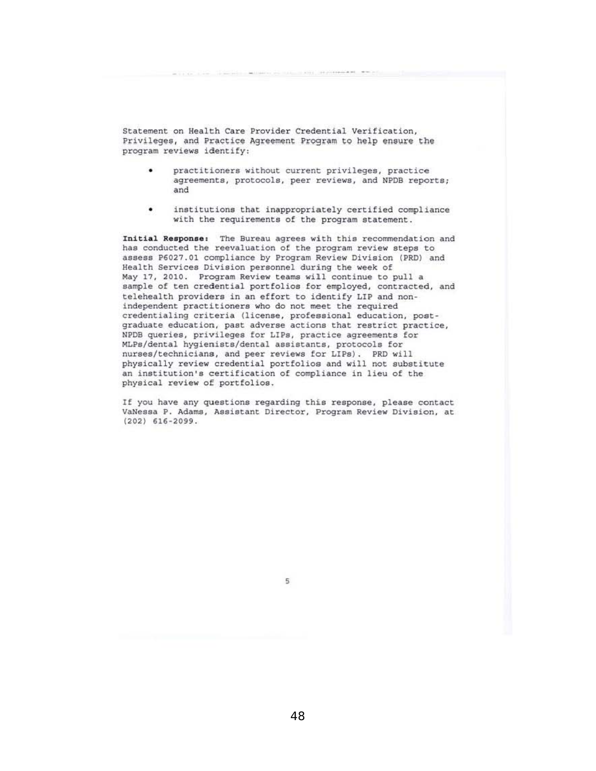Statement on Health Care Provider Credential Verification, Privileges, and Practice Agreement Program to help ensure the program reviews identify:

- practitioners without current privileges, practice agreements, protocols, peer reviews, and NPDB reports; and
- institutions that inappropriately certified compliance with the requirements of the program statement.

**Initial Response:** The Bureau agrees with this recommendation and has conducted the reevaluation of the program review steps to assess P6027.01 compliance by Program Review Division (PRD) and Health Services Division personnel during the week of May 17, 2010. Program Review teams will continue to pull a sample of ten credential portfolios for employed, contracted, and telehealth providers in an effort to identify LIP and non-independent practitioners who do not meet the required credentialing criteria (license, professional education, post-graduate education, past adverse actions that restrict practice, NPDB queries, privileges for LIPs, practice agreements for MLPs/dental hygienists/dental assistants, protocols for nurses/technicians, and peer reviews for LIPs). PRD will physically review credential portfolios and will not substitute an institution's certification of compliance in lieu of the physical review of portfolios.

If you have any questions regarding this response, please contact VaNessa P. Adams, Assistant Director, Program Review Division, at (202) 616-2099.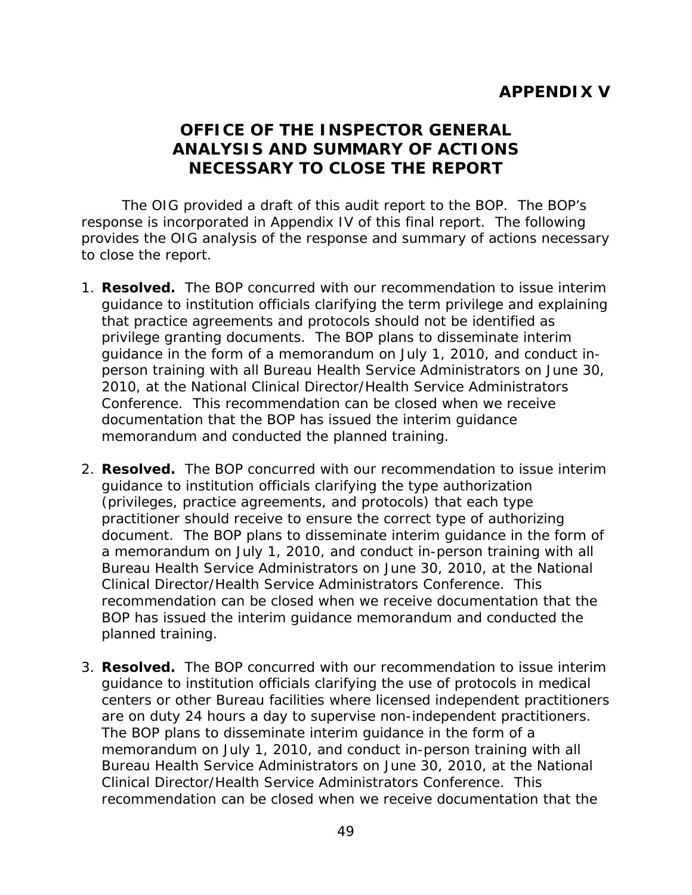# APPENDIX V

## OFFICE OF THE INSPECTOR GENERAL ANALYSIS AND SUMMARY OF ACTIONS NECESSARY TO CLOSE THE REPORT

The OIG provided a draft of this audit report to the BOP. The BOP's response is incorporated in Appendix IV of this final report. The following provides the OIG analysis of the response and summary of actions necessary to close the report.

1. **Resolved.** The BOP concurred with our recommendation to issue interim guidance to institution officials clarifying the term privilege and explaining that practice agreements and protocols should not be identified as privilege granting documents. The BOP plans to disseminate interim guidance in the form of a memorandum on July 1, 2010, and conduct in-person training with all Bureau Health Service Administrators on June 30, 2010, at the National Clinical Director/Health Service Administrators Conference. This recommendation can be closed when we receive documentation that the BOP has issued the interim guidance memorandum and conducted the planned training.

2. **Resolved.** The BOP concurred with our recommendation to issue interim guidance to institution officials clarifying the type authorization (privileges, practice agreements, and protocols) that each type practitioner should receive to ensure the correct type of authorizing document. The BOP plans to disseminate interim guidance in the form of a memorandum on July 1, 2010, and conduct in-person training with all Bureau Health Service Administrators on June 30, 2010, at the National Clinical Director/Health Service Administrators Conference. This recommendation can be closed when we receive documentation that the BOP has issued the interim guidance memorandum and conducted the planned training.

3. **Resolved.** The BOP concurred with our recommendation to issue interim guidance to institution officials clarifying the use of protocols in medical centers or other Bureau facilities where licensed independent practitioners are on duty 24 hours a day to supervise non-independent practitioners. The BOP plans to disseminate interim guidance in the form of a memorandum on July 1, 2010, and conduct in-person training with all Bureau Health Service Administrators on June 30, 2010, at the National Clinical Director/Health Service Administrators Conference. This recommendation can be closed when we receive documentation that the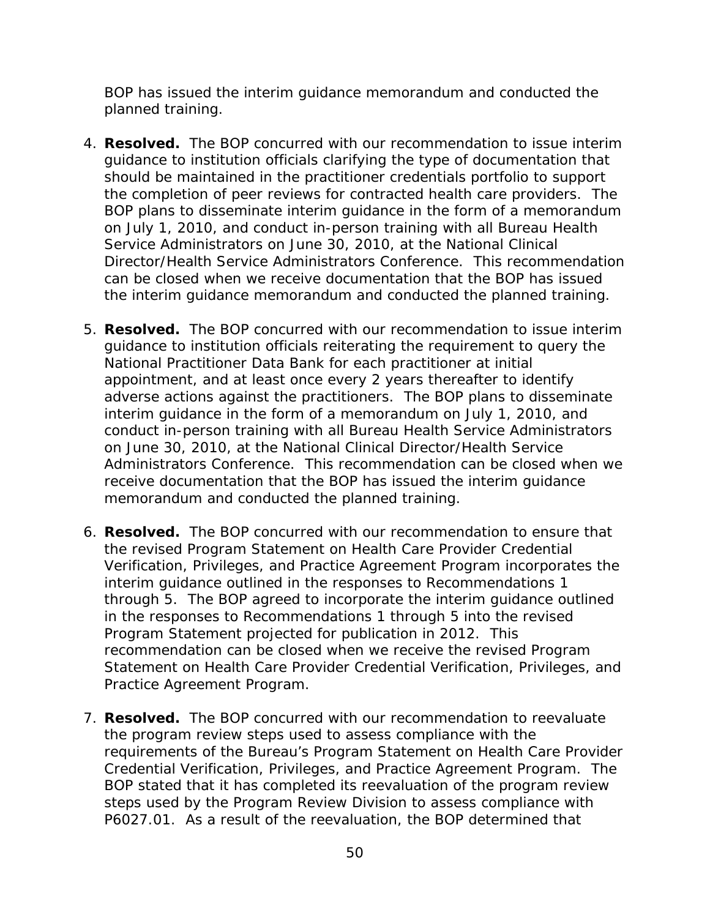BOP has issued the interim guidance memorandum and conducted the planned training.

4. **Resolved.** The BOP concurred with our recommendation to issue interim guidance to institution officials clarifying the type of documentation that should be maintained in the practitioner credentials portfolio to support the completion of peer reviews for contracted health care providers. The BOP plans to disseminate interim guidance in the form of a memorandum on July 1, 2010, and conduct in-person training with all Bureau Health Service Administrators on June 30, 2010, at the National Clinical Director/Health Service Administrators Conference. This recommendation can be closed when we receive documentation that the BOP has issued the interim guidance memorandum and conducted the planned training.

5. **Resolved.** The BOP concurred with our recommendation to issue interim guidance to institution officials reiterating the requirement to query the National Practitioner Data Bank for each practitioner at initial appointment, and at least once every 2 years thereafter to identify adverse actions against the practitioners. The BOP plans to disseminate interim guidance in the form of a memorandum on July 1, 2010, and conduct in-person training with all Bureau Health Service Administrators on June 30, 2010, at the National Clinical Director/Health Service Administrators Conference. This recommendation can be closed when we receive documentation that the BOP has issued the interim guidance memorandum and conducted the planned training.

6. **Resolved.** The BOP concurred with our recommendation to ensure that the revised Program Statement on Health Care Provider Credential Verification, Privileges, and Practice Agreement Program incorporates the interim guidance outlined in the responses to Recommendations 1 through 5. The BOP agreed to incorporate the interim guidance outlined in the responses to Recommendations 1 through 5 into the revised Program Statement projected for publication in 2012. This recommendation can be closed when we receive the revised Program Statement on Health Care Provider Credential Verification, Privileges, and Practice Agreement Program.

7. **Resolved.** The BOP concurred with our recommendation to reevaluate the program review steps used to assess compliance with the requirements of the Bureau's Program Statement on Health Care Provider Credential Verification, Privileges, and Practice Agreement Program. The BOP stated that it has completed its reevaluation of the program review steps used by the Program Review Division to assess compliance with P6027.01. As a result of the reevaluation, the BOP determined that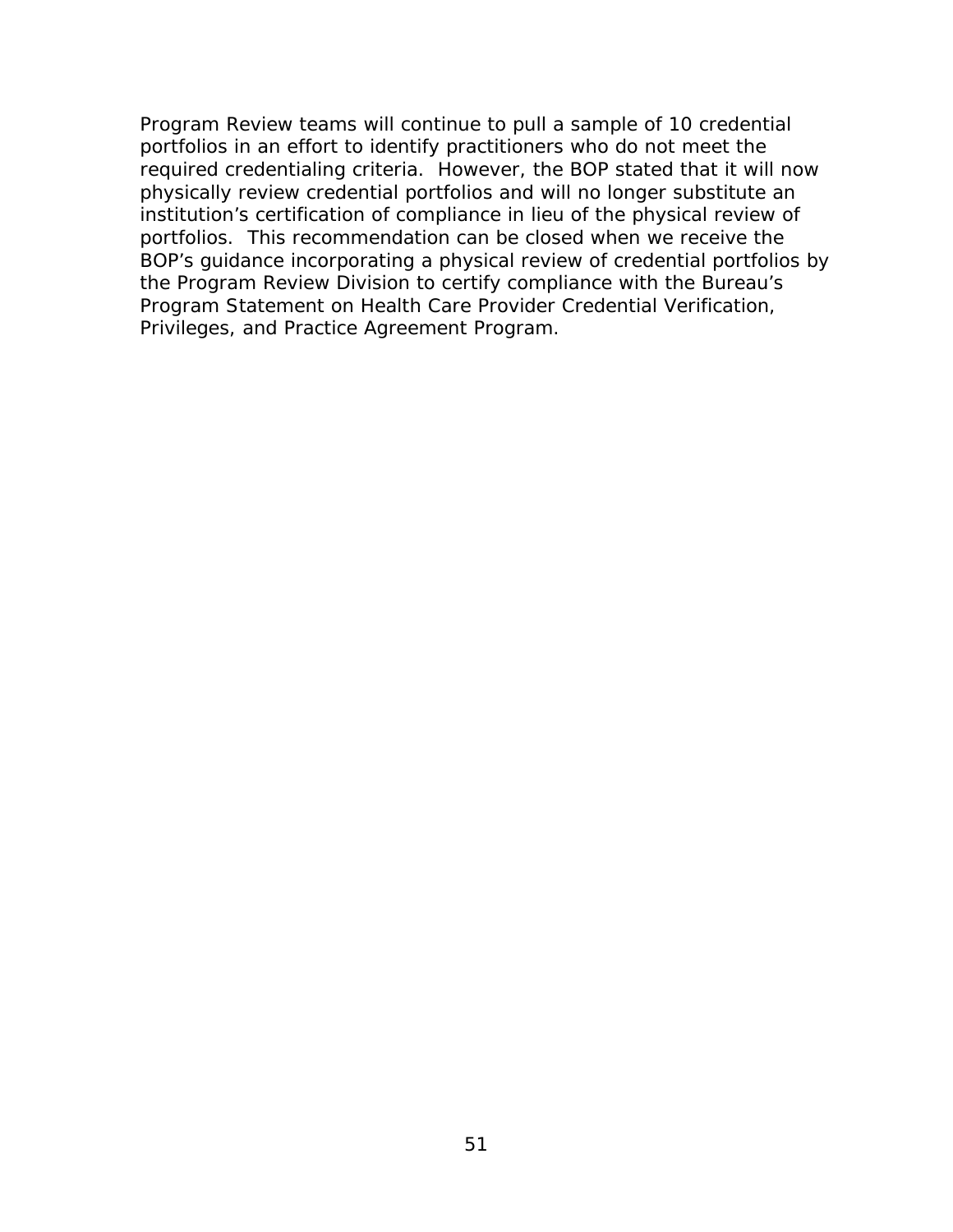Program Review teams will continue to pull a sample of 10 credential portfolios in an effort to identify practitioners who do not meet the required credentialing criteria. However, the BOP stated that it will now physically review credential portfolios and will no longer substitute an institution's certification of compliance in lieu of the physical review of portfolios. This recommendation can be closed when we receive the BOP's guidance incorporating a physical review of credential portfolios by the Program Review Division to certify compliance with the Bureau's Program Statement on Health Care Provider Credential Verification, Privileges, and Practice Agreement Program.